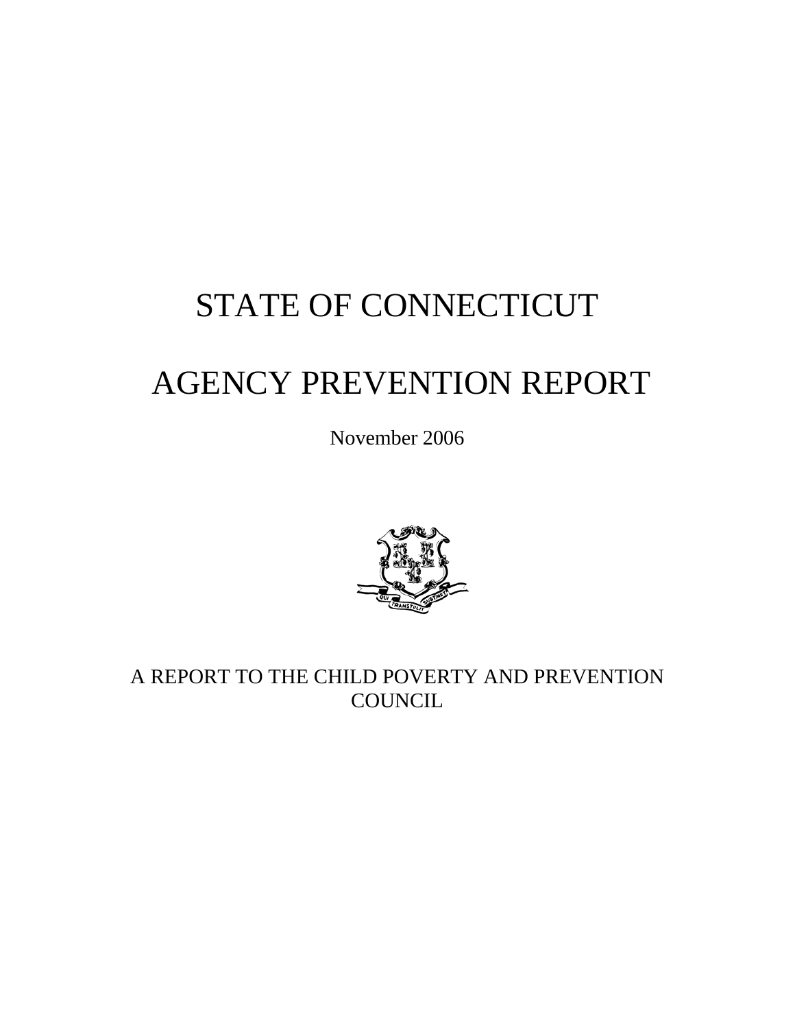# STATE OF CONNECTICUT

# AGENCY PREVENTION REPORT

November 2006

A REPORT TO THE CHILD POVERTY AND PREVENTION COUNCIL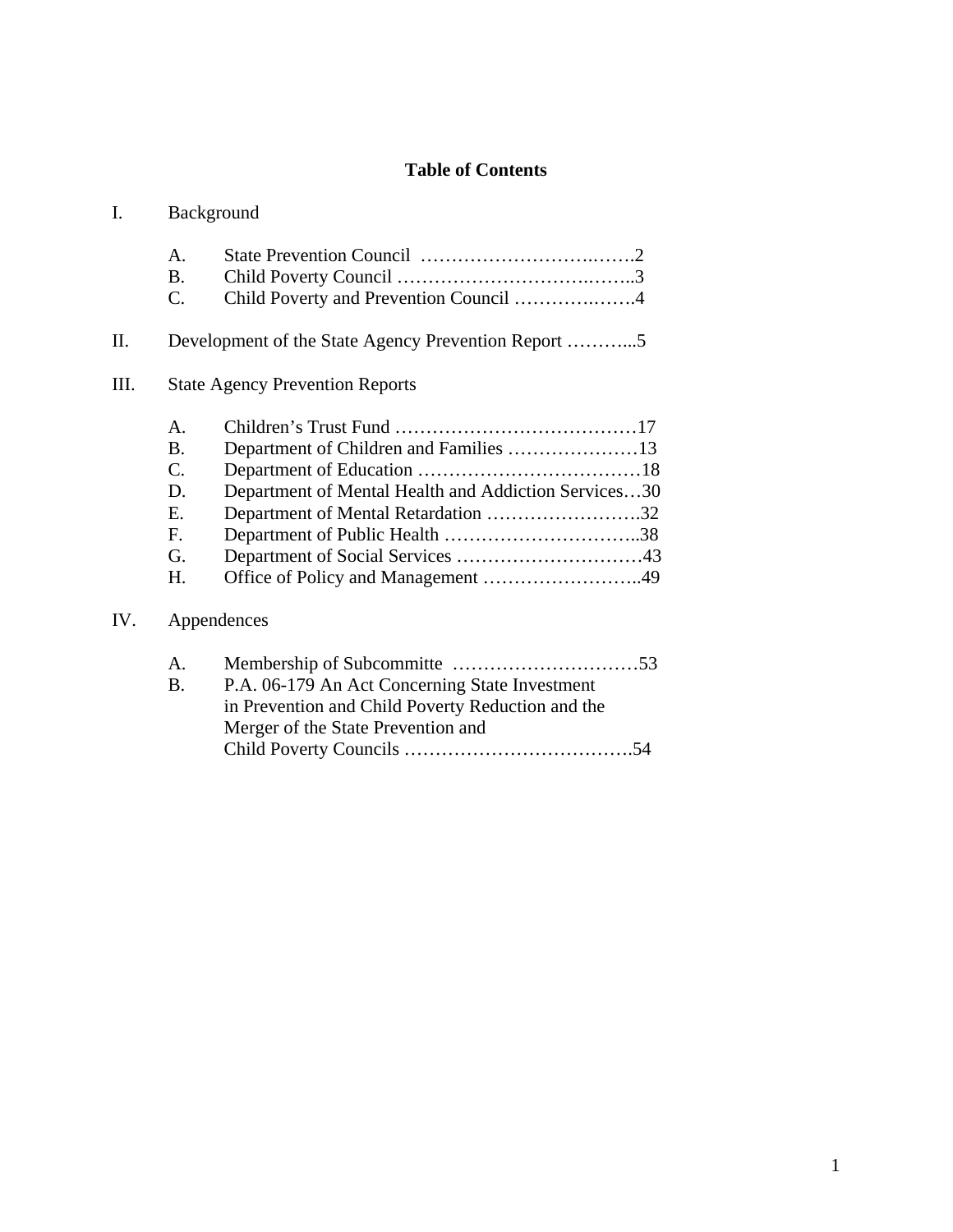**Table of Contents**

I. Background

- A. State Prevention Council ……………………….…….2
- B. Child Poverty Council ……………………….……..3
- C. Child Poverty and Prevention Council ……………..…….4

II. Development of the State Agency Prevention Report ………...5

III. State Agency Prevention Reports

- A. Children's Trust Fund …………………………………17
- B. Department of Children and Families …………………13
- C. Department of Education ………………………………18
- D. Department of Mental Health and Addiction Services…30
- E. Department of Mental Retardation …………………….32
- F. Department of Public Health …………………………..38
- G. Department of Social Services …………………………43
- H. Office of Policy and Management ……………………..49

IV. Appendences

- A. Membership of Subcommitte …………………….……53
- B. P.A. 06-179 An Act Concerning State Investment in Prevention and Child Poverty Reduction and the Merger of the State Prevention and Child Poverty Councils ……………………………….54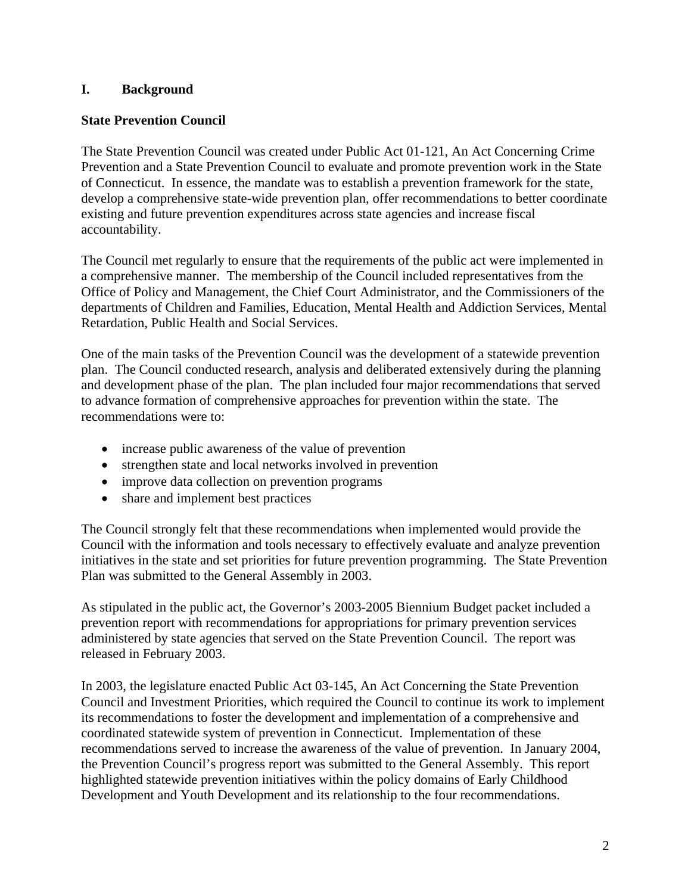## I. Background

### State Prevention Council

The State Prevention Council was created under Public Act 01-121, An Act Concerning Crime Prevention and a State Prevention Council to evaluate and promote prevention work in the State of Connecticut. In essence, the mandate was to establish a prevention framework for the state, develop a comprehensive state-wide prevention plan, offer recommendations to better coordinate existing and future prevention expenditures across state agencies and increase fiscal accountability.

The Council met regularly to ensure that the requirements of the public act were implemented in a comprehensive manner. The membership of the Council included representatives from the Office of Policy and Management, the Chief Court Administrator, and the Commissioners of the departments of Children and Families, Education, Mental Health and Addiction Services, Mental Retardation, Public Health and Social Services.

One of the main tasks of the Prevention Council was the development of a statewide prevention plan. The Council conducted research, analysis and deliberated extensively during the planning and development phase of the plan. The plan included four major recommendations that served to advance formation of comprehensive approaches for prevention within the state. The recommendations were to:

- increase public awareness of the value of prevention
- strengthen state and local networks involved in prevention
- improve data collection on prevention programs
- share and implement best practices

The Council strongly felt that these recommendations when implemented would provide the Council with the information and tools necessary to effectively evaluate and analyze prevention initiatives in the state and set priorities for future prevention programming. The State Prevention Plan was submitted to the General Assembly in 2003.

As stipulated in the public act, the Governor's 2003-2005 Biennium Budget packet included a prevention report with recommendations for appropriations for primary prevention services administered by state agencies that served on the State Prevention Council. The report was released in February 2003.

In 2003, the legislature enacted Public Act 03-145, An Act Concerning the State Prevention Council and Investment Priorities, which required the Council to continue its work to implement its recommendations to foster the development and implementation of a comprehensive and coordinated statewide system of prevention in Connecticut. Implementation of these recommendations served to increase the awareness of the value of prevention. In January 2004, the Prevention Council's progress report was submitted to the General Assembly. This report highlighted statewide prevention initiatives within the policy domains of Early Childhood Development and Youth Development and its relationship to the four recommendations.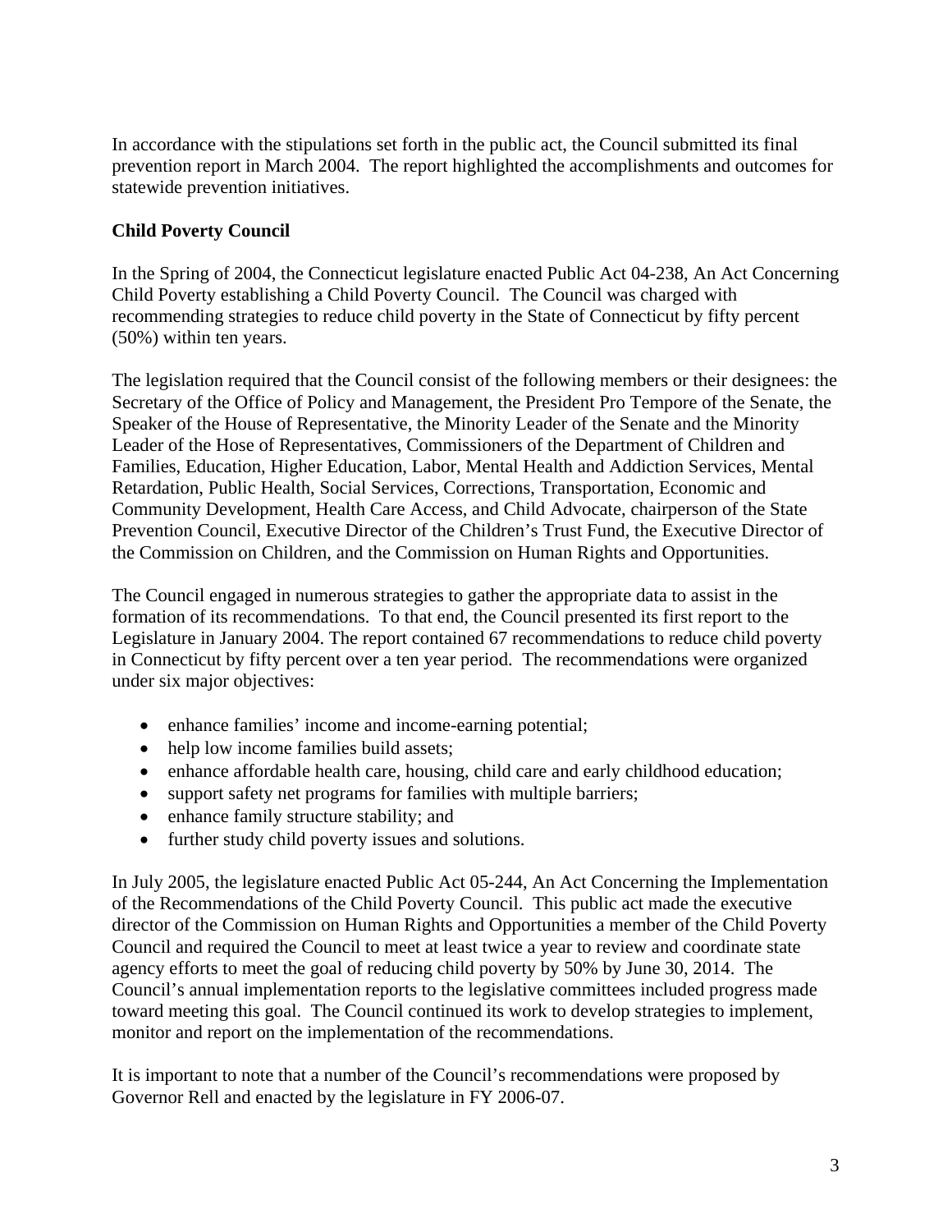In accordance with the stipulations set forth in the public act, the Council submitted its final prevention report in March 2004. The report highlighted the accomplishments and outcomes for statewide prevention initiatives.

**Child Poverty Council**

In the Spring of 2004, the Connecticut legislature enacted Public Act 04-238, An Act Concerning Child Poverty establishing a Child Poverty Council. The Council was charged with recommending strategies to reduce child poverty in the State of Connecticut by fifty percent (50%) within ten years.

The legislation required that the Council consist of the following members or their designees: the Secretary of the Office of Policy and Management, the President Pro Tempore of the Senate, the Speaker of the House of Representative, the Minority Leader of the Senate and the Minority Leader of the Hose of Representatives, Commissioners of the Department of Children and Families, Education, Higher Education, Labor, Mental Health and Addiction Services, Mental Retardation, Public Health, Social Services, Corrections, Transportation, Economic and Community Development, Health Care Access, and Child Advocate, chairperson of the State Prevention Council, Executive Director of the Children's Trust Fund, the Executive Director of the Commission on Children, and the Commission on Human Rights and Opportunities.

The Council engaged in numerous strategies to gather the appropriate data to assist in the formation of its recommendations. To that end, the Council presented its first report to the Legislature in January 2004. The report contained 67 recommendations to reduce child poverty in Connecticut by fifty percent over a ten year period. The recommendations were organized under six major objectives:

- enhance families' income and income-earning potential;
- help low income families build assets;
- enhance affordable health care, housing, child care and early childhood education;
- support safety net programs for families with multiple barriers;
- enhance family structure stability; and
- further study child poverty issues and solutions.

In July 2005, the legislature enacted Public Act 05-244, An Act Concerning the Implementation of the Recommendations of the Child Poverty Council. This public act made the executive director of the Commission on Human Rights and Opportunities a member of the Child Poverty Council and required the Council to meet at least twice a year to review and coordinate state agency efforts to meet the goal of reducing child poverty by 50% by June 30, 2014. The Council's annual implementation reports to the legislative committees included progress made toward meeting this goal. The Council continued its work to develop strategies to implement, monitor and report on the implementation of the recommendations.

It is important to note that a number of the Council's recommendations were proposed by Governor Rell and enacted by the legislature in FY 2006-07.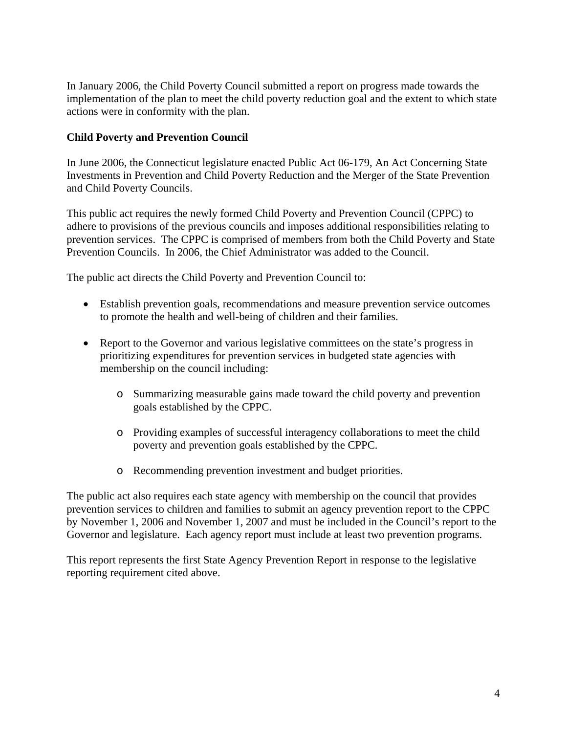In January 2006, the Child Poverty Council submitted a report on progress made towards the implementation of the plan to meet the child poverty reduction goal and the extent to which state actions were in conformity with the plan.

**Child Poverty and Prevention Council**

In June 2006, the Connecticut legislature enacted Public Act 06-179, An Act Concerning State Investments in Prevention and Child Poverty Reduction and the Merger of the State Prevention and Child Poverty Councils.

This public act requires the newly formed Child Poverty and Prevention Council (CPPC) to adhere to provisions of the previous councils and imposes additional responsibilities relating to prevention services. The CPPC is comprised of members from both the Child Poverty and State Prevention Councils. In 2006, the Chief Administrator was added to the Council.

The public act directs the Child Poverty and Prevention Council to:

- Establish prevention goals, recommendations and measure prevention service outcomes to promote the health and well-being of children and their families.

- Report to the Governor and various legislative committees on the state's progress in prioritizing expenditures for prevention services in budgeted state agencies with membership on the council including:

    - Summarizing measurable gains made toward the child poverty and prevention goals established by the CPPC.

    - Providing examples of successful interagency collaborations to meet the child poverty and prevention goals established by the CPPC.

    - Recommending prevention investment and budget priorities.

The public act also requires each state agency with membership on the council that provides prevention services to children and families to submit an agency prevention report to the CPPC by November 1, 2006 and November 1, 2007 and must be included in the Council's report to the Governor and legislature. Each agency report must include at least two prevention programs.

This report represents the first State Agency Prevention Report in response to the legislative reporting requirement cited above.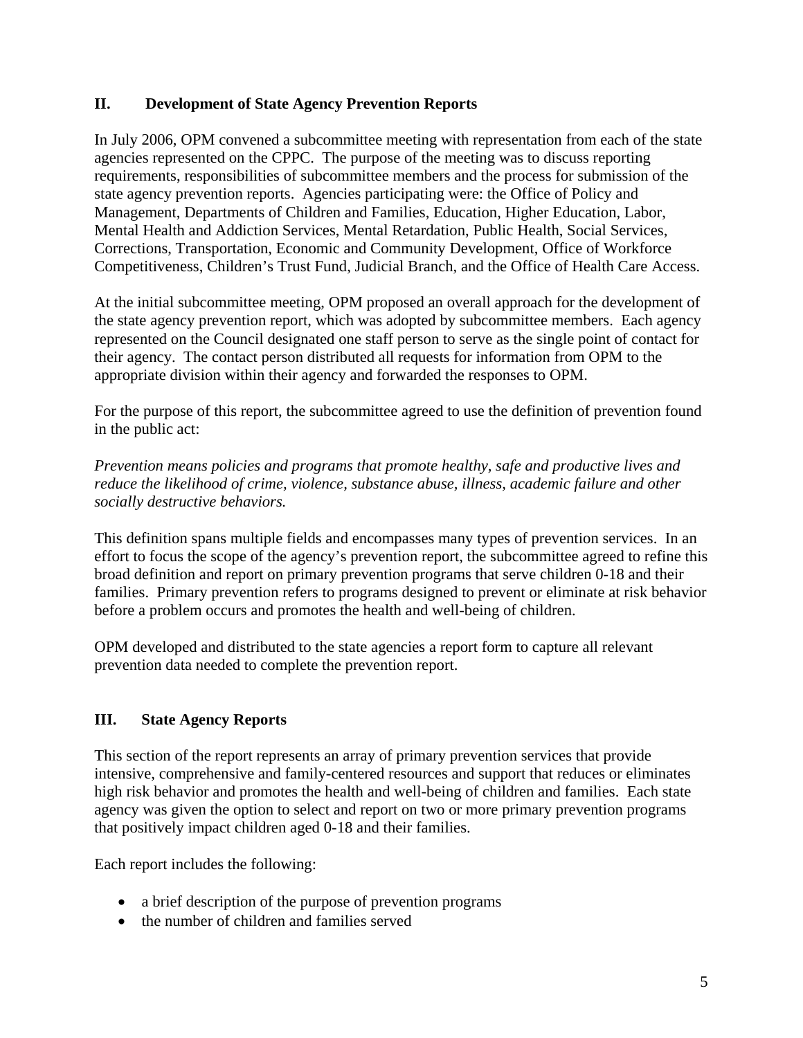## II. Development of State Agency Prevention Reports

In July 2006, OPM convened a subcommittee meeting with representation from each of the state agencies represented on the CPPC. The purpose of the meeting was to discuss reporting requirements, responsibilities of subcommittee members and the process for submission of the state agency prevention reports. Agencies participating were: the Office of Policy and Management, Departments of Children and Families, Education, Higher Education, Labor, Mental Health and Addiction Services, Mental Retardation, Public Health, Social Services, Corrections, Transportation, Economic and Community Development, Office of Workforce Competitiveness, Children's Trust Fund, Judicial Branch, and the Office of Health Care Access.

At the initial subcommittee meeting, OPM proposed an overall approach for the development of the state agency prevention report, which was adopted by subcommittee members. Each agency represented on the Council designated one staff person to serve as the single point of contact for their agency. The contact person distributed all requests for information from OPM to the appropriate division within their agency and forwarded the responses to OPM.

For the purpose of this report, the subcommittee agreed to use the definition of prevention found in the public act:

*Prevention means policies and programs that promote healthy, safe and productive lives and reduce the likelihood of crime, violence, substance abuse, illness, academic failure and other socially destructive behaviors.*

This definition spans multiple fields and encompasses many types of prevention services. In an effort to focus the scope of the agency's prevention report, the subcommittee agreed to refine this broad definition and report on primary prevention programs that serve children 0-18 and their families. Primary prevention refers to programs designed to prevent or eliminate at risk behavior before a problem occurs and promotes the health and well-being of children.

OPM developed and distributed to the state agencies a report form to capture all relevant prevention data needed to complete the prevention report.

## III. State Agency Reports

This section of the report represents an array of primary prevention services that provide intensive, comprehensive and family-centered resources and support that reduces or eliminates high risk behavior and promotes the health and well-being of children and families. Each state agency was given the option to select and report on two or more primary prevention programs that positively impact children aged 0-18 and their families.

Each report includes the following:

- a brief description of the purpose of prevention programs
- the number of children and families served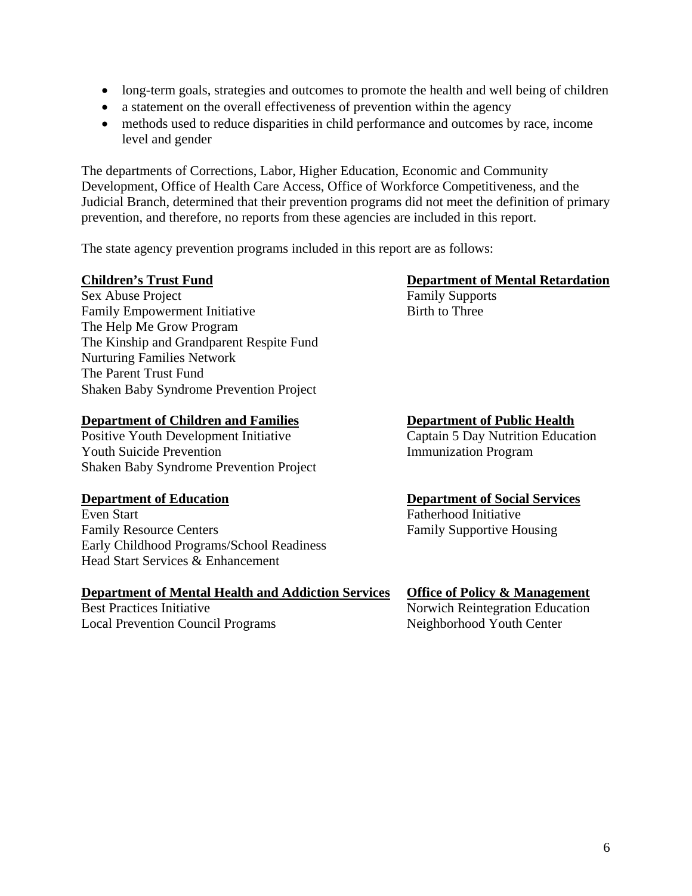- long-term goals, strategies and outcomes to promote the health and well being of children
- a statement on the overall effectiveness of prevention within the agency
- methods used to reduce disparities in child performance and outcomes by race, income level and gender

The departments of Corrections, Labor, Higher Education, Economic and Community Development, Office of Health Care Access, Office of Workforce Competitiveness, and the Judicial Branch, determined that their prevention programs did not meet the definition of primary prevention, and therefore, no reports from these agencies are included in this report.

The state agency prevention programs included in this report are as follows:

**<u>Children's Trust Fund</u>**
Sex Abuse Project
Family Empowerment Initiative
The Help Me Grow Program
The Kinship and Grandparent Respite Fund
Nurturing Families Network
The Parent Trust Fund
Shaken Baby Syndrome Prevention Project

**<u>Department of Children and Families</u>**
Positive Youth Development Initiative
Youth Suicide Prevention
Shaken Baby Syndrome Prevention Project

**<u>Department of Education</u>**
Even Start
Family Resource Centers
Early Childhood Programs/School Readiness
Head Start Services & Enhancement

**<u>Department of Mental Health and Addiction Services</u>**
Best Practices Initiative
Local Prevention Council Programs

**<u>Department of Mental Retardation</u>**
Family Supports
Birth to Three

**<u>Department of Public Health</u>**
Captain 5 Day Nutrition Education
Immunization Program

**<u>Department of Social Services</u>**
Fatherhood Initiative
Family Supportive Housing

**<u>Office of Policy & Management</u>**
Norwich Reintegration Education
Neighborhood Youth Center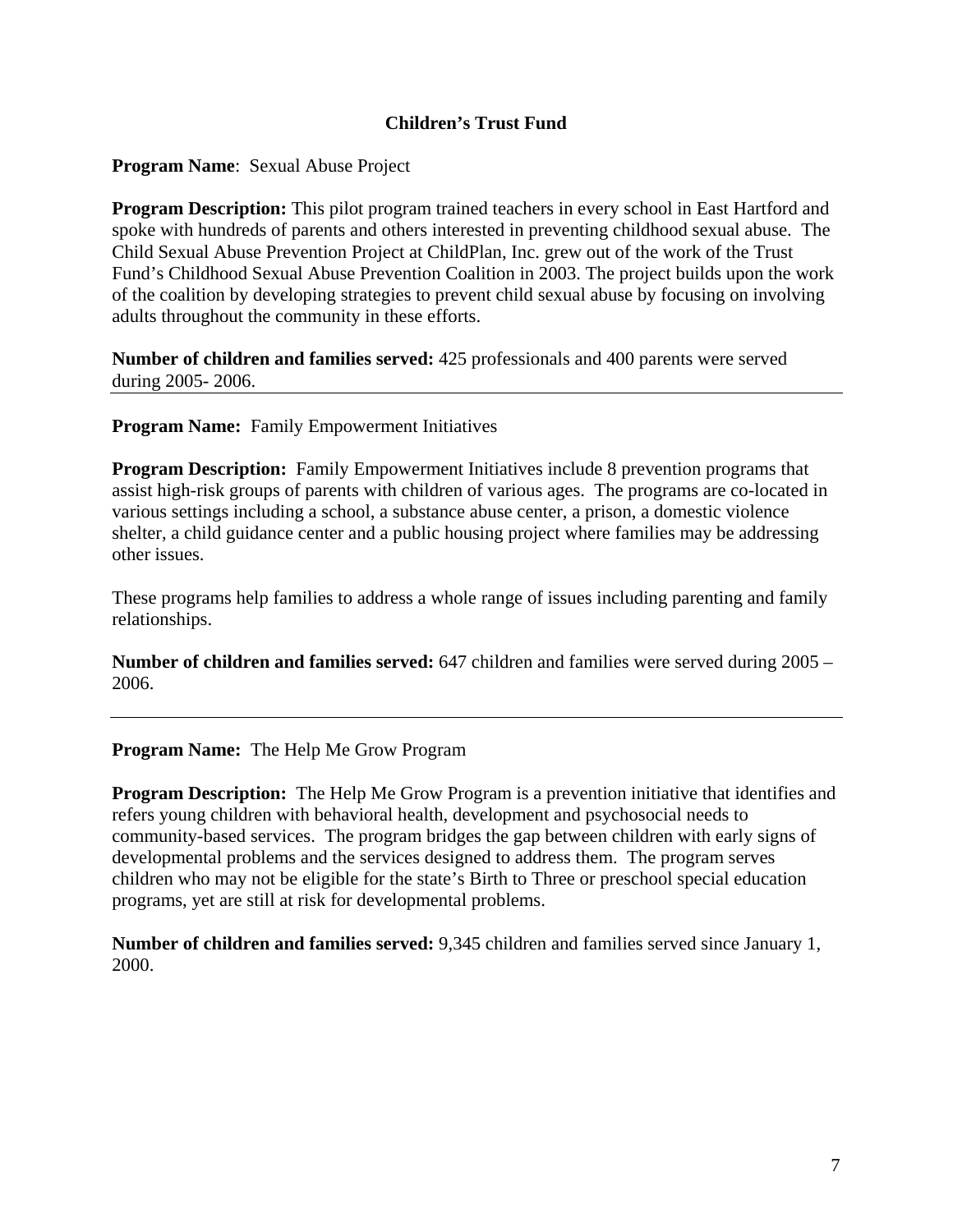## Children's Trust Fund

**Program Name**: Sexual Abuse Project

**Program Description:** This pilot program trained teachers in every school in East Hartford and spoke with hundreds of parents and others interested in preventing childhood sexual abuse. The Child Sexual Abuse Prevention Project at ChildPlan, Inc. grew out of the work of the Trust Fund's Childhood Sexual Abuse Prevention Coalition in 2003. The project builds upon the work of the coalition by developing strategies to prevent child sexual abuse by focusing on involving adults throughout the community in these efforts.

**Number of children and families served:** 425 professionals and 400 parents were served during 2005- 2006.

---

**Program Name:** Family Empowerment Initiatives

**Program Description:** Family Empowerment Initiatives include 8 prevention programs that assist high-risk groups of parents with children of various ages. The programs are co-located in various settings including a school, a substance abuse center, a prison, a domestic violence shelter, a child guidance center and a public housing project where families may be addressing other issues.

These programs help families to address a whole range of issues including parenting and family relationships.

**Number of children and families served:** 647 children and families were served during 2005 – 2006.

---

**Program Name:** The Help Me Grow Program

**Program Description:** The Help Me Grow Program is a prevention initiative that identifies and refers young children with behavioral health, development and psychosocial needs to community-based services. The program bridges the gap between children with early signs of developmental problems and the services designed to address them. The program serves children who may not be eligible for the state's Birth to Three or preschool special education programs, yet are still at risk for developmental problems.

**Number of children and families served:** 9,345 children and families served since January 1, 2000.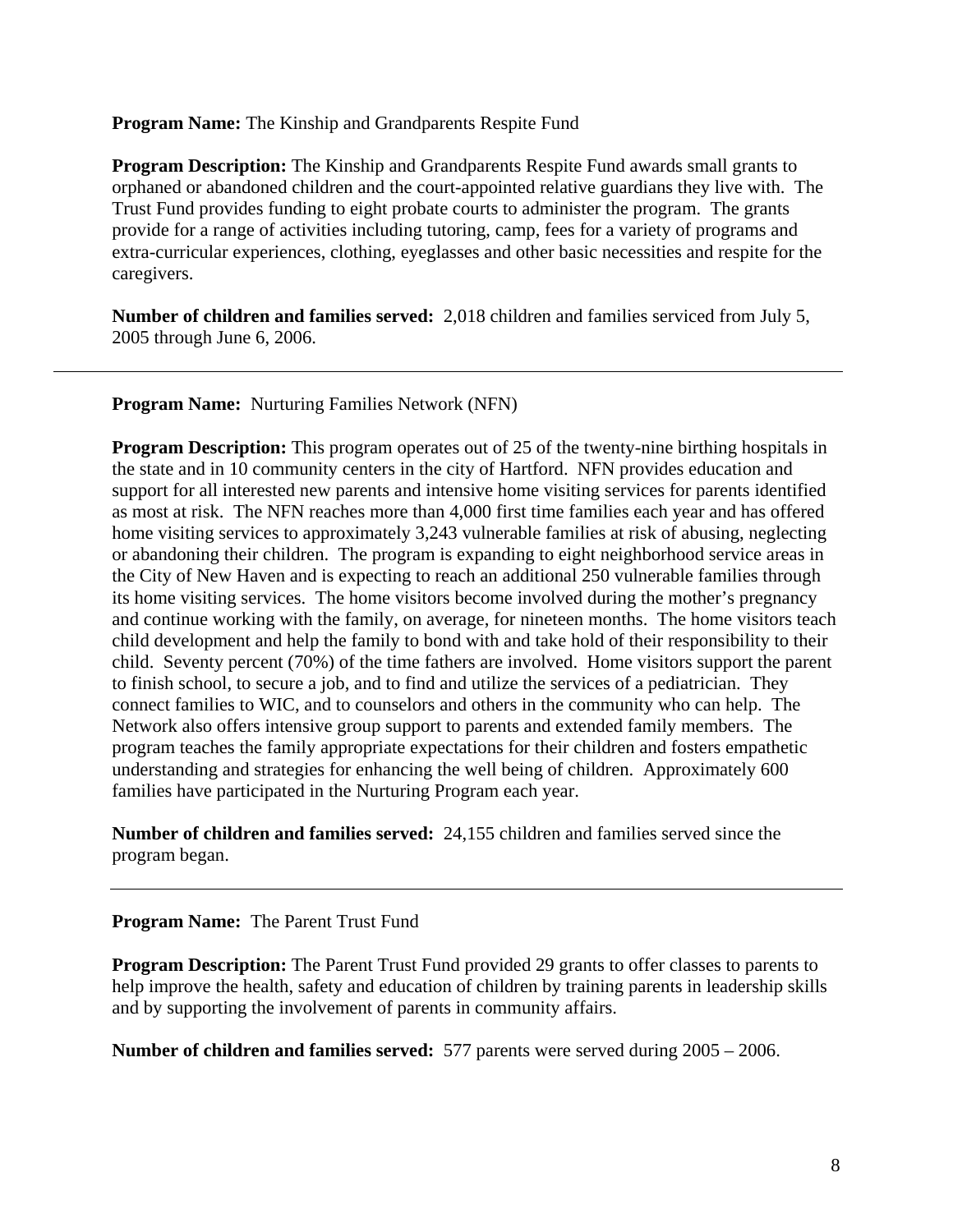**Program Name:** The Kinship and Grandparents Respite Fund

**Program Description:** The Kinship and Grandparents Respite Fund awards small grants to orphaned or abandoned children and the court-appointed relative guardians they live with. The Trust Fund provides funding to eight probate courts to administer the program. The grants provide for a range of activities including tutoring, camp, fees for a variety of programs and extra-curricular experiences, clothing, eyeglasses and other basic necessities and respite for the caregivers.

**Number of children and families served:** 2,018 children and families serviced from July 5, 2005 through June 6, 2006.

---

**Program Name:** Nurturing Families Network (NFN)

**Program Description:** This program operates out of 25 of the twenty-nine birthing hospitals in the state and in 10 community centers in the city of Hartford. NFN provides education and support for all interested new parents and intensive home visiting services for parents identified as most at risk. The NFN reaches more than 4,000 first time families each year and has offered home visiting services to approximately 3,243 vulnerable families at risk of abusing, neglecting or abandoning their children. The program is expanding to eight neighborhood service areas in the City of New Haven and is expecting to reach an additional 250 vulnerable families through its home visiting services. The home visitors become involved during the mother's pregnancy and continue working with the family, on average, for nineteen months. The home visitors teach child development and help the family to bond with and take hold of their responsibility to their child. Seventy percent (70%) of the time fathers are involved. Home visitors support the parent to finish school, to secure a job, and to find and utilize the services of a pediatrician. They connect families to WIC, and to counselors and others in the community who can help. The Network also offers intensive group support to parents and extended family members. The program teaches the family appropriate expectations for their children and fosters empathetic understanding and strategies for enhancing the well being of children. Approximately 600 families have participated in the Nurturing Program each year.

**Number of children and families served:** 24,155 children and families served since the program began.

---

**Program Name:** The Parent Trust Fund

**Program Description:** The Parent Trust Fund provided 29 grants to offer classes to parents to help improve the health, safety and education of children by training parents in leadership skills and by supporting the involvement of parents in community affairs.

**Number of children and families served:** 577 parents were served during 2005 – 2006.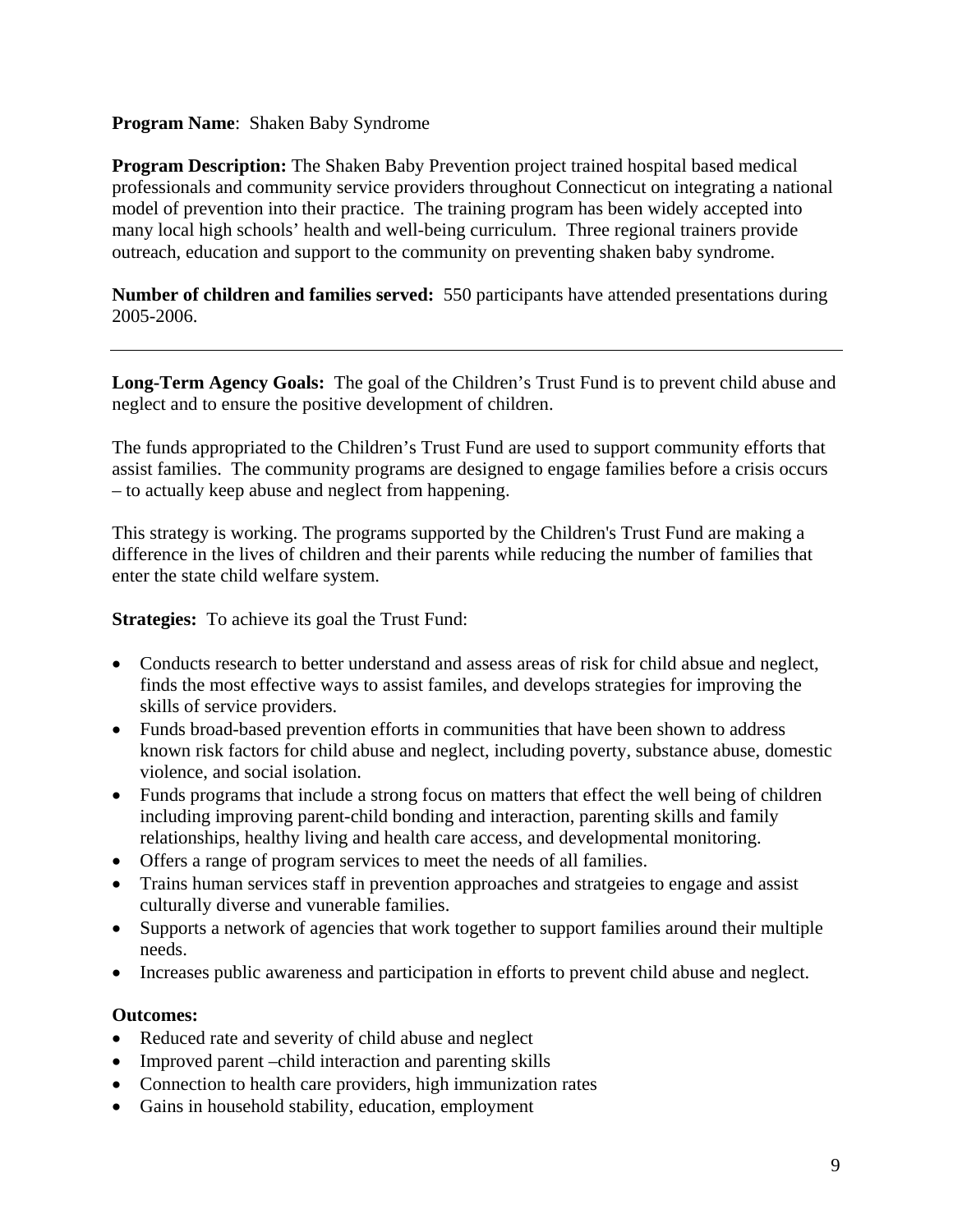**Program Name**: Shaken Baby Syndrome

**Program Description:** The Shaken Baby Prevention project trained hospital based medical professionals and community service providers throughout Connecticut on integrating a national model of prevention into their practice. The training program has been widely accepted into many local high schools' health and well-being curriculum. Three regional trainers provide outreach, education and support to the community on preventing shaken baby syndrome.

**Number of children and families served:** 550 participants have attended presentations during 2005-2006.

---

**Long-Term Agency Goals:** The goal of the Children's Trust Fund is to prevent child abuse and neglect and to ensure the positive development of children.

The funds appropriated to the Children's Trust Fund are used to support community efforts that assist families. The community programs are designed to engage families before a crisis occurs – to actually keep abuse and neglect from happening.

This strategy is working. The programs supported by the Children's Trust Fund are making a difference in the lives of children and their parents while reducing the number of families that enter the state child welfare system.

**Strategies:** To achieve its goal the Trust Fund:

- Conducts research to better understand and assess areas of risk for child absue and neglect, finds the most effective ways to assist familes, and develops strategies for improving the skills of service providers.
- Funds broad-based prevention efforts in communities that have been shown to address known risk factors for child abuse and neglect, including poverty, substance abuse, domestic violence, and social isolation.
- Funds programs that include a strong focus on matters that effect the well being of children including improving parent-child bonding and interaction, parenting skills and family relationships, healthy living and health care access, and developmental monitoring.
- Offers a range of program services to meet the needs of all families.
- Trains human services staff in prevention approaches and stratgeies to engage and assist culturally diverse and vunerable families.
- Supports a network of agencies that work together to support families around their multiple needs.
- Increases public awareness and participation in efforts to prevent child abuse and neglect.

**Outcomes:**

- Reduced rate and severity of child abuse and neglect
- Improved parent –child interaction and parenting skills
- Connection to health care providers, high immunization rates
- Gains in household stability, education, employment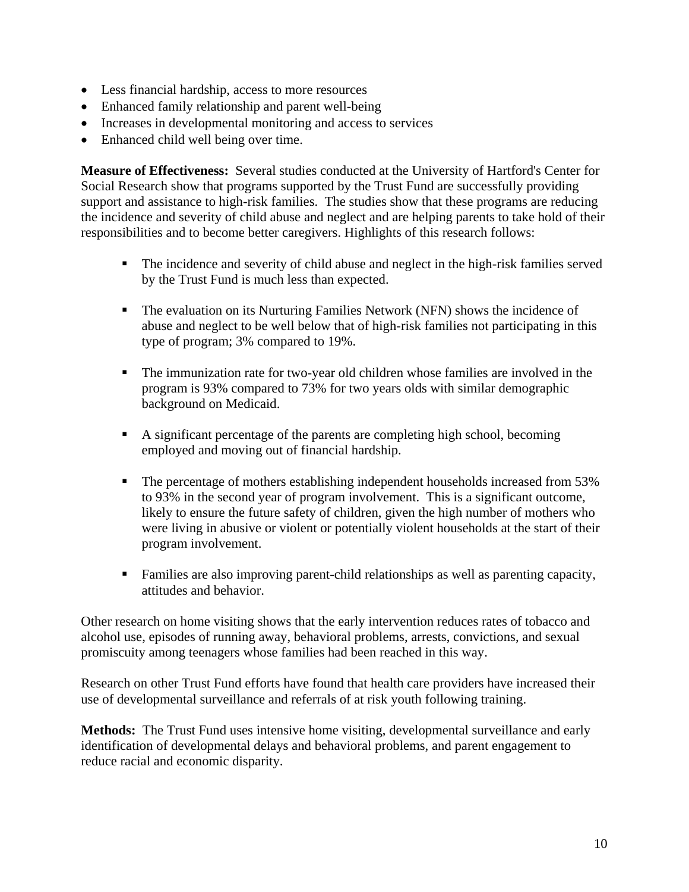- Less financial hardship, access to more resources
- Enhanced family relationship and parent well-being
- Increases in developmental monitoring and access to services
- Enhanced child well being over time.

**Measure of Effectiveness:** Several studies conducted at the University of Hartford's Center for Social Research show that programs supported by the Trust Fund are successfully providing support and assistance to high-risk families. The studies show that these programs are reducing the incidence and severity of child abuse and neglect and are helping parents to take hold of their responsibilities and to become better caregivers. Highlights of this research follows:

- The incidence and severity of child abuse and neglect in the high-risk families served by the Trust Fund is much less than expected.
- The evaluation on its Nurturing Families Network (NFN) shows the incidence of abuse and neglect to be well below that of high-risk families not participating in this type of program; 3% compared to 19%.
- The immunization rate for two-year old children whose families are involved in the program is 93% compared to 73% for two years olds with similar demographic background on Medicaid.
- A significant percentage of the parents are completing high school, becoming employed and moving out of financial hardship.
- The percentage of mothers establishing independent households increased from 53% to 93% in the second year of program involvement. This is a significant outcome, likely to ensure the future safety of children, given the high number of mothers who were living in abusive or violent or potentially violent households at the start of their program involvement.
- Families are also improving parent-child relationships as well as parenting capacity, attitudes and behavior.

Other research on home visiting shows that the early intervention reduces rates of tobacco and alcohol use, episodes of running away, behavioral problems, arrests, convictions, and sexual promiscuity among teenagers whose families had been reached in this way.

Research on other Trust Fund efforts have found that health care providers have increased their use of developmental surveillance and referrals of at risk youth following training.

**Methods:** The Trust Fund uses intensive home visiting, developmental surveillance and early identification of developmental delays and behavioral problems, and parent engagement to reduce racial and economic disparity.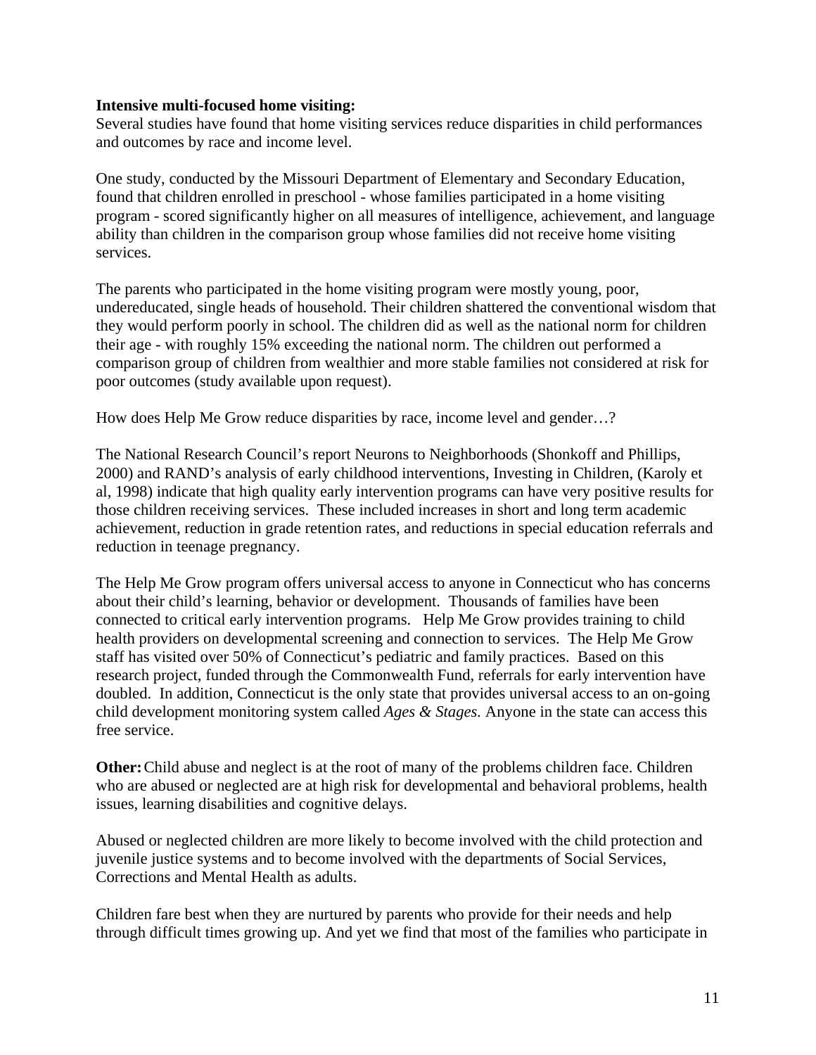**Intensive multi-focused home visiting:**
Several studies have found that home visiting services reduce disparities in child performances and outcomes by race and income level.

One study, conducted by the Missouri Department of Elementary and Secondary Education, found that children enrolled in preschool - whose families participated in a home visiting program - scored significantly higher on all measures of intelligence, achievement, and language ability than children in the comparison group whose families did not receive home visiting services.

The parents who participated in the home visiting program were mostly young, poor, undereducated, single heads of household. Their children shattered the conventional wisdom that they would perform poorly in school. The children did as well as the national norm for children their age - with roughly 15% exceeding the national norm. The children out performed a comparison group of children from wealthier and more stable families not considered at risk for poor outcomes (study available upon request).

How does Help Me Grow reduce disparities by race, income level and gender…?

The National Research Council's report Neurons to Neighborhoods (Shonkoff and Phillips, 2000) and RAND's analysis of early childhood interventions, Investing in Children, (Karoly et al, 1998) indicate that high quality early intervention programs can have very positive results for those children receiving services. These included increases in short and long term academic achievement, reduction in grade retention rates, and reductions in special education referrals and reduction in teenage pregnancy.

The Help Me Grow program offers universal access to anyone in Connecticut who has concerns about their child's learning, behavior or development. Thousands of families have been connected to critical early intervention programs. Help Me Grow provides training to child health providers on developmental screening and connection to services. The Help Me Grow staff has visited over 50% of Connecticut's pediatric and family practices. Based on this research project, funded through the Commonwealth Fund, referrals for early intervention have doubled. In addition, Connecticut is the only state that provides universal access to an on-going child development monitoring system called *Ages & Stages.* Anyone in the state can access this free service.

**Other:** Child abuse and neglect is at the root of many of the problems children face. Children who are abused or neglected are at high risk for developmental and behavioral problems, health issues, learning disabilities and cognitive delays.

Abused or neglected children are more likely to become involved with the child protection and juvenile justice systems and to become involved with the departments of Social Services, Corrections and Mental Health as adults.

Children fare best when they are nurtured by parents who provide for their needs and help through difficult times growing up. And yet we find that most of the families who participate in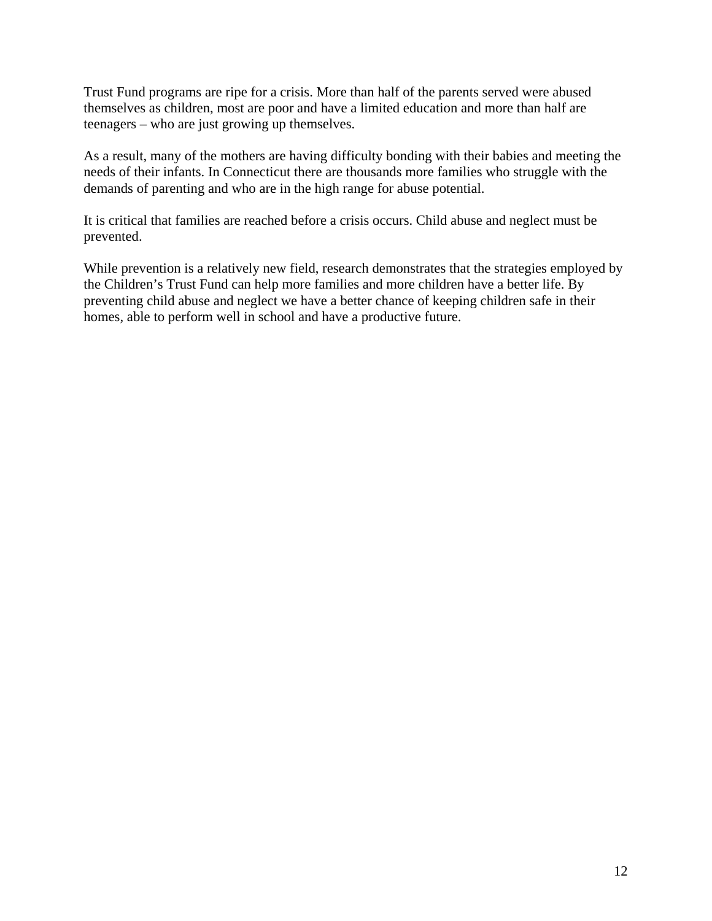Trust Fund programs are ripe for a crisis. More than half of the parents served were abused themselves as children, most are poor and have a limited education and more than half are teenagers – who are just growing up themselves.

As a result, many of the mothers are having difficulty bonding with their babies and meeting the needs of their infants. In Connecticut there are thousands more families who struggle with the demands of parenting and who are in the high range for abuse potential.

It is critical that families are reached before a crisis occurs. Child abuse and neglect must be prevented.

While prevention is a relatively new field, research demonstrates that the strategies employed by the Children's Trust Fund can help more families and more children have a better life. By preventing child abuse and neglect we have a better chance of keeping children safe in their homes, able to perform well in school and have a productive future.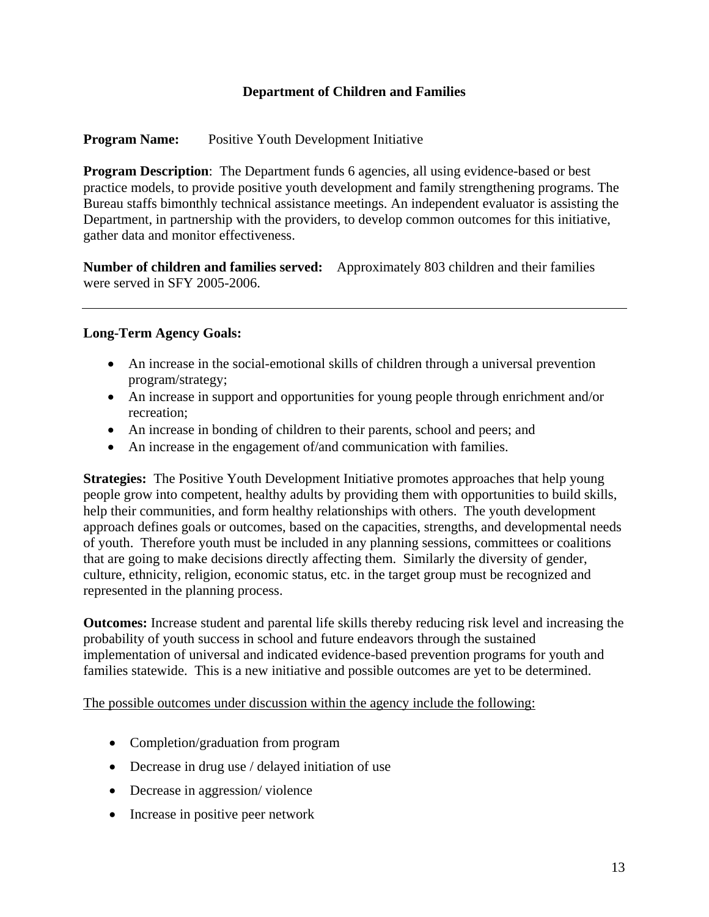**Department of Children and Families**

**Program Name:** Positive Youth Development Initiative

**Program Description**: The Department funds 6 agencies, all using evidence-based or best practice models, to provide positive youth development and family strengthening programs. The Bureau staffs bimonthly technical assistance meetings. An independent evaluator is assisting the Department, in partnership with the providers, to develop common outcomes for this initiative, gather data and monitor effectiveness.

**Number of children and families served:** Approximately 803 children and their families were served in SFY 2005-2006.

---

**Long-Term Agency Goals:**

- An increase in the social-emotional skills of children through a universal prevention program/strategy;
- An increase in support and opportunities for young people through enrichment and/or recreation;
- An increase in bonding of children to their parents, school and peers; and
- An increase in the engagement of/and communication with families.

**Strategies:** The Positive Youth Development Initiative promotes approaches that help young people grow into competent, healthy adults by providing them with opportunities to build skills, help their communities, and form healthy relationships with others. The youth development approach defines goals or outcomes, based on the capacities, strengths, and developmental needs of youth. Therefore youth must be included in any planning sessions, committees or coalitions that are going to make decisions directly affecting them. Similarly the diversity of gender, culture, ethnicity, religion, economic status, etc. in the target group must be recognized and represented in the planning process.

**Outcomes:** Increase student and parental life skills thereby reducing risk level and increasing the probability of youth success in school and future endeavors through the sustained implementation of universal and indicated evidence-based prevention programs for youth and families statewide. This is a new initiative and possible outcomes are yet to be determined.

<u>The possible outcomes under discussion within the agency include the following:</u>

- Completion/graduation from program
- Decrease in drug use / delayed initiation of use
- Decrease in aggression/ violence
- Increase in positive peer network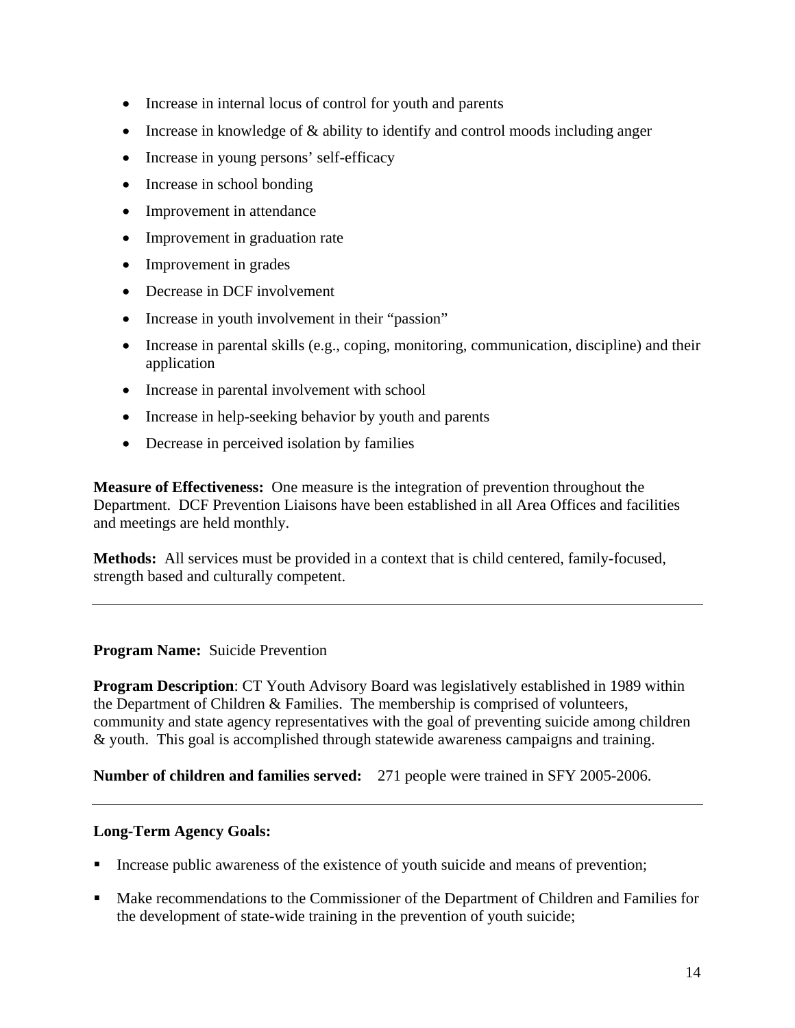- Increase in internal locus of control for youth and parents
- Increase in knowledge of & ability to identify and control moods including anger
- Increase in young persons' self-efficacy
- Increase in school bonding
- Improvement in attendance
- Improvement in graduation rate
- Improvement in grades
- Decrease in DCF involvement
- Increase in youth involvement in their "passion"
- Increase in parental skills (e.g., coping, monitoring, communication, discipline) and their application
- Increase in parental involvement with school
- Increase in help-seeking behavior by youth and parents
- Decrease in perceived isolation by families

**Measure of Effectiveness:** One measure is the integration of prevention throughout the Department. DCF Prevention Liaisons have been established in all Area Offices and facilities and meetings are held monthly.

**Methods:** All services must be provided in a context that is child centered, family-focused, strength based and culturally competent.

---

**Program Name:** Suicide Prevention

**Program Description**: CT Youth Advisory Board was legislatively established in 1989 within the Department of Children & Families. The membership is comprised of volunteers, community and state agency representatives with the goal of preventing suicide among children & youth. This goal is accomplished through statewide awareness campaigns and training.

**Number of children and families served:** 271 people were trained in SFY 2005-2006.

---

**Long-Term Agency Goals:**

- Increase public awareness of the existence of youth suicide and means of prevention;
- Make recommendations to the Commissioner of the Department of Children and Families for the development of state-wide training in the prevention of youth suicide;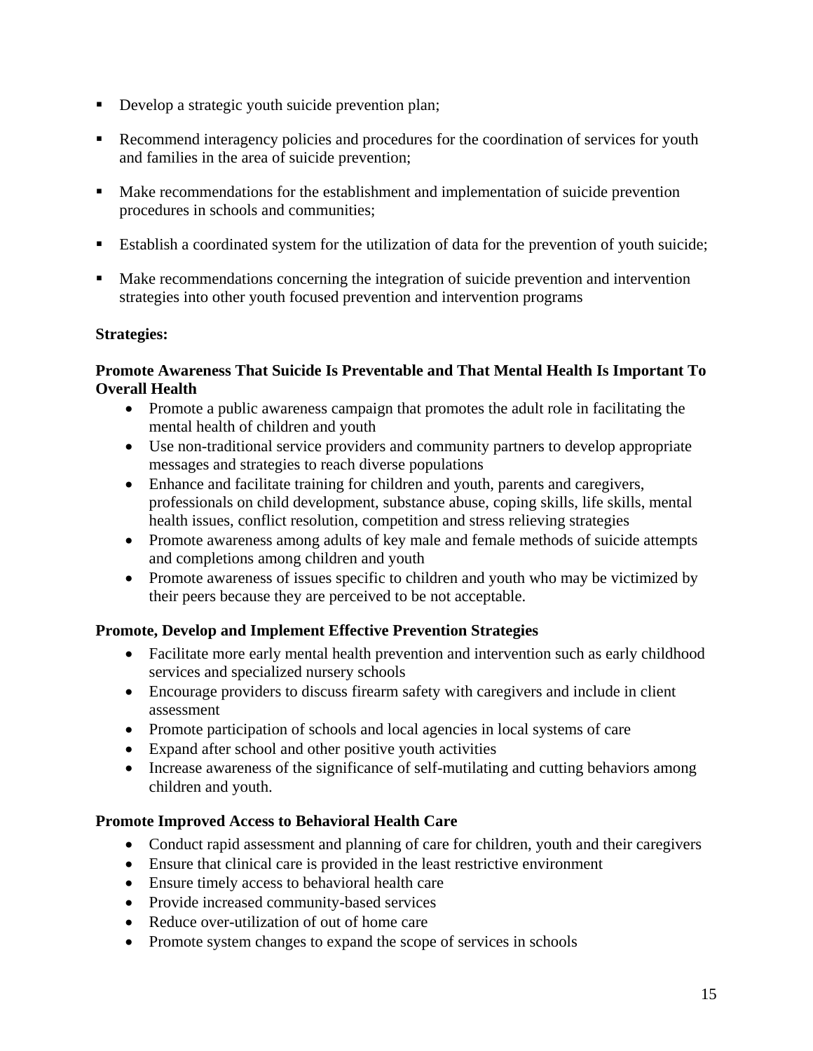- Develop a strategic youth suicide prevention plan;
- Recommend interagency policies and procedures for the coordination of services for youth and families in the area of suicide prevention;
- Make recommendations for the establishment and implementation of suicide prevention procedures in schools and communities;
- Establish a coordinated system for the utilization of data for the prevention of youth suicide;
- Make recommendations concerning the integration of suicide prevention and intervention strategies into other youth focused prevention and intervention programs

**Strategies:**

**Promote Awareness That Suicide Is Preventable and That Mental Health Is Important To Overall Health**

- Promote a public awareness campaign that promotes the adult role in facilitating the mental health of children and youth
- Use non-traditional service providers and community partners to develop appropriate messages and strategies to reach diverse populations
- Enhance and facilitate training for children and youth, parents and caregivers, professionals on child development, substance abuse, coping skills, life skills, mental health issues, conflict resolution, competition and stress relieving strategies
- Promote awareness among adults of key male and female methods of suicide attempts and completions among children and youth
- Promote awareness of issues specific to children and youth who may be victimized by their peers because they are perceived to be not acceptable.

**Promote, Develop and Implement Effective Prevention Strategies**

- Facilitate more early mental health prevention and intervention such as early childhood services and specialized nursery schools
- Encourage providers to discuss firearm safety with caregivers and include in client assessment
- Promote participation of schools and local agencies in local systems of care
- Expand after school and other positive youth activities
- Increase awareness of the significance of self-mutilating and cutting behaviors among children and youth.

**Promote Improved Access to Behavioral Health Care**

- Conduct rapid assessment and planning of care for children, youth and their caregivers
- Ensure that clinical care is provided in the least restrictive environment
- Ensure timely access to behavioral health care
- Provide increased community-based services
- Reduce over-utilization of out of home care
- Promote system changes to expand the scope of services in schools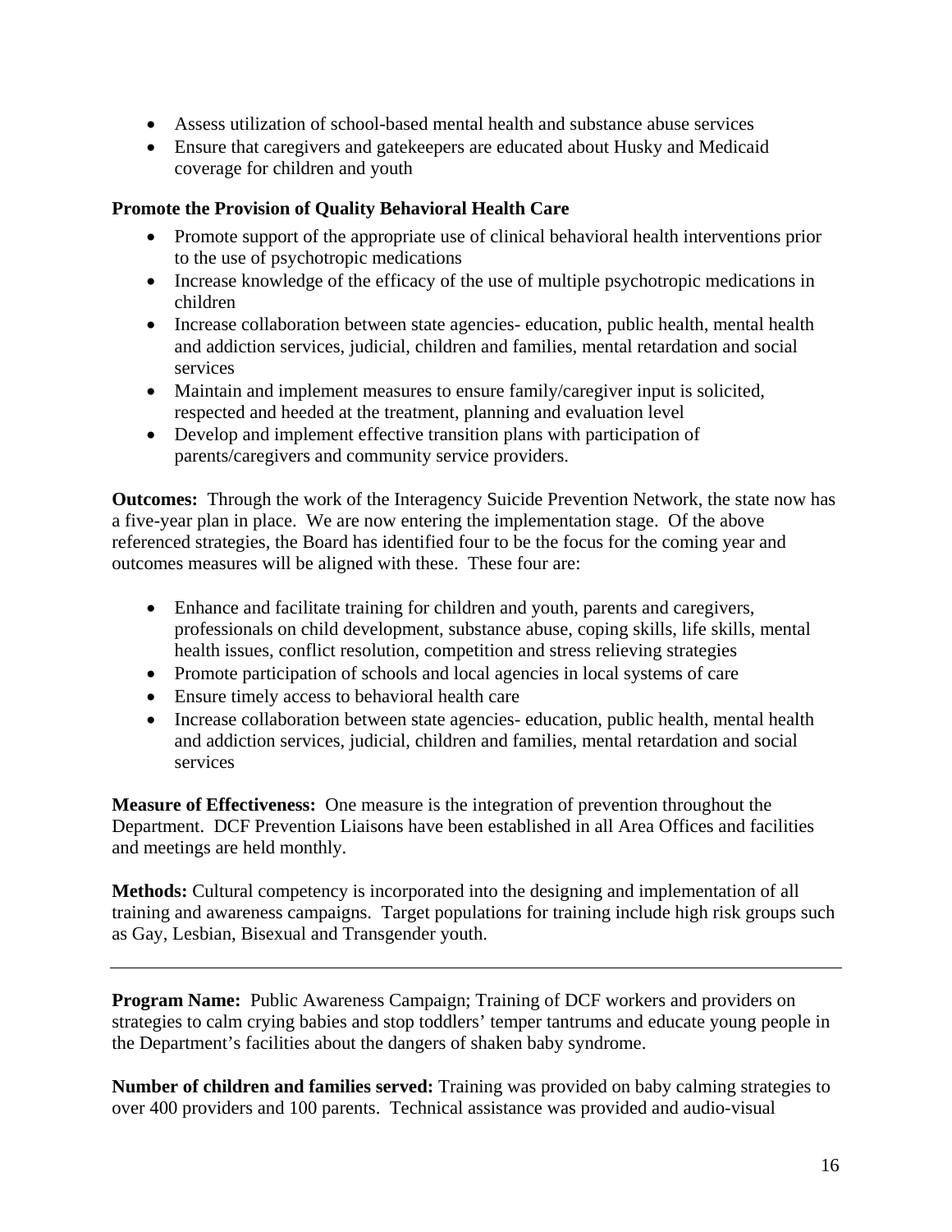- Assess utilization of school-based mental health and substance abuse services
- Ensure that caregivers and gatekeepers are educated about Husky and Medicaid coverage for children and youth

**Promote the Provision of Quality Behavioral Health Care**

- Promote support of the appropriate use of clinical behavioral health interventions prior to the use of psychotropic medications
- Increase knowledge of the efficacy of the use of multiple psychotropic medications in children
- Increase collaboration between state agencies- education, public health, mental health and addiction services, judicial, children and families, mental retardation and social services
- Maintain and implement measures to ensure family/caregiver input is solicited, respected and heeded at the treatment, planning and evaluation level
- Develop and implement effective transition plans with participation of parents/caregivers and community service providers.

**Outcomes:** Through the work of the Interagency Suicide Prevention Network, the state now has a five-year plan in place. We are now entering the implementation stage. Of the above referenced strategies, the Board has identified four to be the focus for the coming year and outcomes measures will be aligned with these. These four are:

- Enhance and facilitate training for children and youth, parents and caregivers, professionals on child development, substance abuse, coping skills, life skills, mental health issues, conflict resolution, competition and stress relieving strategies
- Promote participation of schools and local agencies in local systems of care
- Ensure timely access to behavioral health care
- Increase collaboration between state agencies- education, public health, mental health and addiction services, judicial, children and families, mental retardation and social services

**Measure of Effectiveness:** One measure is the integration of prevention throughout the Department. DCF Prevention Liaisons have been established in all Area Offices and facilities and meetings are held monthly.

**Methods:** Cultural competency is incorporated into the designing and implementation of all training and awareness campaigns. Target populations for training include high risk groups such as Gay, Lesbian, Bisexual and Transgender youth.

---

**Program Name:** Public Awareness Campaign; Training of DCF workers and providers on strategies to calm crying babies and stop toddlers' temper tantrums and educate young people in the Department's facilities about the dangers of shaken baby syndrome.

**Number of children and families served:** Training was provided on baby calming strategies to over 400 providers and 100 parents. Technical assistance was provided and audio-visual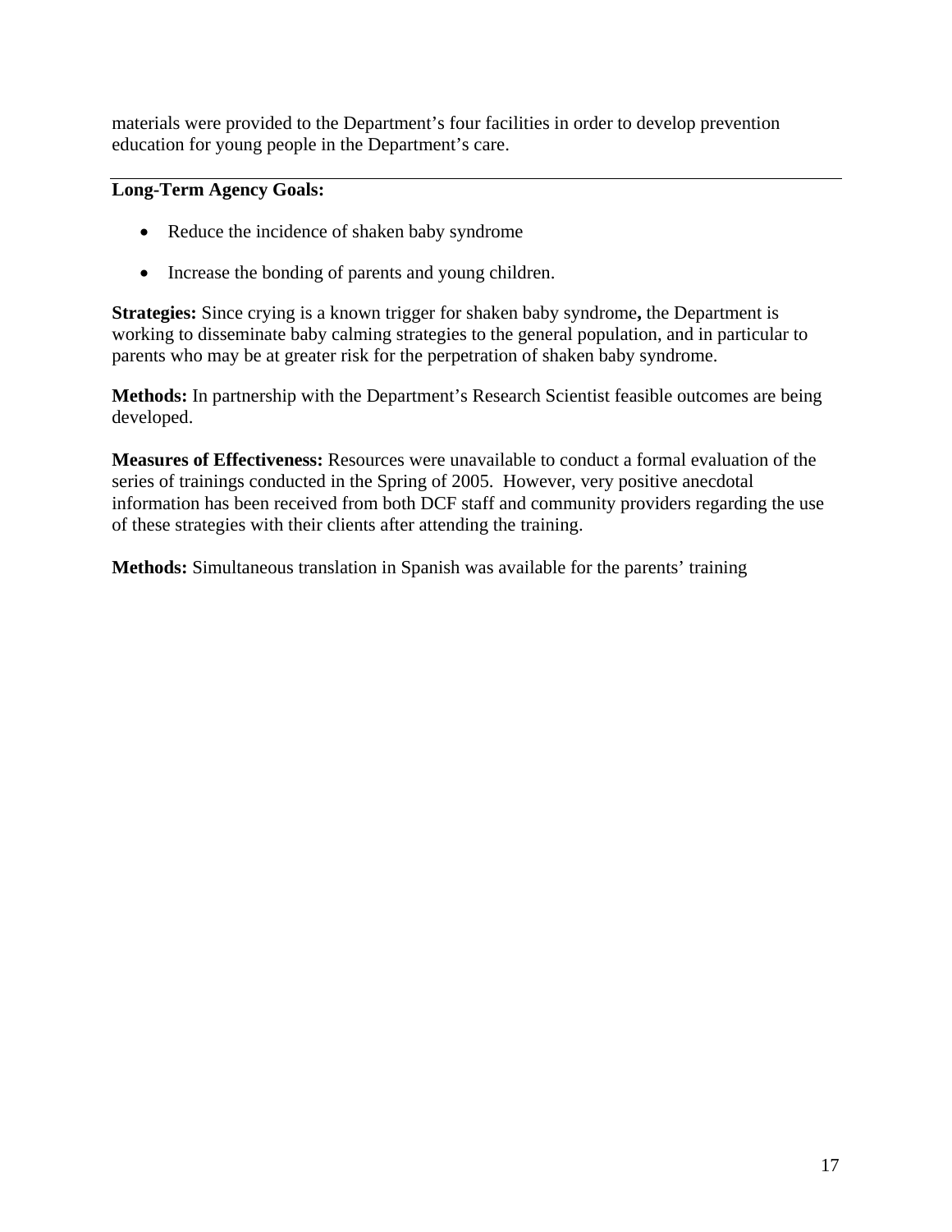materials were provided to the Department's four facilities in order to develop prevention education for young people in the Department's care.

---

**Long-Term Agency Goals:**

- Reduce the incidence of shaken baby syndrome
- Increase the bonding of parents and young children.

**Strategies:** Since crying is a known trigger for shaken baby syndrome**,** the Department is working to disseminate baby calming strategies to the general population, and in particular to parents who may be at greater risk for the perpetration of shaken baby syndrome.

**Methods:** In partnership with the Department's Research Scientist feasible outcomes are being developed.

**Measures of Effectiveness:** Resources were unavailable to conduct a formal evaluation of the series of trainings conducted in the Spring of 2005. However, very positive anecdotal information has been received from both DCF staff and community providers regarding the use of these strategies with their clients after attending the training.

**Methods:** Simultaneous translation in Spanish was available for the parents' training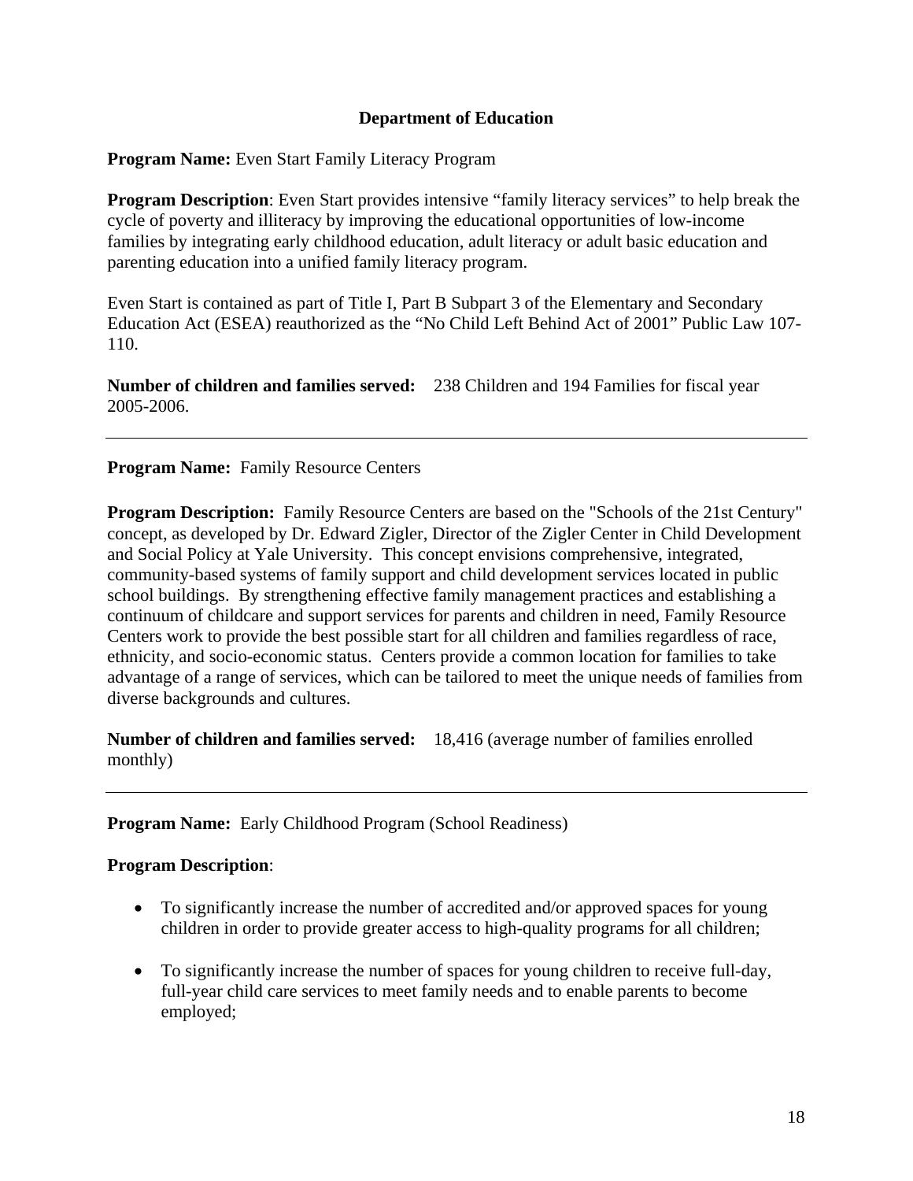## Department of Education

**Program Name:** Even Start Family Literacy Program

**Program Description**: Even Start provides intensive "family literacy services" to help break the cycle of poverty and illiteracy by improving the educational opportunities of low-income families by integrating early childhood education, adult literacy or adult basic education and parenting education into a unified family literacy program.

Even Start is contained as part of Title I, Part B Subpart 3 of the Elementary and Secondary Education Act (ESEA) reauthorized as the "No Child Left Behind Act of 2001" Public Law 107-110.

**Number of children and families served:** 238 Children and 194 Families for fiscal year 2005-2006.

---

**Program Name:** Family Resource Centers

**Program Description:** Family Resource Centers are based on the "Schools of the 21st Century" concept, as developed by Dr. Edward Zigler, Director of the Zigler Center in Child Development and Social Policy at Yale University. This concept envisions comprehensive, integrated, community-based systems of family support and child development services located in public school buildings. By strengthening effective family management practices and establishing a continuum of childcare and support services for parents and children in need, Family Resource Centers work to provide the best possible start for all children and families regardless of race, ethnicity, and socio-economic status. Centers provide a common location for families to take advantage of a range of services, which can be tailored to meet the unique needs of families from diverse backgrounds and cultures.

**Number of children and families served:** 18,416 (average number of families enrolled monthly)

---

**Program Name:** Early Childhood Program (School Readiness)

**Program Description**:

- To significantly increase the number of accredited and/or approved spaces for young children in order to provide greater access to high-quality programs for all children;
- To significantly increase the number of spaces for young children to receive full-day, full-year child care services to meet family needs and to enable parents to become employed;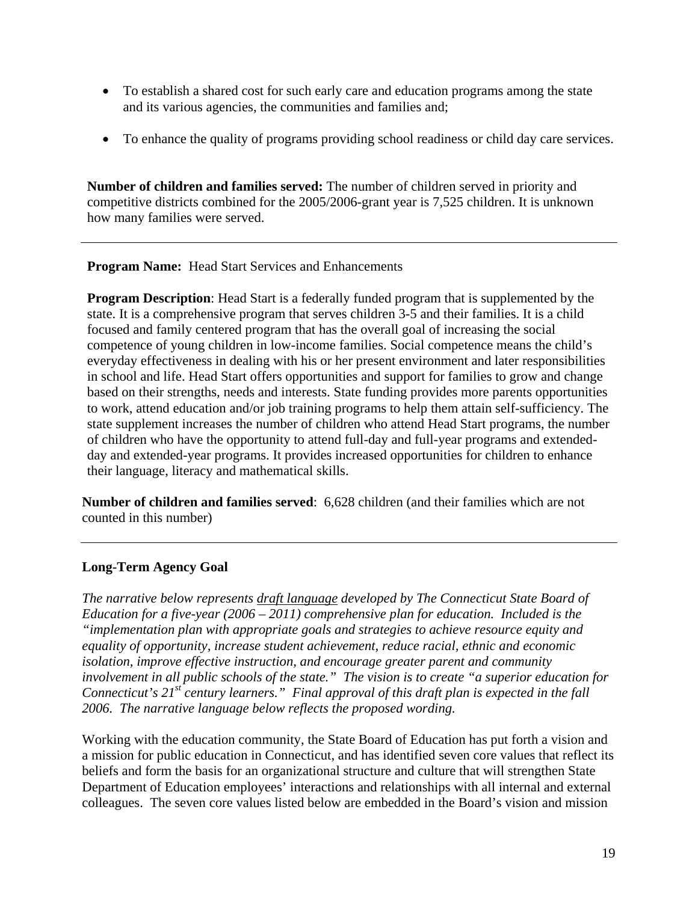- To establish a shared cost for such early care and education programs among the state and its various agencies, the communities and families and;
- To enhance the quality of programs providing school readiness or child day care services.

**Number of children and families served:** The number of children served in priority and competitive districts combined for the 2005/2006-grant year is 7,525 children. It is unknown how many families were served.

---

**Program Name:** Head Start Services and Enhancements

**Program Description**: Head Start is a federally funded program that is supplemented by the state. It is a comprehensive program that serves children 3-5 and their families. It is a child focused and family centered program that has the overall goal of increasing the social competence of young children in low-income families. Social competence means the child's everyday effectiveness in dealing with his or her present environment and later responsibilities in school and life. Head Start offers opportunities and support for families to grow and change based on their strengths, needs and interests. State funding provides more parents opportunities to work, attend education and/or job training programs to help them attain self-sufficiency. The state supplement increases the number of children who attend Head Start programs, the number of children who have the opportunity to attend full-day and full-year programs and extended-day and extended-year programs. It provides increased opportunities for children to enhance their language, literacy and mathematical skills.

**Number of children and families served**: 6,628 children (and their families which are not counted in this number)

---

**Long-Term Agency Goal**

*The narrative below represents draft language developed by The Connecticut State Board of Education for a five-year (2006 – 2011) comprehensive plan for education. Included is the "implementation plan with appropriate goals and strategies to achieve resource equity and equality of opportunity, increase student achievement, reduce racial, ethnic and economic isolation, improve effective instruction, and encourage greater parent and community involvement in all public schools of the state." The vision is to create "a superior education for Connecticut's 21st century learners." Final approval of this draft plan is expected in the fall 2006. The narrative language below reflects the proposed wording.*

Working with the education community, the State Board of Education has put forth a vision and a mission for public education in Connecticut, and has identified seven core values that reflect its beliefs and form the basis for an organizational structure and culture that will strengthen State Department of Education employees' interactions and relationships with all internal and external colleagues. The seven core values listed below are embedded in the Board's vision and mission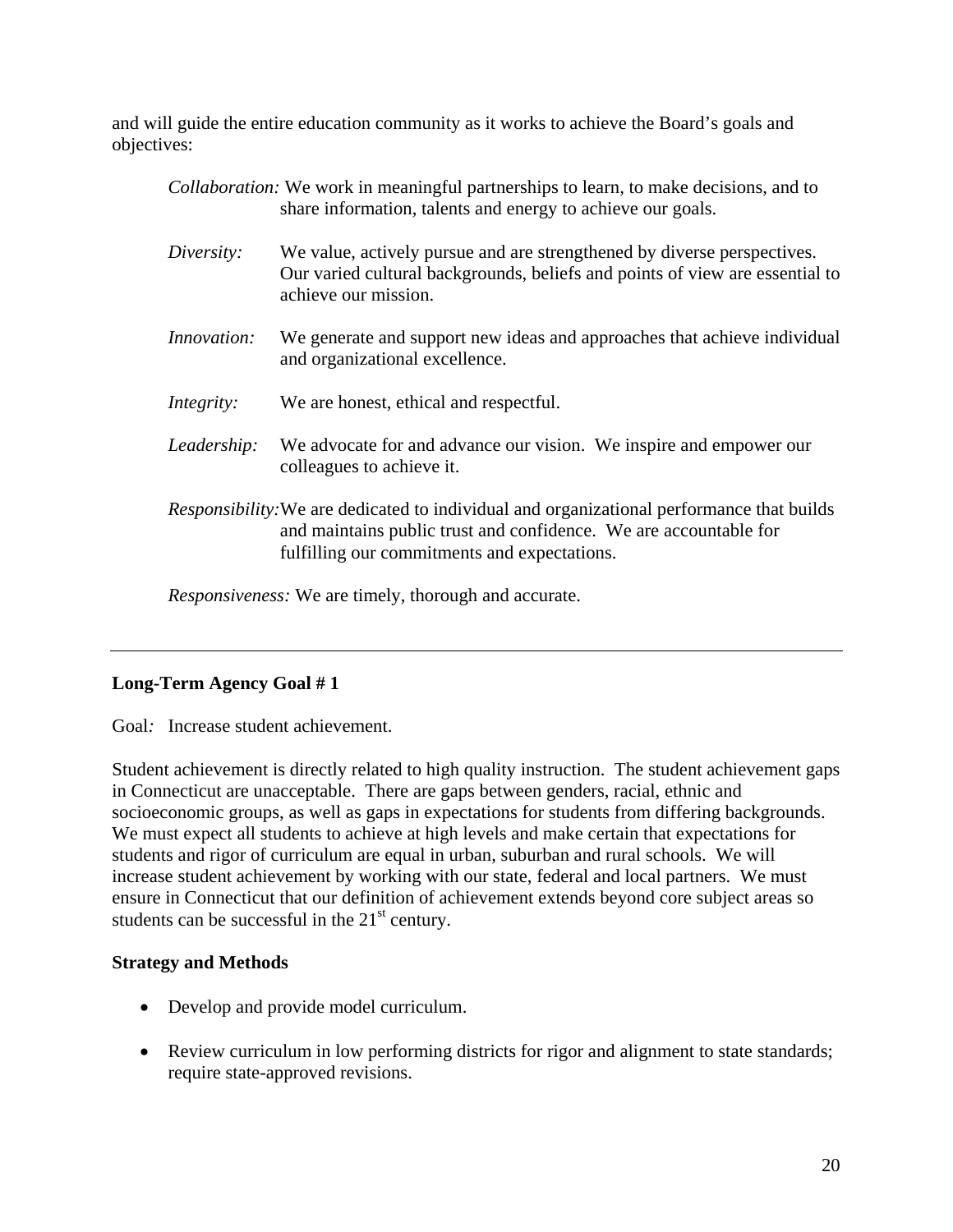and will guide the entire education community as it works to achieve the Board's goals and objectives:

*Collaboration:* We work in meaningful partnerships to learn, to make decisions, and to share information, talents and energy to achieve our goals.

*Diversity:* We value, actively pursue and are strengthened by diverse perspectives. Our varied cultural backgrounds, beliefs and points of view are essential to achieve our mission.

*Innovation:* We generate and support new ideas and approaches that achieve individual and organizational excellence.

*Integrity:* We are honest, ethical and respectful.

*Leadership:* We advocate for and advance our vision. We inspire and empower our colleagues to achieve it.

*Responsibility:* We are dedicated to individual and organizational performance that builds and maintains public trust and confidence. We are accountable for fulfilling our commitments and expectations.

*Responsiveness:* We are timely, thorough and accurate.

---

**Long-Term Agency Goal # 1**

Goal*:* Increase student achievement.

Student achievement is directly related to high quality instruction. The student achievement gaps in Connecticut are unacceptable. There are gaps between genders, racial, ethnic and socioeconomic groups, as well as gaps in expectations for students from differing backgrounds. We must expect all students to achieve at high levels and make certain that expectations for students and rigor of curriculum are equal in urban, suburban and rural schools. We will increase student achievement by working with our state, federal and local partners. We must ensure in Connecticut that our definition of achievement extends beyond core subject areas so students can be successful in the 21st century.

**Strategy and Methods**

- Develop and provide model curriculum.
- Review curriculum in low performing districts for rigor and alignment to state standards; require state-approved revisions.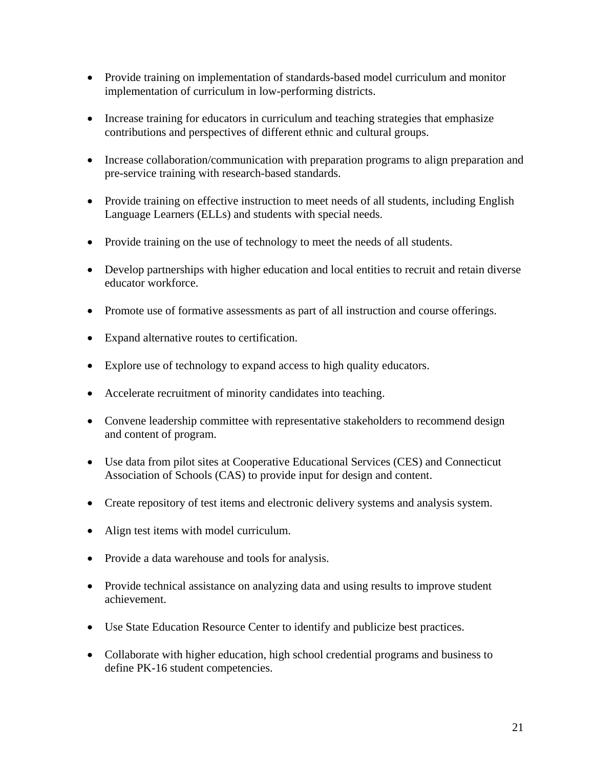- Provide training on implementation of standards-based model curriculum and monitor implementation of curriculum in low-performing districts.

- Increase training for educators in curriculum and teaching strategies that emphasize contributions and perspectives of different ethnic and cultural groups.

- Increase collaboration/communication with preparation programs to align preparation and pre-service training with research-based standards.

- Provide training on effective instruction to meet needs of all students, including English Language Learners (ELLs) and students with special needs.

- Provide training on the use of technology to meet the needs of all students.

- Develop partnerships with higher education and local entities to recruit and retain diverse educator workforce.

- Promote use of formative assessments as part of all instruction and course offerings.

- Expand alternative routes to certification.

- Explore use of technology to expand access to high quality educators.

- Accelerate recruitment of minority candidates into teaching.

- Convene leadership committee with representative stakeholders to recommend design and content of program.

- Use data from pilot sites at Cooperative Educational Services (CES) and Connecticut Association of Schools (CAS) to provide input for design and content.

- Create repository of test items and electronic delivery systems and analysis system.

- Align test items with model curriculum.

- Provide a data warehouse and tools for analysis.

- Provide technical assistance on analyzing data and using results to improve student achievement.

- Use State Education Resource Center to identify and publicize best practices.

- Collaborate with higher education, high school credential programs and business to define PK-16 student competencies.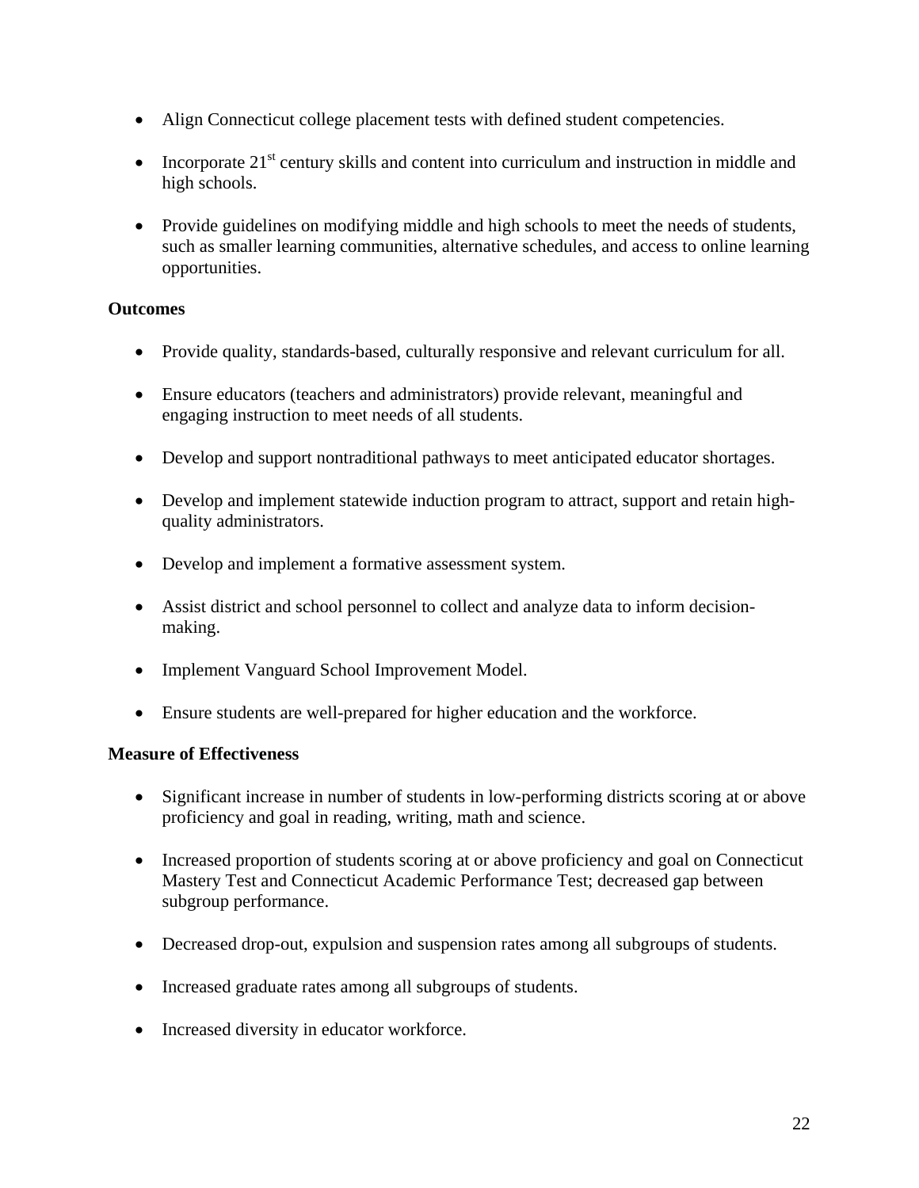- Align Connecticut college placement tests with defined student competencies.

- Incorporate 21st century skills and content into curriculum and instruction in middle and high schools.

- Provide guidelines on modifying middle and high schools to meet the needs of students, such as smaller learning communities, alternative schedules, and access to online learning opportunities.

**Outcomes**

- Provide quality, standards-based, culturally responsive and relevant curriculum for all.

- Ensure educators (teachers and administrators) provide relevant, meaningful and engaging instruction to meet needs of all students.

- Develop and support nontraditional pathways to meet anticipated educator shortages.

- Develop and implement statewide induction program to attract, support and retain high-quality administrators.

- Develop and implement a formative assessment system.

- Assist district and school personnel to collect and analyze data to inform decision-making.

- Implement Vanguard School Improvement Model.

- Ensure students are well-prepared for higher education and the workforce.

**Measure of Effectiveness**

- Significant increase in number of students in low-performing districts scoring at or above proficiency and goal in reading, writing, math and science.

- Increased proportion of students scoring at or above proficiency and goal on Connecticut Mastery Test and Connecticut Academic Performance Test; decreased gap between subgroup performance.

- Decreased drop-out, expulsion and suspension rates among all subgroups of students.

- Increased graduate rates among all subgroups of students.

- Increased diversity in educator workforce.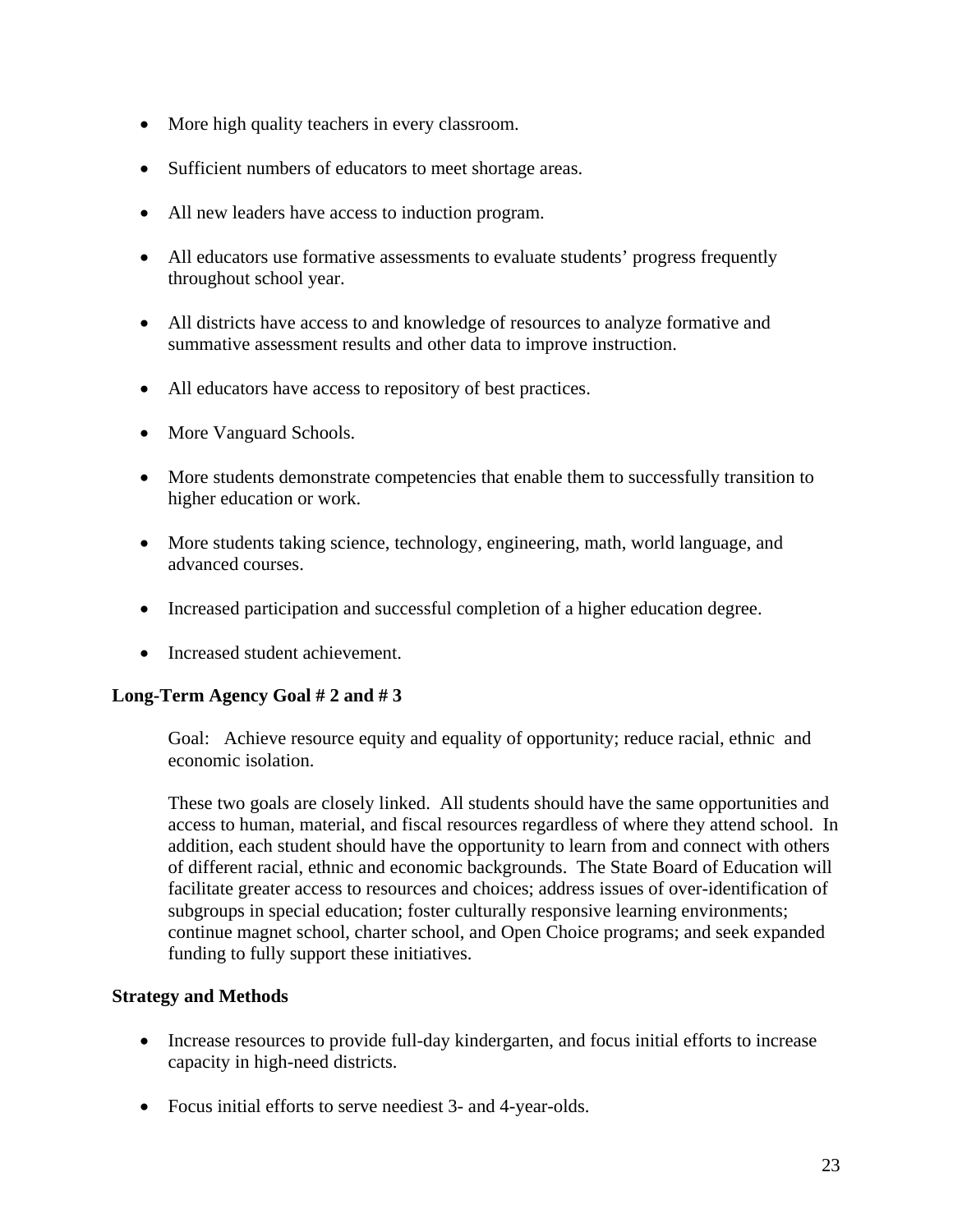- More high quality teachers in every classroom.
- Sufficient numbers of educators to meet shortage areas.
- All new leaders have access to induction program.
- All educators use formative assessments to evaluate students' progress frequently throughout school year.
- All districts have access to and knowledge of resources to analyze formative and summative assessment results and other data to improve instruction.
- All educators have access to repository of best practices.
- More Vanguard Schools.
- More students demonstrate competencies that enable them to successfully transition to higher education or work.
- More students taking science, technology, engineering, math, world language, and advanced courses.
- Increased participation and successful completion of a higher education degree.
- Increased student achievement.

**Long-Term Agency Goal # 2 and # 3**

Goal: Achieve resource equity and equality of opportunity; reduce racial, ethnic and economic isolation.

These two goals are closely linked. All students should have the same opportunities and access to human, material, and fiscal resources regardless of where they attend school. In addition, each student should have the opportunity to learn from and connect with others of different racial, ethnic and economic backgrounds. The State Board of Education will facilitate greater access to resources and choices; address issues of over-identification of subgroups in special education; foster culturally responsive learning environments; continue magnet school, charter school, and Open Choice programs; and seek expanded funding to fully support these initiatives.

**Strategy and Methods**

- Increase resources to provide full-day kindergarten, and focus initial efforts to increase capacity in high-need districts.
- Focus initial efforts to serve neediest 3- and 4-year-olds.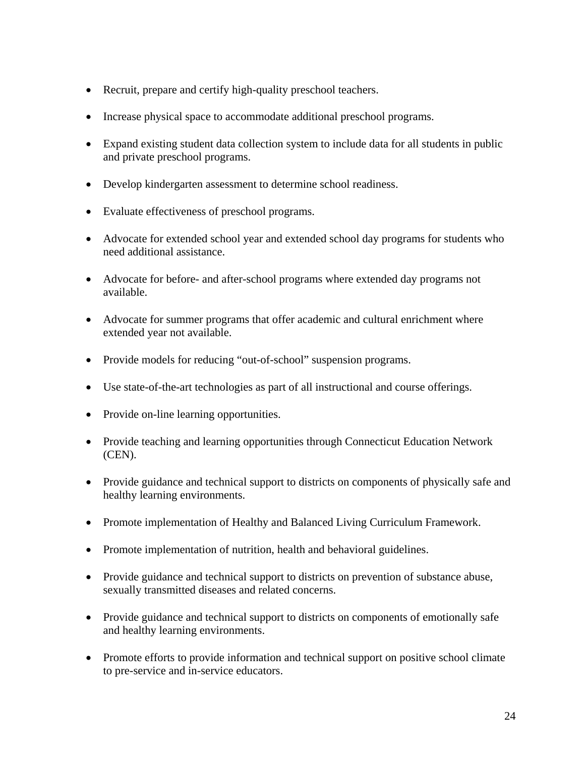- Recruit, prepare and certify high-quality preschool teachers.
- Increase physical space to accommodate additional preschool programs.
- Expand existing student data collection system to include data for all students in public and private preschool programs.
- Develop kindergarten assessment to determine school readiness.
- Evaluate effectiveness of preschool programs.
- Advocate for extended school year and extended school day programs for students who need additional assistance.
- Advocate for before- and after-school programs where extended day programs not available.
- Advocate for summer programs that offer academic and cultural enrichment where extended year not available.
- Provide models for reducing “out-of-school” suspension programs.
- Use state-of-the-art technologies as part of all instructional and course offerings.
- Provide on-line learning opportunities.
- Provide teaching and learning opportunities through Connecticut Education Network (CEN).
- Provide guidance and technical support to districts on components of physically safe and healthy learning environments.
- Promote implementation of Healthy and Balanced Living Curriculum Framework.
- Promote implementation of nutrition, health and behavioral guidelines.
- Provide guidance and technical support to districts on prevention of substance abuse, sexually transmitted diseases and related concerns.
- Provide guidance and technical support to districts on components of emotionally safe and healthy learning environments.
- Promote efforts to provide information and technical support on positive school climate to pre-service and in-service educators.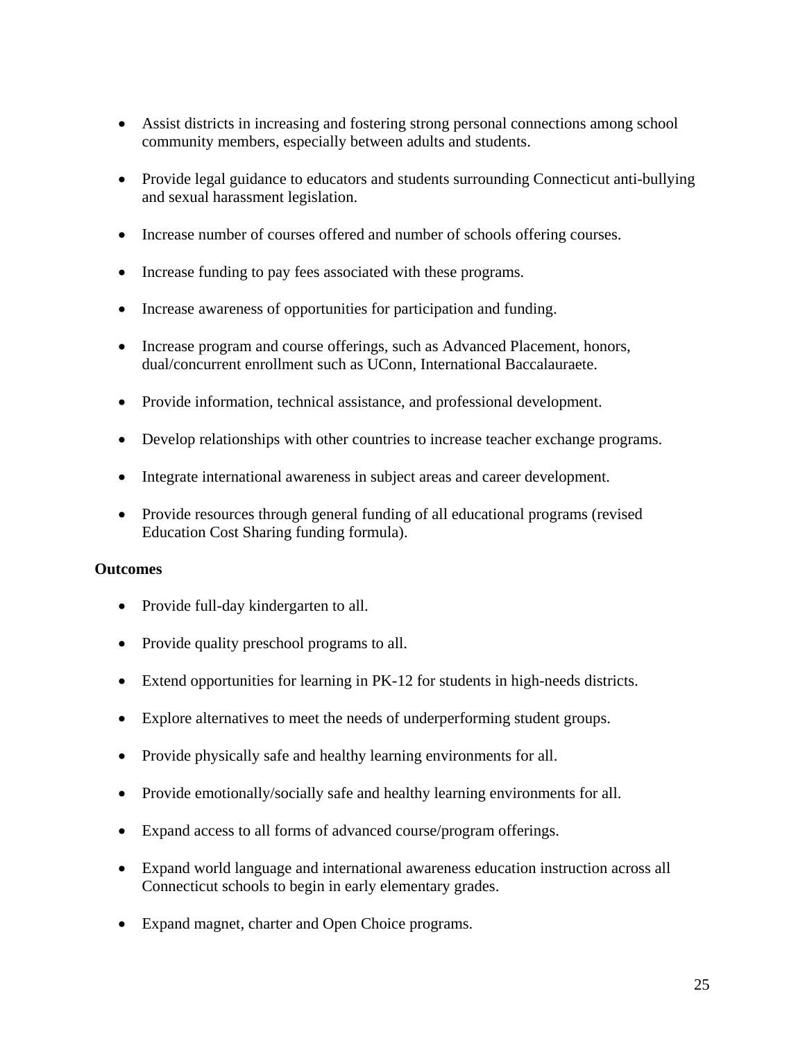- Assist districts in increasing and fostering strong personal connections among school community members, especially between adults and students.

- Provide legal guidance to educators and students surrounding Connecticut anti-bullying and sexual harassment legislation.

- Increase number of courses offered and number of schools offering courses.

- Increase funding to pay fees associated with these programs.

- Increase awareness of opportunities for participation and funding.

- Increase program and course offerings, such as Advanced Placement, honors, dual/concurrent enrollment such as UConn, International Baccalauraete.

- Provide information, technical assistance, and professional development.

- Develop relationships with other countries to increase teacher exchange programs.

- Integrate international awareness in subject areas and career development.

- Provide resources through general funding of all educational programs (revised Education Cost Sharing funding formula).

**Outcomes**

- Provide full-day kindergarten to all.

- Provide quality preschool programs to all.

- Extend opportunities for learning in PK-12 for students in high-needs districts.

- Explore alternatives to meet the needs of underperforming student groups.

- Provide physically safe and healthy learning environments for all.

- Provide emotionally/socially safe and healthy learning environments for all.

- Expand access to all forms of advanced course/program offerings.

- Expand world language and international awareness education instruction across all Connecticut schools to begin in early elementary grades.

- Expand magnet, charter and Open Choice programs.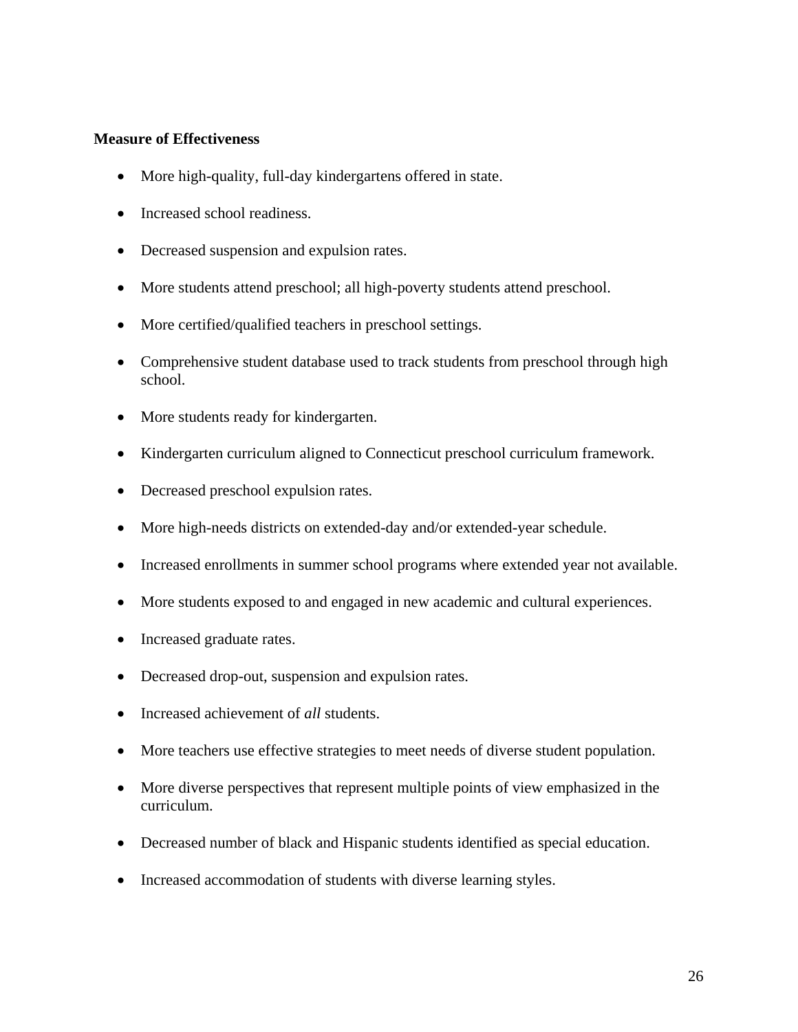**Measure of Effectiveness**

- More high-quality, full-day kindergartens offered in state.
- Increased school readiness.
- Decreased suspension and expulsion rates.
- More students attend preschool; all high-poverty students attend preschool.
- More certified/qualified teachers in preschool settings.
- Comprehensive student database used to track students from preschool through high school.
- More students ready for kindergarten.
- Kindergarten curriculum aligned to Connecticut preschool curriculum framework.
- Decreased preschool expulsion rates.
- More high-needs districts on extended-day and/or extended-year schedule.
- Increased enrollments in summer school programs where extended year not available.
- More students exposed to and engaged in new academic and cultural experiences.
- Increased graduate rates.
- Decreased drop-out, suspension and expulsion rates.
- Increased achievement of *all* students.
- More teachers use effective strategies to meet needs of diverse student population.
- More diverse perspectives that represent multiple points of view emphasized in the curriculum.
- Decreased number of black and Hispanic students identified as special education.
- Increased accommodation of students with diverse learning styles.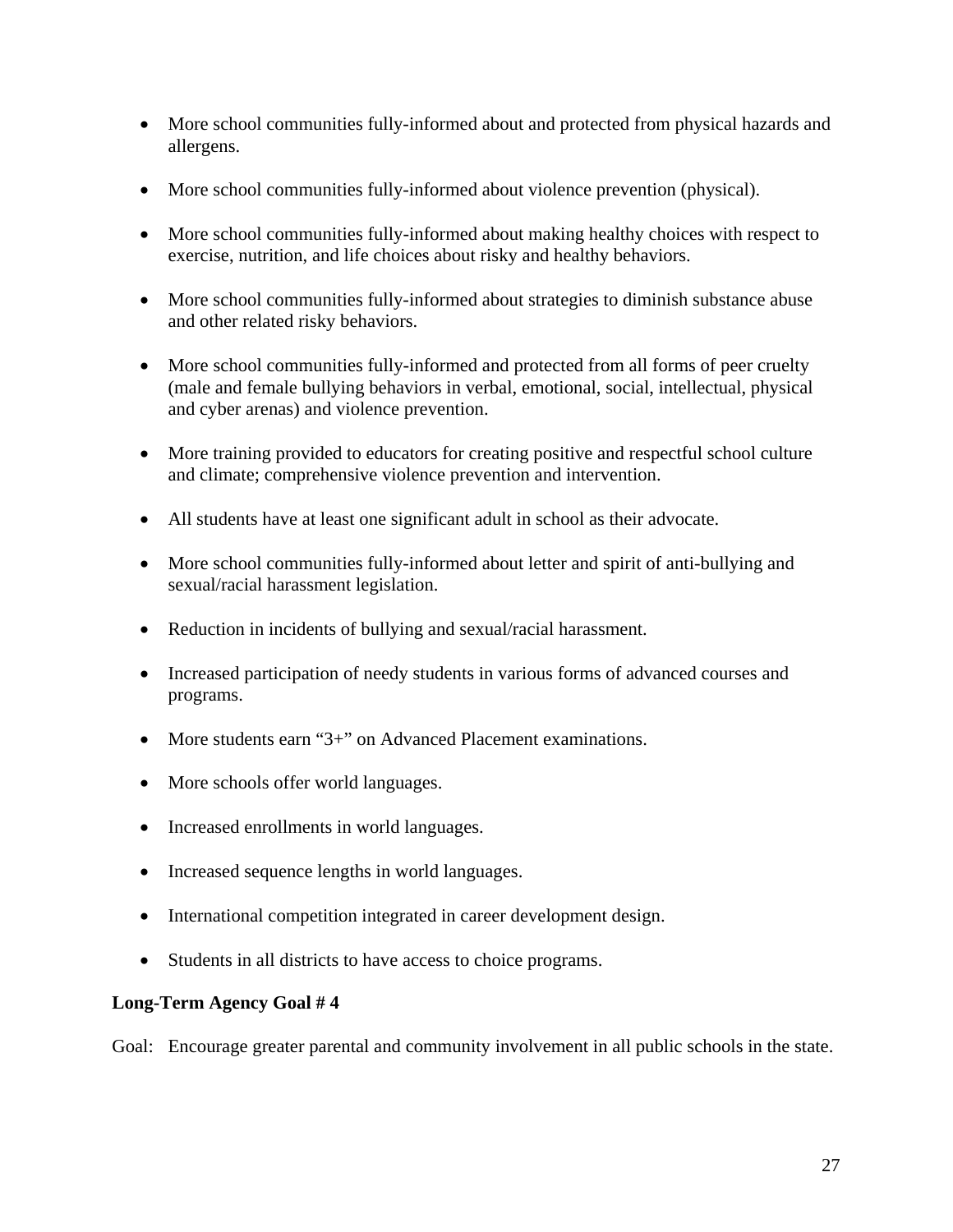- More school communities fully-informed about and protected from physical hazards and allergens.
- More school communities fully-informed about violence prevention (physical).
- More school communities fully-informed about making healthy choices with respect to exercise, nutrition, and life choices about risky and healthy behaviors.
- More school communities fully-informed about strategies to diminish substance abuse and other related risky behaviors.
- More school communities fully-informed and protected from all forms of peer cruelty (male and female bullying behaviors in verbal, emotional, social, intellectual, physical and cyber arenas) and violence prevention.
- More training provided to educators for creating positive and respectful school culture and climate; comprehensive violence prevention and intervention.
- All students have at least one significant adult in school as their advocate.
- More school communities fully-informed about letter and spirit of anti-bullying and sexual/racial harassment legislation.
- Reduction in incidents of bullying and sexual/racial harassment.
- Increased participation of needy students in various forms of advanced courses and programs.
- More students earn "3+" on Advanced Placement examinations.
- More schools offer world languages.
- Increased enrollments in world languages.
- Increased sequence lengths in world languages.
- International competition integrated in career development design.
- Students in all districts to have access to choice programs.

**Long-Term Agency Goal # 4**

Goal: Encourage greater parental and community involvement in all public schools in the state.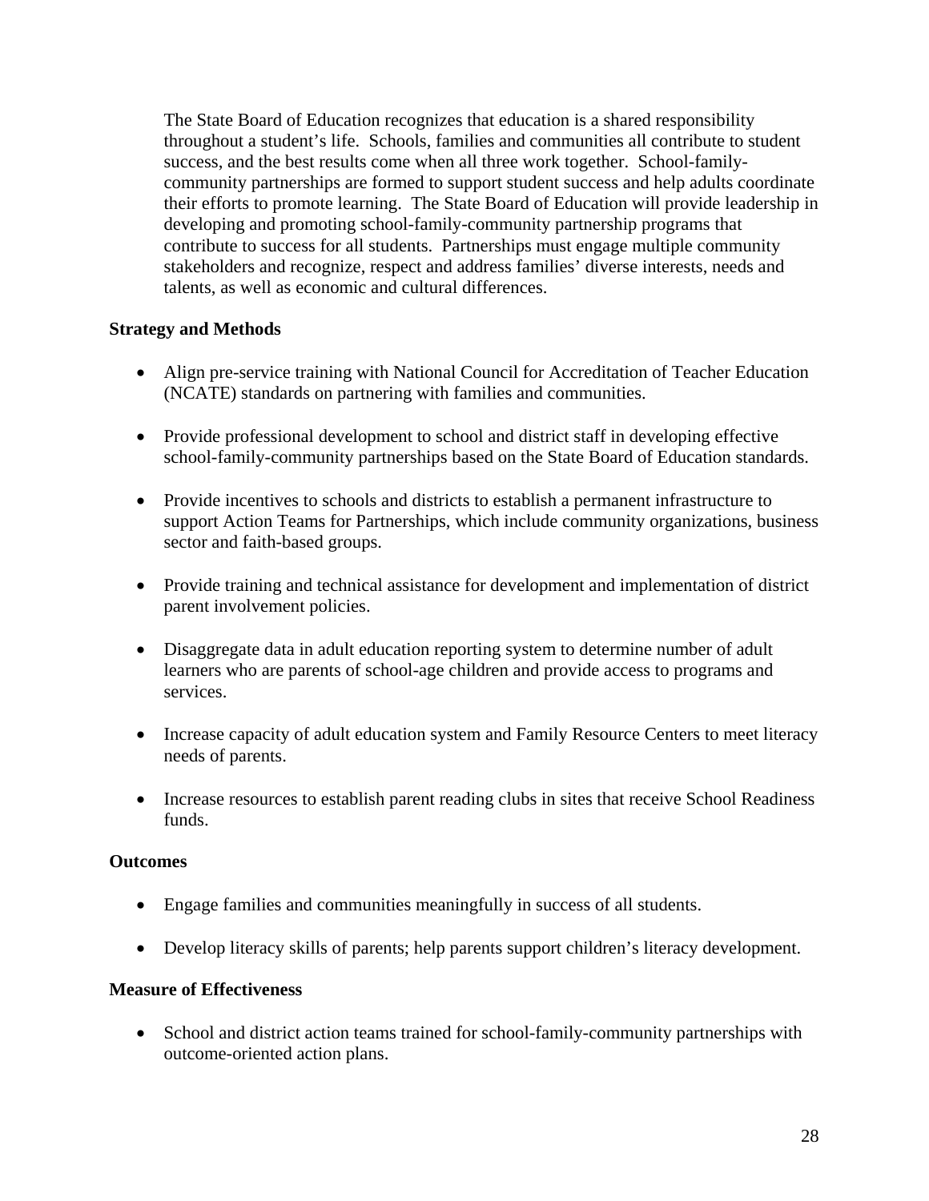The State Board of Education recognizes that education is a shared responsibility throughout a student's life. Schools, families and communities all contribute to student success, and the best results come when all three work together. School-family-community partnerships are formed to support student success and help adults coordinate their efforts to promote learning. The State Board of Education will provide leadership in developing and promoting school-family-community partnership programs that contribute to success for all students. Partnerships must engage multiple community stakeholders and recognize, respect and address families' diverse interests, needs and talents, as well as economic and cultural differences.

**Strategy and Methods**

- Align pre-service training with National Council for Accreditation of Teacher Education (NCATE) standards on partnering with families and communities.
- Provide professional development to school and district staff in developing effective school-family-community partnerships based on the State Board of Education standards.
- Provide incentives to schools and districts to establish a permanent infrastructure to support Action Teams for Partnerships, which include community organizations, business sector and faith-based groups.
- Provide training and technical assistance for development and implementation of district parent involvement policies.
- Disaggregate data in adult education reporting system to determine number of adult learners who are parents of school-age children and provide access to programs and services.
- Increase capacity of adult education system and Family Resource Centers to meet literacy needs of parents.
- Increase resources to establish parent reading clubs in sites that receive School Readiness funds.

**Outcomes**

- Engage families and communities meaningfully in success of all students.
- Develop literacy skills of parents; help parents support children's literacy development.

**Measure of Effectiveness**

- School and district action teams trained for school-family-community partnerships with outcome-oriented action plans.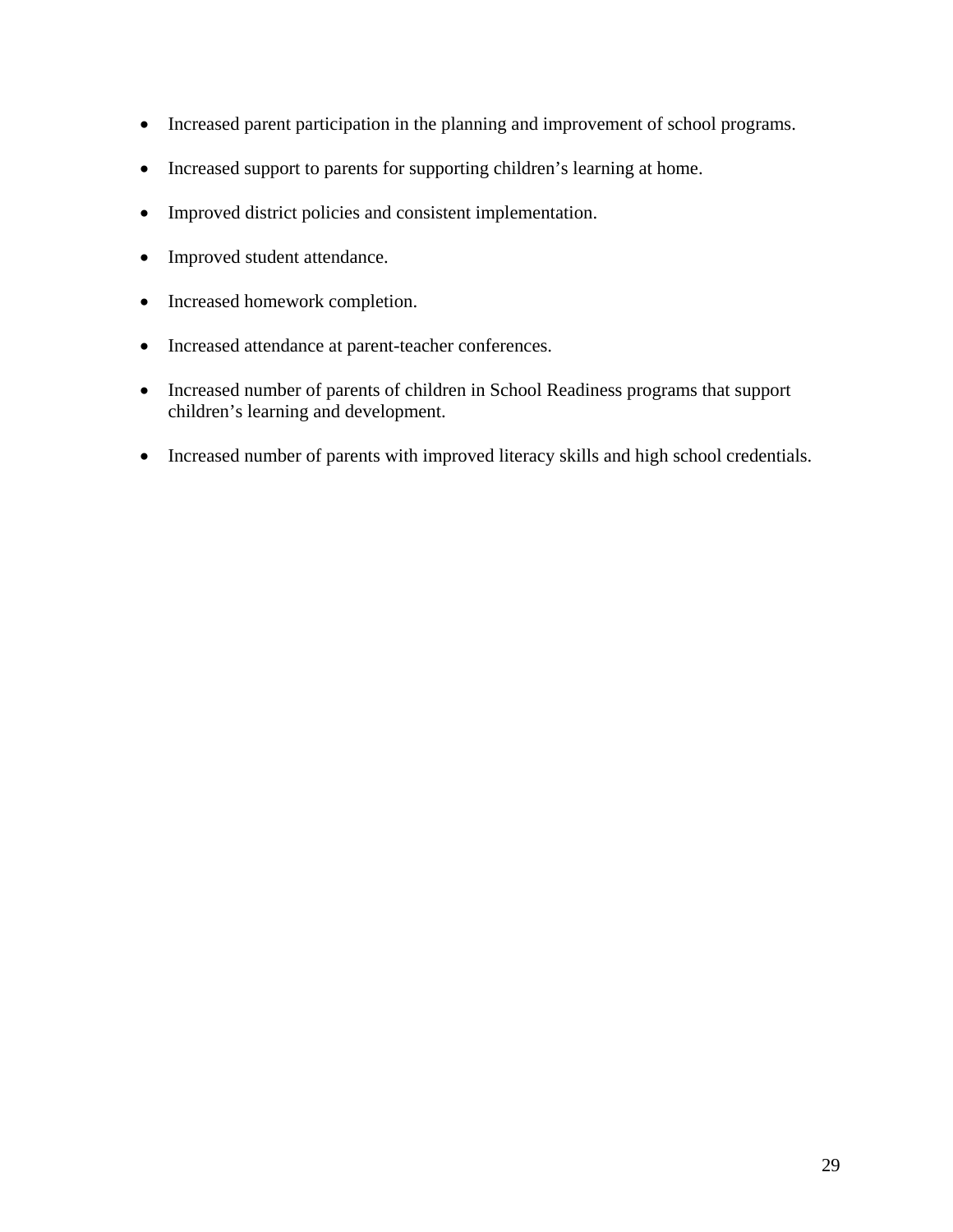- Increased parent participation in the planning and improvement of school programs.
- Increased support to parents for supporting children's learning at home.
- Improved district policies and consistent implementation.
- Improved student attendance.
- Increased homework completion.
- Increased attendance at parent-teacher conferences.
- Increased number of parents of children in School Readiness programs that support children's learning and development.
- Increased number of parents with improved literacy skills and high school credentials.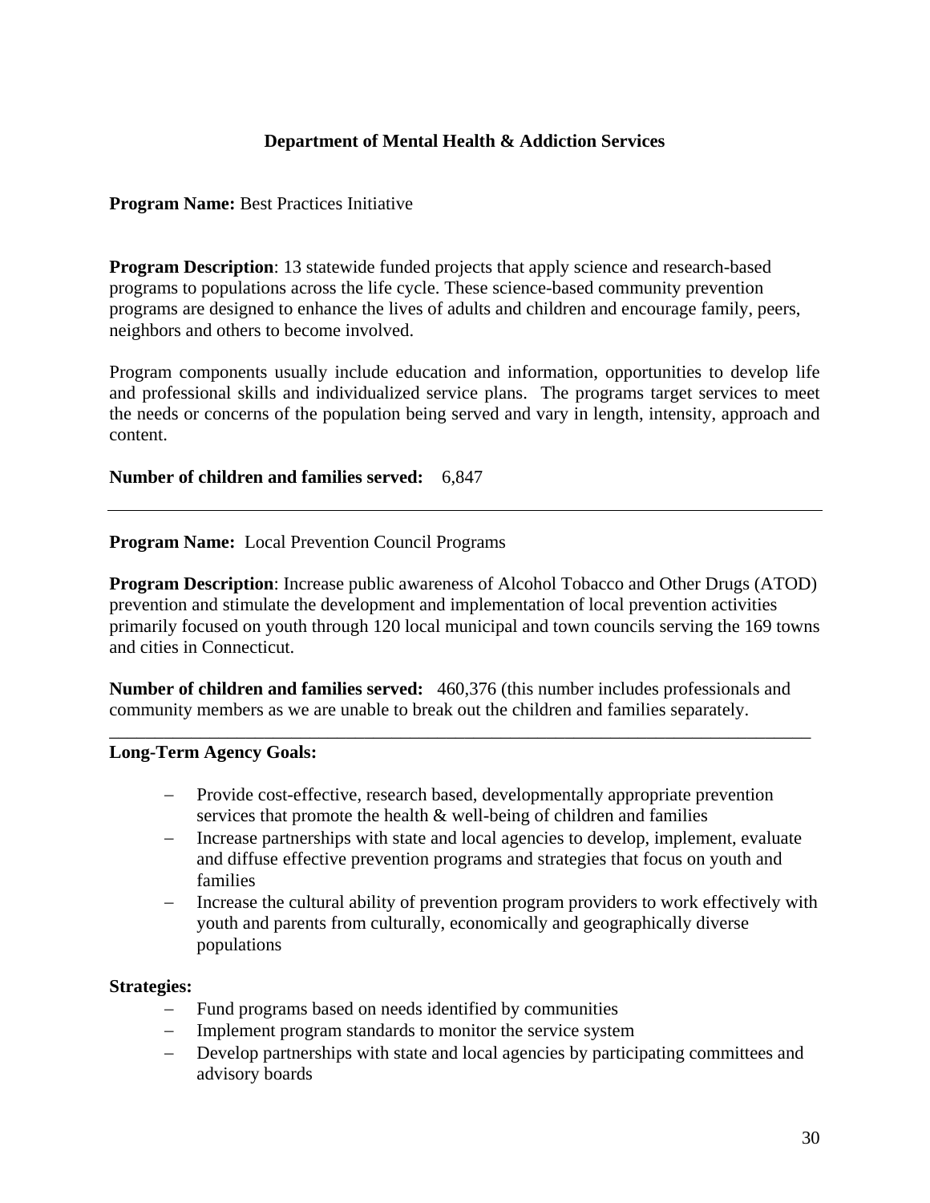## Department of Mental Health & Addiction Services

**Program Name:** Best Practices Initiative

**Program Description**: 13 statewide funded projects that apply science and research-based programs to populations across the life cycle. These science-based community prevention programs are designed to enhance the lives of adults and children and encourage family, peers, neighbors and others to become involved.

Program components usually include education and information, opportunities to develop life and professional skills and individualized service plans. The programs target services to meet the needs or concerns of the population being served and vary in length, intensity, approach and content.

**Number of children and families served:** 6,847

---

**Program Name:** Local Prevention Council Programs

**Program Description**: Increase public awareness of Alcohol Tobacco and Other Drugs (ATOD) prevention and stimulate the development and implementation of local prevention activities primarily focused on youth through 120 local municipal and town councils serving the 169 towns and cities in Connecticut.

**Number of children and families served:** 460,376 (this number includes professionals and community members as we are unable to break out the children and families separately.

---

**Long-Term Agency Goals:**

- Provide cost-effective, research based, developmentally appropriate prevention services that promote the health & well-being of children and families
- Increase partnerships with state and local agencies to develop, implement, evaluate and diffuse effective prevention programs and strategies that focus on youth and families
- Increase the cultural ability of prevention program providers to work effectively with youth and parents from culturally, economically and geographically diverse populations

**Strategies:**

- Fund programs based on needs identified by communities
- Implement program standards to monitor the service system
- Develop partnerships with state and local agencies by participating committees and advisory boards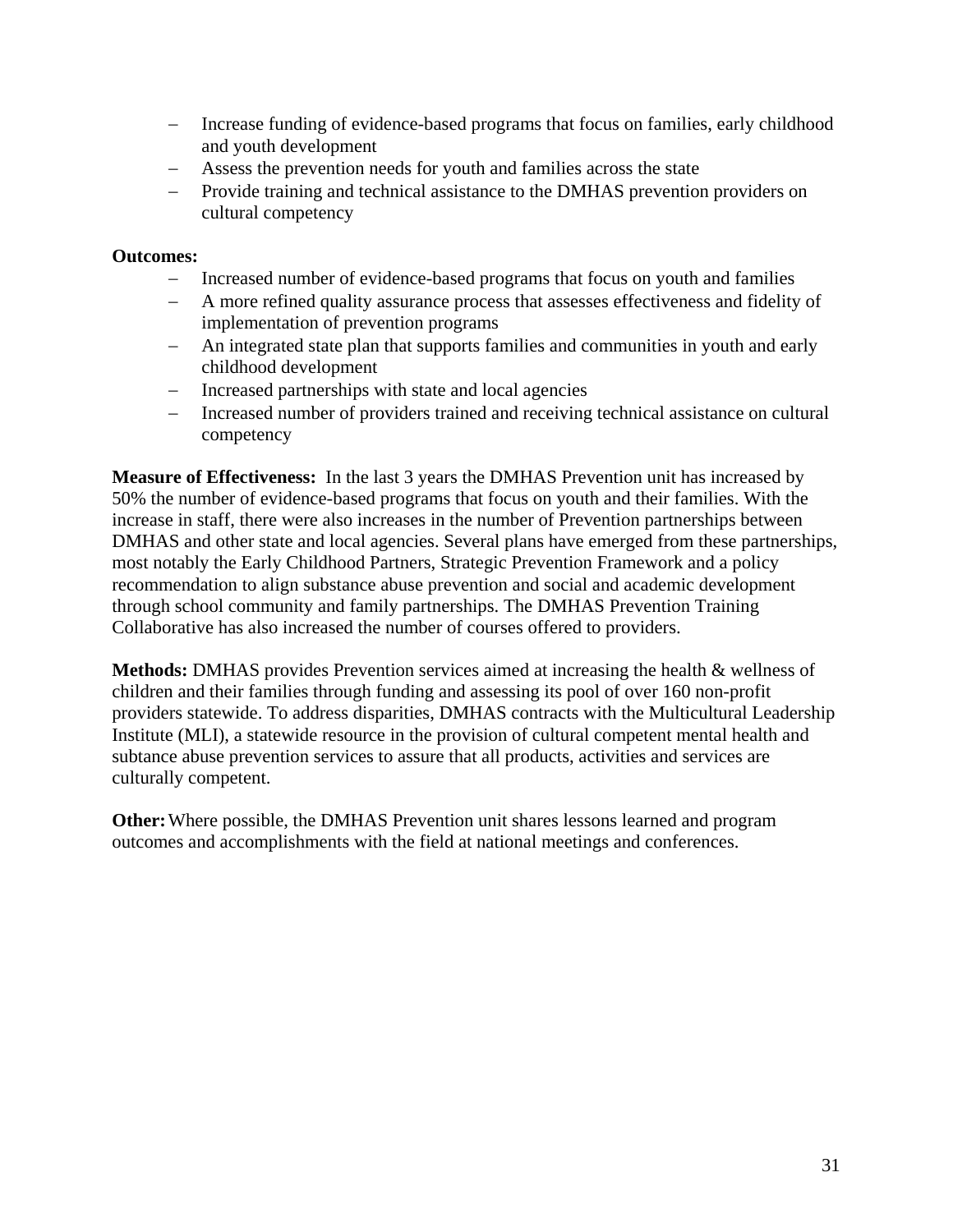- Increase funding of evidence-based programs that focus on families, early childhood and youth development
- Assess the prevention needs for youth and families across the state
- Provide training and technical assistance to the DMHAS prevention providers on cultural competency

**Outcomes:**

- Increased number of evidence-based programs that focus on youth and families
- A more refined quality assurance process that assesses effectiveness and fidelity of implementation of prevention programs
- An integrated state plan that supports families and communities in youth and early childhood development
- Increased partnerships with state and local agencies
- Increased number of providers trained and receiving technical assistance on cultural competency

**Measure of Effectiveness:** In the last 3 years the DMHAS Prevention unit has increased by 50% the number of evidence-based programs that focus on youth and their families. With the increase in staff, there were also increases in the number of Prevention partnerships between DMHAS and other state and local agencies. Several plans have emerged from these partnerships, most notably the Early Childhood Partners, Strategic Prevention Framework and a policy recommendation to align substance abuse prevention and social and academic development through school community and family partnerships. The DMHAS Prevention Training Collaborative has also increased the number of courses offered to providers.

**Methods:** DMHAS provides Prevention services aimed at increasing the health & wellness of children and their families through funding and assessing its pool of over 160 non-profit providers statewide. To address disparities, DMHAS contracts with the Multicultural Leadership Institute (MLI), a statewide resource in the provision of cultural competent mental health and subtance abuse prevention services to assure that all products, activities and services are culturally competent.

**Other:** Where possible, the DMHAS Prevention unit shares lessons learned and program outcomes and accomplishments with the field at national meetings and conferences.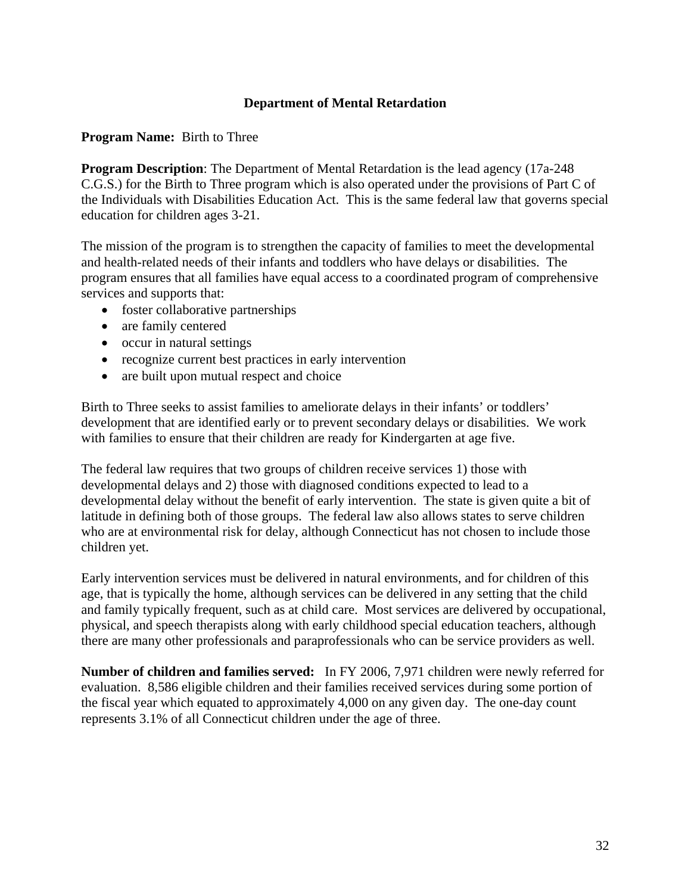## Department of Mental Retardation

**Program Name:** Birth to Three

**Program Description**: The Department of Mental Retardation is the lead agency (17a-248 C.G.S.) for the Birth to Three program which is also operated under the provisions of Part C of the Individuals with Disabilities Education Act. This is the same federal law that governs special education for children ages 3-21.

The mission of the program is to strengthen the capacity of families to meet the developmental and health-related needs of their infants and toddlers who have delays or disabilities. The program ensures that all families have equal access to a coordinated program of comprehensive services and supports that:

- foster collaborative partnerships
- are family centered
- occur in natural settings
- recognize current best practices in early intervention
- are built upon mutual respect and choice

Birth to Three seeks to assist families to ameliorate delays in their infants' or toddlers' development that are identified early or to prevent secondary delays or disabilities. We work with families to ensure that their children are ready for Kindergarten at age five.

The federal law requires that two groups of children receive services 1) those with developmental delays and 2) those with diagnosed conditions expected to lead to a developmental delay without the benefit of early intervention. The state is given quite a bit of latitude in defining both of those groups. The federal law also allows states to serve children who are at environmental risk for delay, although Connecticut has not chosen to include those children yet.

Early intervention services must be delivered in natural environments, and for children of this age, that is typically the home, although services can be delivered in any setting that the child and family typically frequent, such as at child care. Most services are delivered by occupational, physical, and speech therapists along with early childhood special education teachers, although there are many other professionals and paraprofessionals who can be service providers as well.

**Number of children and families served:** In FY 2006, 7,971 children were newly referred for evaluation. 8,586 eligible children and their families received services during some portion of the fiscal year which equated to approximately 4,000 on any given day. The one-day count represents 3.1% of all Connecticut children under the age of three.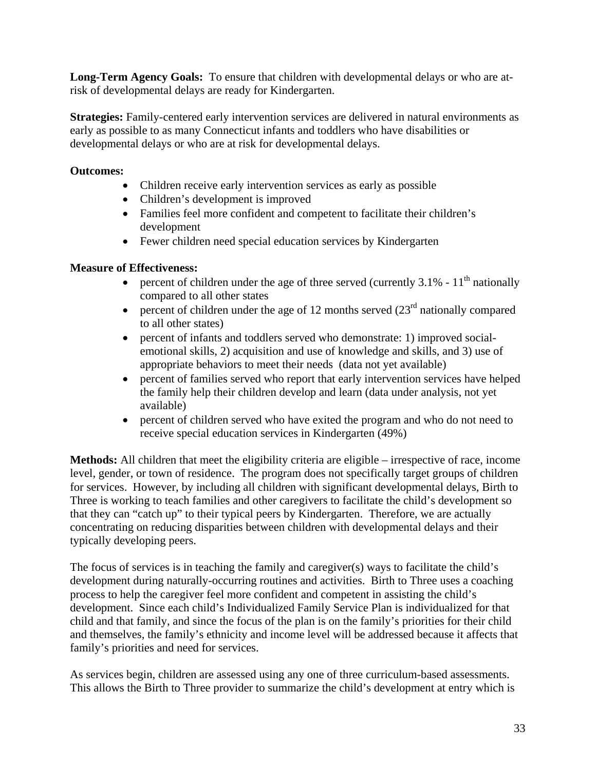**Long-Term Agency Goals:** To ensure that children with developmental delays or who are at-risk of developmental delays are ready for Kindergarten.

**Strategies:** Family-centered early intervention services are delivered in natural environments as early as possible to as many Connecticut infants and toddlers who have disabilities or developmental delays or who are at risk for developmental delays.

**Outcomes:**

- Children receive early intervention services as early as possible
- Children's development is improved
- Families feel more confident and competent to facilitate their children's development
- Fewer children need special education services by Kindergarten

**Measure of Effectiveness:**

- percent of children under the age of three served (currently 3.1% - 11th nationally compared to all other states
- percent of children under the age of 12 months served (23rd nationally compared to all other states)
- percent of infants and toddlers served who demonstrate: 1) improved social-emotional skills, 2) acquisition and use of knowledge and skills, and 3) use of appropriate behaviors to meet their needs (data not yet available)
- percent of families served who report that early intervention services have helped the family help their children develop and learn (data under analysis, not yet available)
- percent of children served who have exited the program and who do not need to receive special education services in Kindergarten (49%)

**Methods:** All children that meet the eligibility criteria are eligible – irrespective of race, income level, gender, or town of residence. The program does not specifically target groups of children for services. However, by including all children with significant developmental delays, Birth to Three is working to teach families and other caregivers to facilitate the child's development so that they can "catch up" to their typical peers by Kindergarten. Therefore, we are actually concentrating on reducing disparities between children with developmental delays and their typically developing peers.

The focus of services is in teaching the family and caregiver(s) ways to facilitate the child's development during naturally-occurring routines and activities. Birth to Three uses a coaching process to help the caregiver feel more confident and competent in assisting the child's development. Since each child's Individualized Family Service Plan is individualized for that child and that family, and since the focus of the plan is on the family's priorities for their child and themselves, the family's ethnicity and income level will be addressed because it affects that family's priorities and need for services.

As services begin, children are assessed using any one of three curriculum-based assessments. This allows the Birth to Three provider to summarize the child's development at entry which is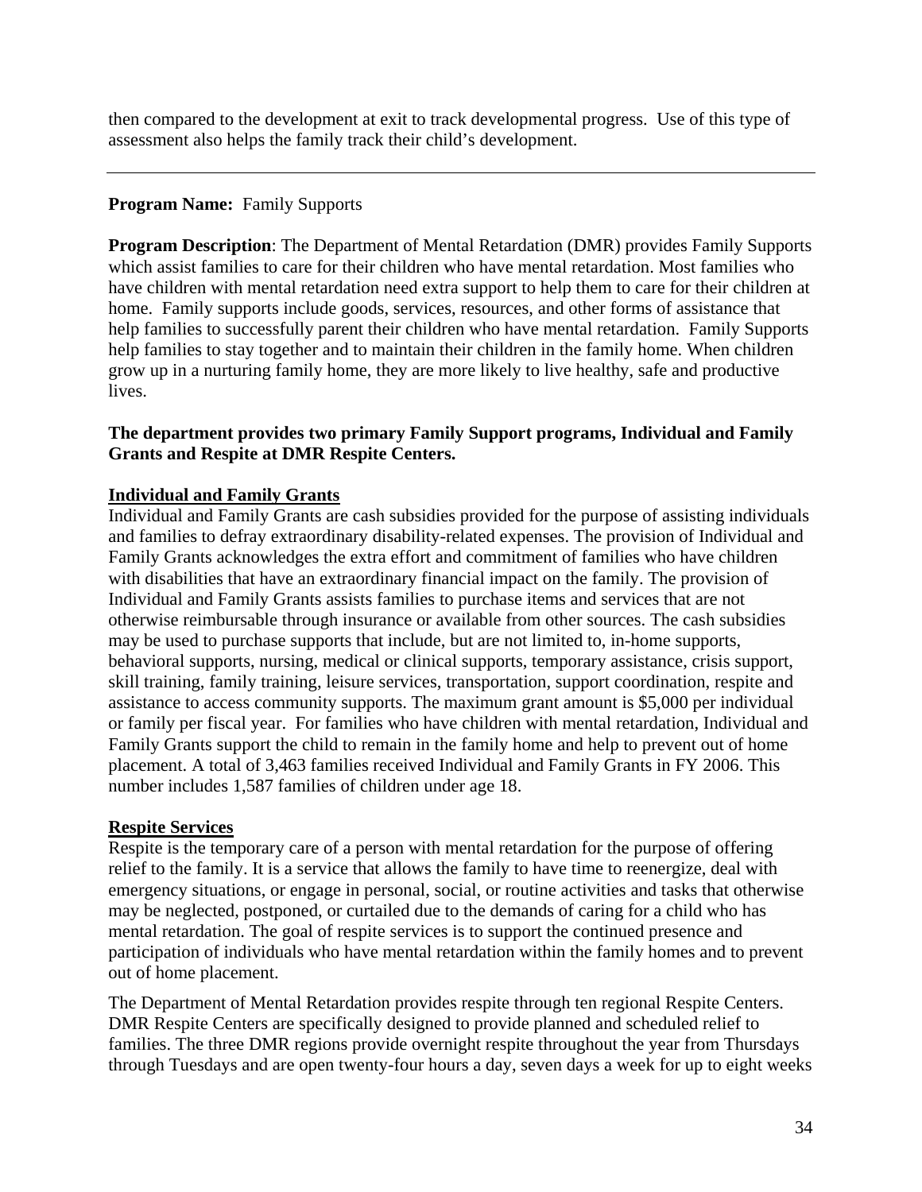then compared to the development at exit to track developmental progress. Use of this type of assessment also helps the family track their child's development.

---

**Program Name:** Family Supports

**Program Description**: The Department of Mental Retardation (DMR) provides Family Supports which assist families to care for their children who have mental retardation. Most families who have children with mental retardation need extra support to help them to care for their children at home. Family supports include goods, services, resources, and other forms of assistance that help families to successfully parent their children who have mental retardation. Family Supports help families to stay together and to maintain their children in the family home. When children grow up in a nurturing family home, they are more likely to live healthy, safe and productive lives.

**The department provides two primary Family Support programs, Individual and Family Grants and Respite at DMR Respite Centers.**

**Individual and Family Grants**

Individual and Family Grants are cash subsidies provided for the purpose of assisting individuals and families to defray extraordinary disability-related expenses. The provision of Individual and Family Grants acknowledges the extra effort and commitment of families who have children with disabilities that have an extraordinary financial impact on the family. The provision of Individual and Family Grants assists families to purchase items and services that are not otherwise reimbursable through insurance or available from other sources. The cash subsidies may be used to purchase supports that include, but are not limited to, in-home supports, behavioral supports, nursing, medical or clinical supports, temporary assistance, crisis support, skill training, family training, leisure services, transportation, support coordination, respite and assistance to access community supports. The maximum grant amount is $5,000 per individual or family per fiscal year. For families who have children with mental retardation, Individual and Family Grants support the child to remain in the family home and help to prevent out of home placement. A total of 3,463 families received Individual and Family Grants in FY 2006. This number includes 1,587 families of children under age 18.

**Respite Services**

Respite is the temporary care of a person with mental retardation for the purpose of offering relief to the family. It is a service that allows the family to have time to reenergize, deal with emergency situations, or engage in personal, social, or routine activities and tasks that otherwise may be neglected, postponed, or curtailed due to the demands of caring for a child who has mental retardation. The goal of respite services is to support the continued presence and participation of individuals who have mental retardation within the family homes and to prevent out of home placement.

The Department of Mental Retardation provides respite through ten regional Respite Centers. DMR Respite Centers are specifically designed to provide planned and scheduled relief to families. The three DMR regions provide overnight respite throughout the year from Thursdays through Tuesdays and are open twenty-four hours a day, seven days a week for up to eight weeks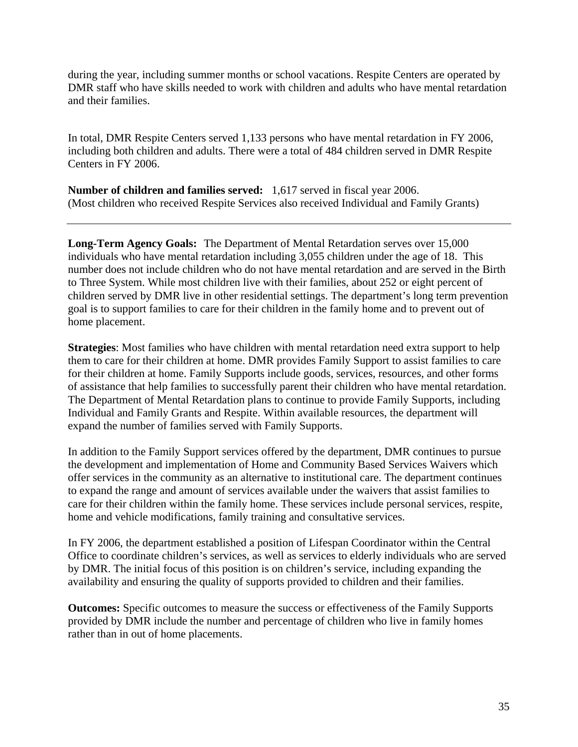during the year, including summer months or school vacations. Respite Centers are operated by DMR staff who have skills needed to work with children and adults who have mental retardation and their families.

In total, DMR Respite Centers served 1,133 persons who have mental retardation in FY 2006, including both children and adults. There were a total of 484 children served in DMR Respite Centers in FY 2006.

**Number of children and families served:** 1,617 served in fiscal year 2006.
(Most children who received Respite Services also received Individual and Family Grants)

---

**Long-Term Agency Goals:** The Department of Mental Retardation serves over 15,000 individuals who have mental retardation including 3,055 children under the age of 18. This number does not include children who do not have mental retardation and are served in the Birth to Three System. While most children live with their families, about 252 or eight percent of children served by DMR live in other residential settings. The department's long term prevention goal is to support families to care for their children in the family home and to prevent out of home placement.

**Strategies**: Most families who have children with mental retardation need extra support to help them to care for their children at home. DMR provides Family Support to assist families to care for their children at home. Family Supports include goods, services, resources, and other forms of assistance that help families to successfully parent their children who have mental retardation. The Department of Mental Retardation plans to continue to provide Family Supports, including Individual and Family Grants and Respite. Within available resources, the department will expand the number of families served with Family Supports.

In addition to the Family Support services offered by the department, DMR continues to pursue the development and implementation of Home and Community Based Services Waivers which offer services in the community as an alternative to institutional care. The department continues to expand the range and amount of services available under the waivers that assist families to care for their children within the family home. These services include personal services, respite, home and vehicle modifications, family training and consultative services.

In FY 2006, the department established a position of Lifespan Coordinator within the Central Office to coordinate children's services, as well as services to elderly individuals who are served by DMR. The initial focus of this position is on children's service, including expanding the availability and ensuring the quality of supports provided to children and their families.

**Outcomes:** Specific outcomes to measure the success or effectiveness of the Family Supports provided by DMR include the number and percentage of children who live in family homes rather than in out of home placements.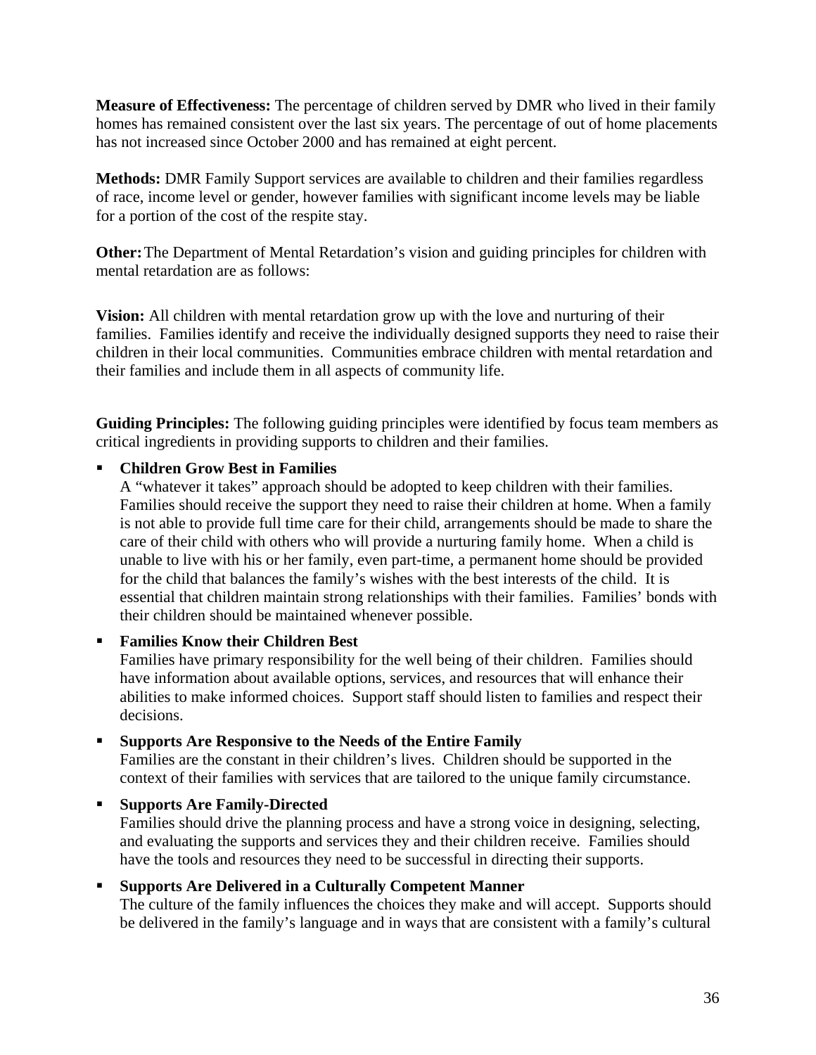**Measure of Effectiveness:** The percentage of children served by DMR who lived in their family homes has remained consistent over the last six years. The percentage of out of home placements has not increased since October 2000 and has remained at eight percent.

**Methods:** DMR Family Support services are available to children and their families regardless of race, income level or gender, however families with significant income levels may be liable for a portion of the cost of the respite stay.

**Other:** The Department of Mental Retardation's vision and guiding principles for children with mental retardation are as follows:

**Vision:** All children with mental retardation grow up with the love and nurturing of their families. Families identify and receive the individually designed supports they need to raise their children in their local communities. Communities embrace children with mental retardation and their families and include them in all aspects of community life.

**Guiding Principles:** The following guiding principles were identified by focus team members as critical ingredients in providing supports to children and their families.

- **Children Grow Best in Families**
  A "whatever it takes" approach should be adopted to keep children with their families. Families should receive the support they need to raise their children at home. When a family is not able to provide full time care for their child, arrangements should be made to share the care of their child with others who will provide a nurturing family home. When a child is unable to live with his or her family, even part-time, a permanent home should be provided for the child that balances the family's wishes with the best interests of the child. It is essential that children maintain strong relationships with their families. Families' bonds with their children should be maintained whenever possible.

- **Families Know their Children Best**
  Families have primary responsibility for the well being of their children. Families should have information about available options, services, and resources that will enhance their abilities to make informed choices. Support staff should listen to families and respect their decisions.

- **Supports Are Responsive to the Needs of the Entire Family**
  Families are the constant in their children's lives. Children should be supported in the context of their families with services that are tailored to the unique family circumstance.

- **Supports Are Family-Directed**
  Families should drive the planning process and have a strong voice in designing, selecting, and evaluating the supports and services they and their children receive. Families should have the tools and resources they need to be successful in directing their supports.

- **Supports Are Delivered in a Culturally Competent Manner**
  The culture of the family influences the choices they make and will accept. Supports should be delivered in the family's language and in ways that are consistent with a family's cultural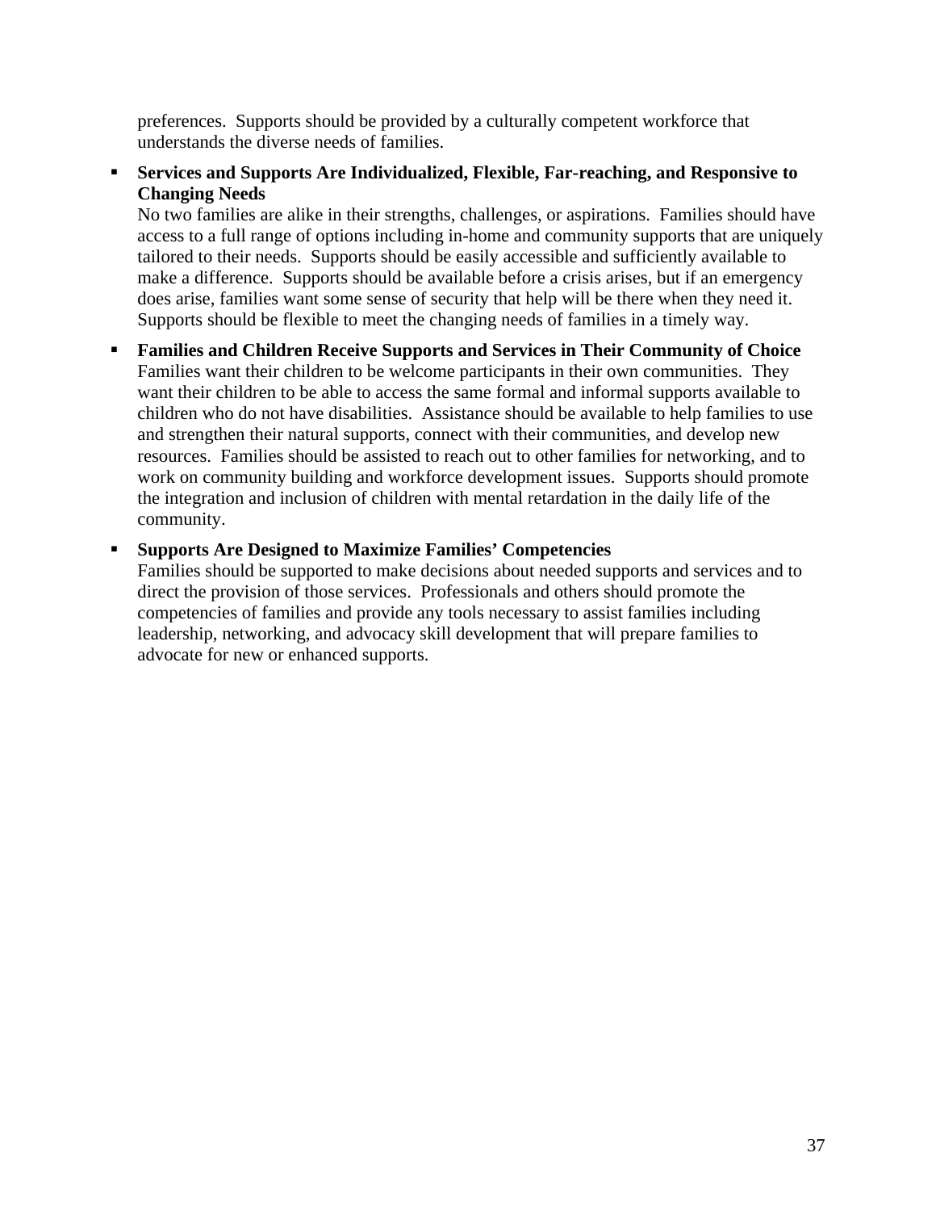preferences. Supports should be provided by a culturally competent workforce that understands the diverse needs of families.

- **Services and Supports Are Individualized, Flexible, Far-reaching, and Responsive to Changing Needs**
  No two families are alike in their strengths, challenges, or aspirations. Families should have access to a full range of options including in-home and community supports that are uniquely tailored to their needs. Supports should be easily accessible and sufficiently available to make a difference. Supports should be available before a crisis arises, but if an emergency does arise, families want some sense of security that help will be there when they need it. Supports should be flexible to meet the changing needs of families in a timely way.

- **Families and Children Receive Supports and Services in Their Community of Choice**
  Families want their children to be welcome participants in their own communities. They want their children to be able to access the same formal and informal supports available to children who do not have disabilities. Assistance should be available to help families to use and strengthen their natural supports, connect with their communities, and develop new resources. Families should be assisted to reach out to other families for networking, and to work on community building and workforce development issues. Supports should promote the integration and inclusion of children with mental retardation in the daily life of the community.

- **Supports Are Designed to Maximize Families' Competencies**
  Families should be supported to make decisions about needed supports and services and to direct the provision of those services. Professionals and others should promote the competencies of families and provide any tools necessary to assist families including leadership, networking, and advocacy skill development that will prepare families to advocate for new or enhanced supports.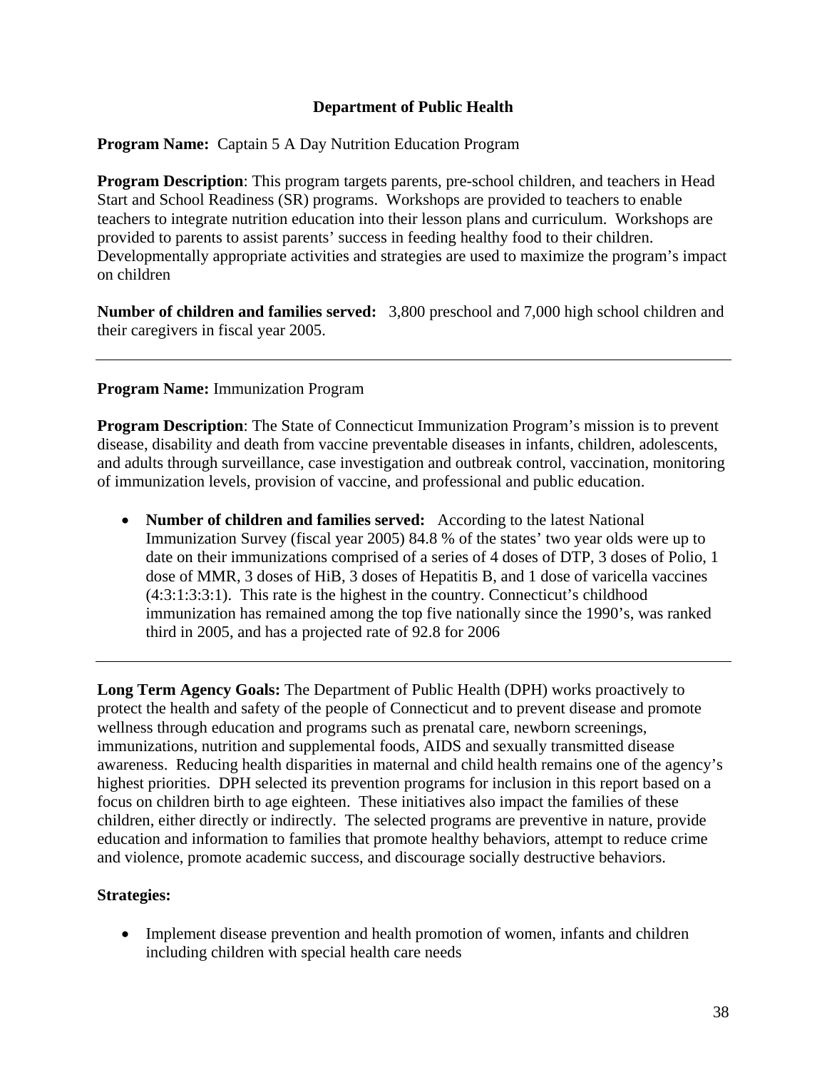# Department of Public Health

**Program Name:** Captain 5 A Day Nutrition Education Program

**Program Description**: This program targets parents, pre-school children, and teachers in Head Start and School Readiness (SR) programs. Workshops are provided to teachers to enable teachers to integrate nutrition education into their lesson plans and curriculum. Workshops are provided to parents to assist parents' success in feeding healthy food to their children. Developmentally appropriate activities and strategies are used to maximize the program's impact on children

**Number of children and families served:** 3,800 preschool and 7,000 high school children and their caregivers in fiscal year 2005.

---

**Program Name:** Immunization Program

**Program Description**: The State of Connecticut Immunization Program's mission is to prevent disease, disability and death from vaccine preventable diseases in infants, children, adolescents, and adults through surveillance, case investigation and outbreak control, vaccination, monitoring of immunization levels, provision of vaccine, and professional and public education.

- **Number of children and families served:** According to the latest National Immunization Survey (fiscal year 2005) 84.8 % of the states' two year olds were up to date on their immunizations comprised of a series of 4 doses of DTP, 3 doses of Polio, 1 dose of MMR, 3 doses of HiB, 3 doses of Hepatitis B, and 1 dose of varicella vaccines (4:3:1:3:3:1). This rate is the highest in the country. Connecticut's childhood immunization has remained among the top five nationally since the 1990's, was ranked third in 2005, and has a projected rate of 92.8 for 2006

---

**Long Term Agency Goals:** The Department of Public Health (DPH) works proactively to protect the health and safety of the people of Connecticut and to prevent disease and promote wellness through education and programs such as prenatal care, newborn screenings, immunizations, nutrition and supplemental foods, AIDS and sexually transmitted disease awareness. Reducing health disparities in maternal and child health remains one of the agency's highest priorities. DPH selected its prevention programs for inclusion in this report based on a focus on children birth to age eighteen. These initiatives also impact the families of these children, either directly or indirectly. The selected programs are preventive in nature, provide education and information to families that promote healthy behaviors, attempt to reduce crime and violence, promote academic success, and discourage socially destructive behaviors.

**Strategies:**

- Implement disease prevention and health promotion of women, infants and children including children with special health care needs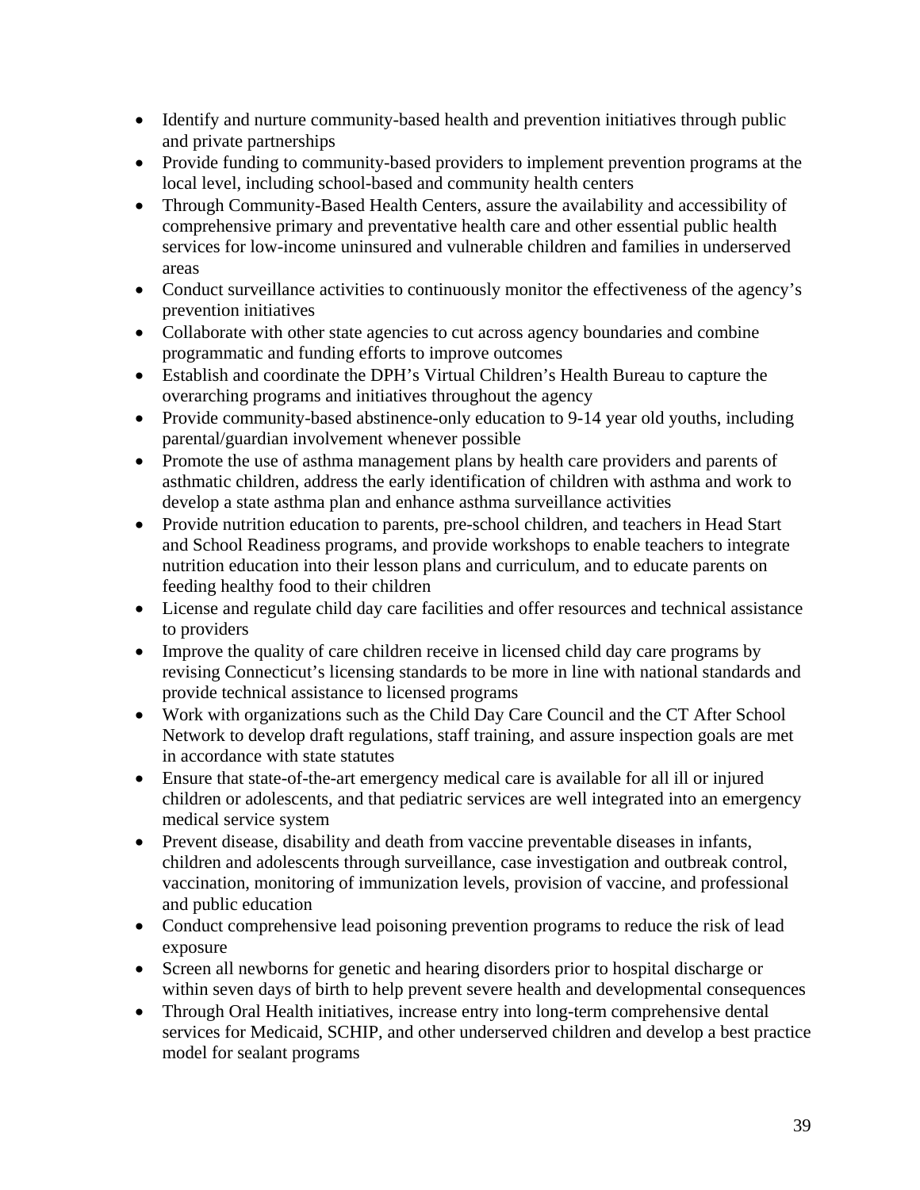- Identify and nurture community-based health and prevention initiatives through public and private partnerships
- Provide funding to community-based providers to implement prevention programs at the local level, including school-based and community health centers
- Through Community-Based Health Centers, assure the availability and accessibility of comprehensive primary and preventative health care and other essential public health services for low-income uninsured and vulnerable children and families in underserved areas
- Conduct surveillance activities to continuously monitor the effectiveness of the agency's prevention initiatives
- Collaborate with other state agencies to cut across agency boundaries and combine programmatic and funding efforts to improve outcomes
- Establish and coordinate the DPH's Virtual Children's Health Bureau to capture the overarching programs and initiatives throughout the agency
- Provide community-based abstinence-only education to 9-14 year old youths, including parental/guardian involvement whenever possible
- Promote the use of asthma management plans by health care providers and parents of asthmatic children, address the early identification of children with asthma and work to develop a state asthma plan and enhance asthma surveillance activities
- Provide nutrition education to parents, pre-school children, and teachers in Head Start and School Readiness programs, and provide workshops to enable teachers to integrate nutrition education into their lesson plans and curriculum, and to educate parents on feeding healthy food to their children
- License and regulate child day care facilities and offer resources and technical assistance to providers
- Improve the quality of care children receive in licensed child day care programs by revising Connecticut's licensing standards to be more in line with national standards and provide technical assistance to licensed programs
- Work with organizations such as the Child Day Care Council and the CT After School Network to develop draft regulations, staff training, and assure inspection goals are met in accordance with state statutes
- Ensure that state-of-the-art emergency medical care is available for all ill or injured children or adolescents, and that pediatric services are well integrated into an emergency medical service system
- Prevent disease, disability and death from vaccine preventable diseases in infants, children and adolescents through surveillance, case investigation and outbreak control, vaccination, monitoring of immunization levels, provision of vaccine, and professional and public education
- Conduct comprehensive lead poisoning prevention programs to reduce the risk of lead exposure
- Screen all newborns for genetic and hearing disorders prior to hospital discharge or within seven days of birth to help prevent severe health and developmental consequences
- Through Oral Health initiatives, increase entry into long-term comprehensive dental services for Medicaid, SCHIP, and other underserved children and develop a best practice model for sealant programs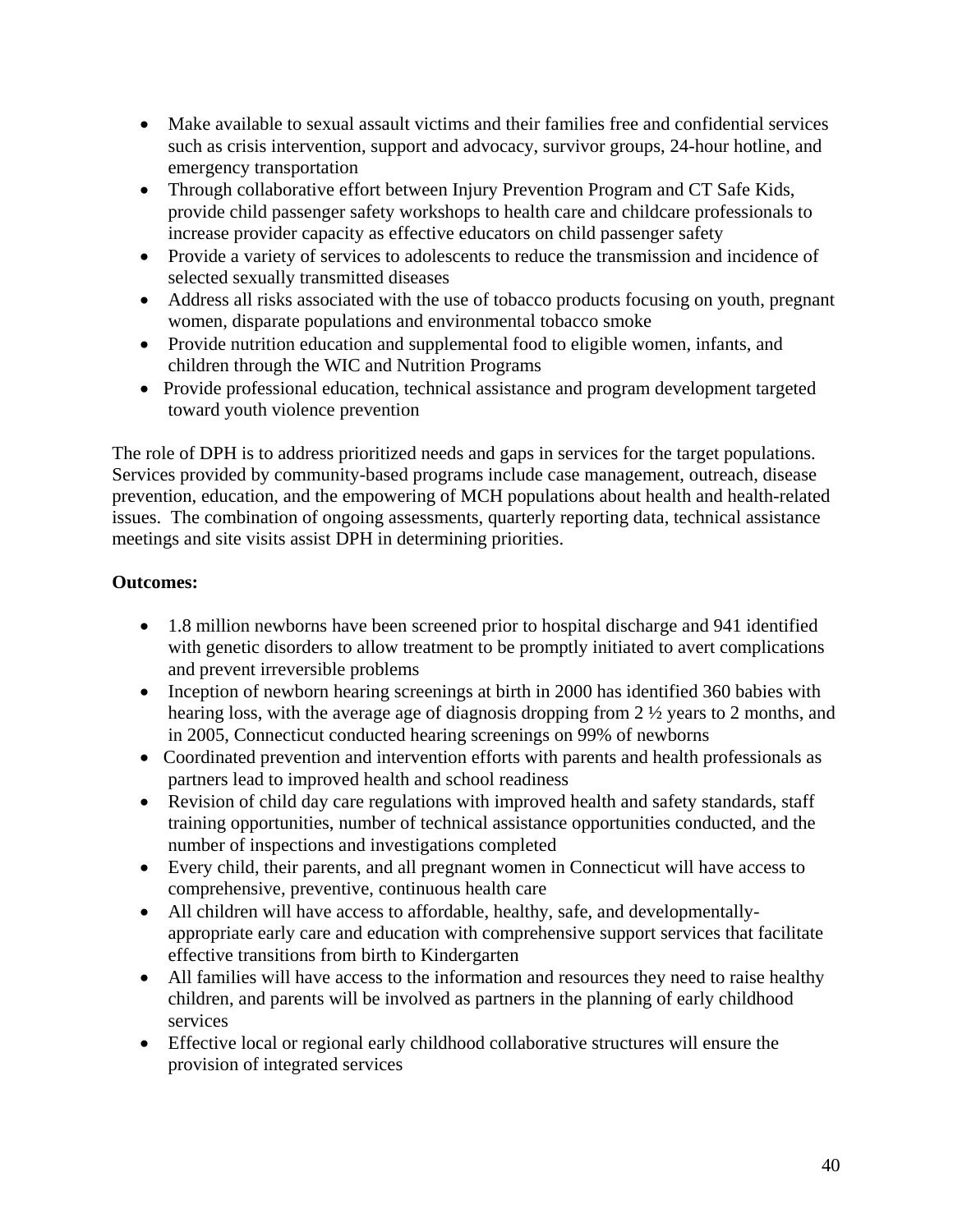- Make available to sexual assault victims and their families free and confidential services such as crisis intervention, support and advocacy, survivor groups, 24-hour hotline, and emergency transportation
- Through collaborative effort between Injury Prevention Program and CT Safe Kids, provide child passenger safety workshops to health care and childcare professionals to increase provider capacity as effective educators on child passenger safety
- Provide a variety of services to adolescents to reduce the transmission and incidence of selected sexually transmitted diseases
- Address all risks associated with the use of tobacco products focusing on youth, pregnant women, disparate populations and environmental tobacco smoke
- Provide nutrition education and supplemental food to eligible women, infants, and children through the WIC and Nutrition Programs
- Provide professional education, technical assistance and program development targeted toward youth violence prevention

The role of DPH is to address prioritized needs and gaps in services for the target populations. Services provided by community-based programs include case management, outreach, disease prevention, education, and the empowering of MCH populations about health and health-related issues. The combination of ongoing assessments, quarterly reporting data, technical assistance meetings and site visits assist DPH in determining priorities.

**Outcomes:**

- 1.8 million newborns have been screened prior to hospital discharge and 941 identified with genetic disorders to allow treatment to be promptly initiated to avert complications and prevent irreversible problems
- Inception of newborn hearing screenings at birth in 2000 has identified 360 babies with hearing loss, with the average age of diagnosis dropping from 2 ½ years to 2 months, and in 2005, Connecticut conducted hearing screenings on 99% of newborns
- Coordinated prevention and intervention efforts with parents and health professionals as partners lead to improved health and school readiness
- Revision of child day care regulations with improved health and safety standards, staff training opportunities, number of technical assistance opportunities conducted, and the number of inspections and investigations completed
- Every child, their parents, and all pregnant women in Connecticut will have access to comprehensive, preventive, continuous health care
- All children will have access to affordable, healthy, safe, and developmentally-appropriate early care and education with comprehensive support services that facilitate effective transitions from birth to Kindergarten
- All families will have access to the information and resources they need to raise healthy children, and parents will be involved as partners in the planning of early childhood services
- Effective local or regional early childhood collaborative structures will ensure the provision of integrated services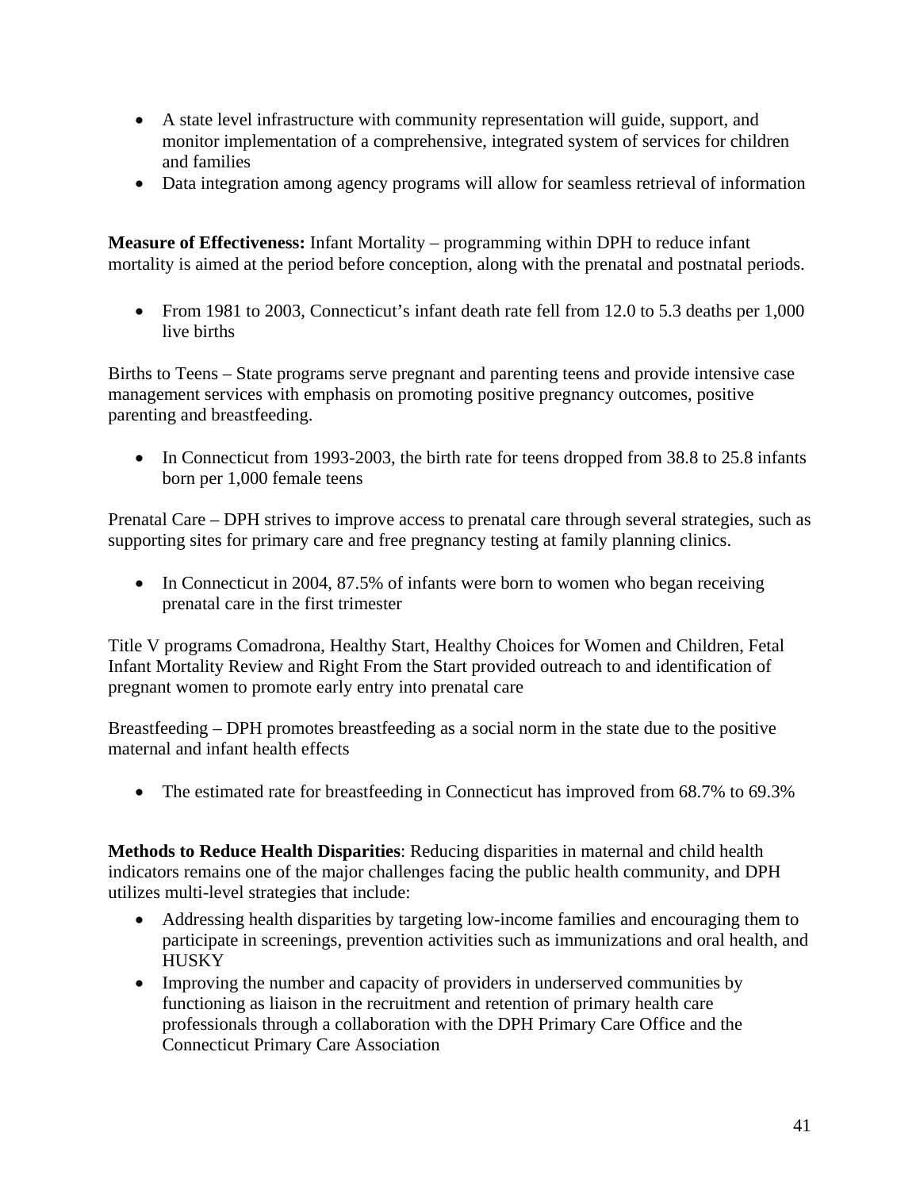- A state level infrastructure with community representation will guide, support, and monitor implementation of a comprehensive, integrated system of services for children and families
- Data integration among agency programs will allow for seamless retrieval of information

**Measure of Effectiveness:** Infant Mortality – programming within DPH to reduce infant mortality is aimed at the period before conception, along with the prenatal and postnatal periods.

- From 1981 to 2003, Connecticut's infant death rate fell from 12.0 to 5.3 deaths per 1,000 live births

Births to Teens – State programs serve pregnant and parenting teens and provide intensive case management services with emphasis on promoting positive pregnancy outcomes, positive parenting and breastfeeding.

- In Connecticut from 1993-2003, the birth rate for teens dropped from 38.8 to 25.8 infants born per 1,000 female teens

Prenatal Care – DPH strives to improve access to prenatal care through several strategies, such as supporting sites for primary care and free pregnancy testing at family planning clinics.

- In Connecticut in 2004, 87.5% of infants were born to women who began receiving prenatal care in the first trimester

Title V programs Comadrona, Healthy Start, Healthy Choices for Women and Children, Fetal Infant Mortality Review and Right From the Start provided outreach to and identification of pregnant women to promote early entry into prenatal care

Breastfeeding – DPH promotes breastfeeding as a social norm in the state due to the positive maternal and infant health effects

- The estimated rate for breastfeeding in Connecticut has improved from 68.7% to 69.3%

**Methods to Reduce Health Disparities**: Reducing disparities in maternal and child health indicators remains one of the major challenges facing the public health community, and DPH utilizes multi-level strategies that include:

- Addressing health disparities by targeting low-income families and encouraging them to participate in screenings, prevention activities such as immunizations and oral health, and HUSKY
- Improving the number and capacity of providers in underserved communities by functioning as liaison in the recruitment and retention of primary health care professionals through a collaboration with the DPH Primary Care Office and the Connecticut Primary Care Association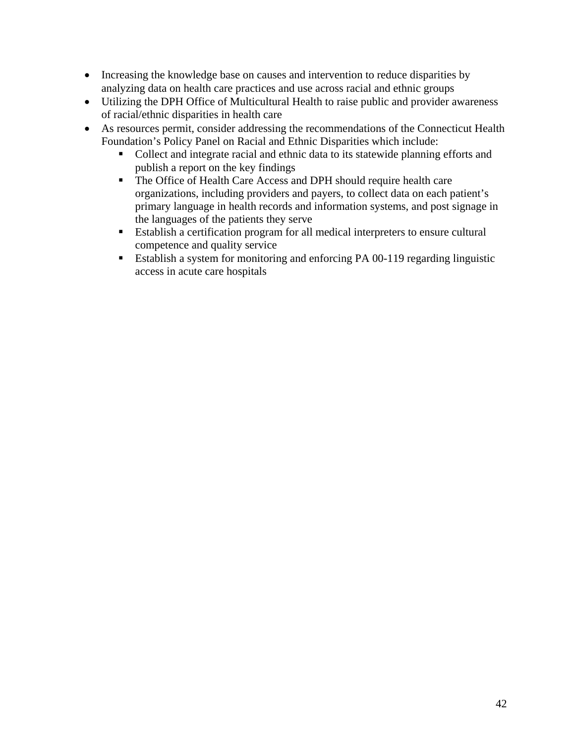- Increasing the knowledge base on causes and intervention to reduce disparities by analyzing data on health care practices and use across racial and ethnic groups
- Utilizing the DPH Office of Multicultural Health to raise public and provider awareness of racial/ethnic disparities in health care
- As resources permit, consider addressing the recommendations of the Connecticut Health Foundation's Policy Panel on Racial and Ethnic Disparities which include:
    - Collect and integrate racial and ethnic data to its statewide planning efforts and publish a report on the key findings
    - The Office of Health Care Access and DPH should require health care organizations, including providers and payers, to collect data on each patient's primary language in health records and information systems, and post signage in the languages of the patients they serve
    - Establish a certification program for all medical interpreters to ensure cultural competence and quality service
    - Establish a system for monitoring and enforcing PA 00-119 regarding linguistic access in acute care hospitals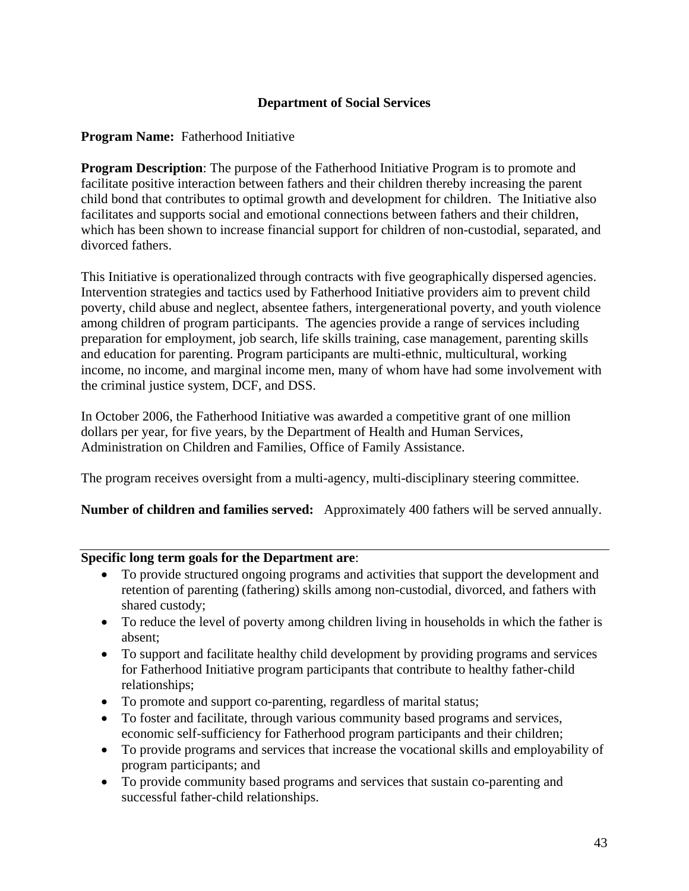## Department of Social Services

**Program Name:** Fatherhood Initiative

**Program Description**: The purpose of the Fatherhood Initiative Program is to promote and facilitate positive interaction between fathers and their children thereby increasing the parent child bond that contributes to optimal growth and development for children. The Initiative also facilitates and supports social and emotional connections between fathers and their children, which has been shown to increase financial support for children of non-custodial, separated, and divorced fathers.

This Initiative is operationalized through contracts with five geographically dispersed agencies. Intervention strategies and tactics used by Fatherhood Initiative providers aim to prevent child poverty, child abuse and neglect, absentee fathers, intergenerational poverty, and youth violence among children of program participants. The agencies provide a range of services including preparation for employment, job search, life skills training, case management, parenting skills and education for parenting. Program participants are multi-ethnic, multicultural, working income, no income, and marginal income men, many of whom have had some involvement with the criminal justice system, DCF, and DSS.

In October 2006, the Fatherhood Initiative was awarded a competitive grant of one million dollars per year, for five years, by the Department of Health and Human Services, Administration on Children and Families, Office of Family Assistance.

The program receives oversight from a multi-agency, multi-disciplinary steering committee.

**Number of children and families served:** Approximately 400 fathers will be served annually.

---

**Specific long term goals for the Department are**:

- To provide structured ongoing programs and activities that support the development and retention of parenting (fathering) skills among non-custodial, divorced, and fathers with shared custody;
- To reduce the level of poverty among children living in households in which the father is absent;
- To support and facilitate healthy child development by providing programs and services for Fatherhood Initiative program participants that contribute to healthy father-child relationships;
- To promote and support co-parenting, regardless of marital status;
- To foster and facilitate, through various community based programs and services, economic self-sufficiency for Fatherhood program participants and their children;
- To provide programs and services that increase the vocational skills and employability of program participants; and
- To provide community based programs and services that sustain co-parenting and successful father-child relationships.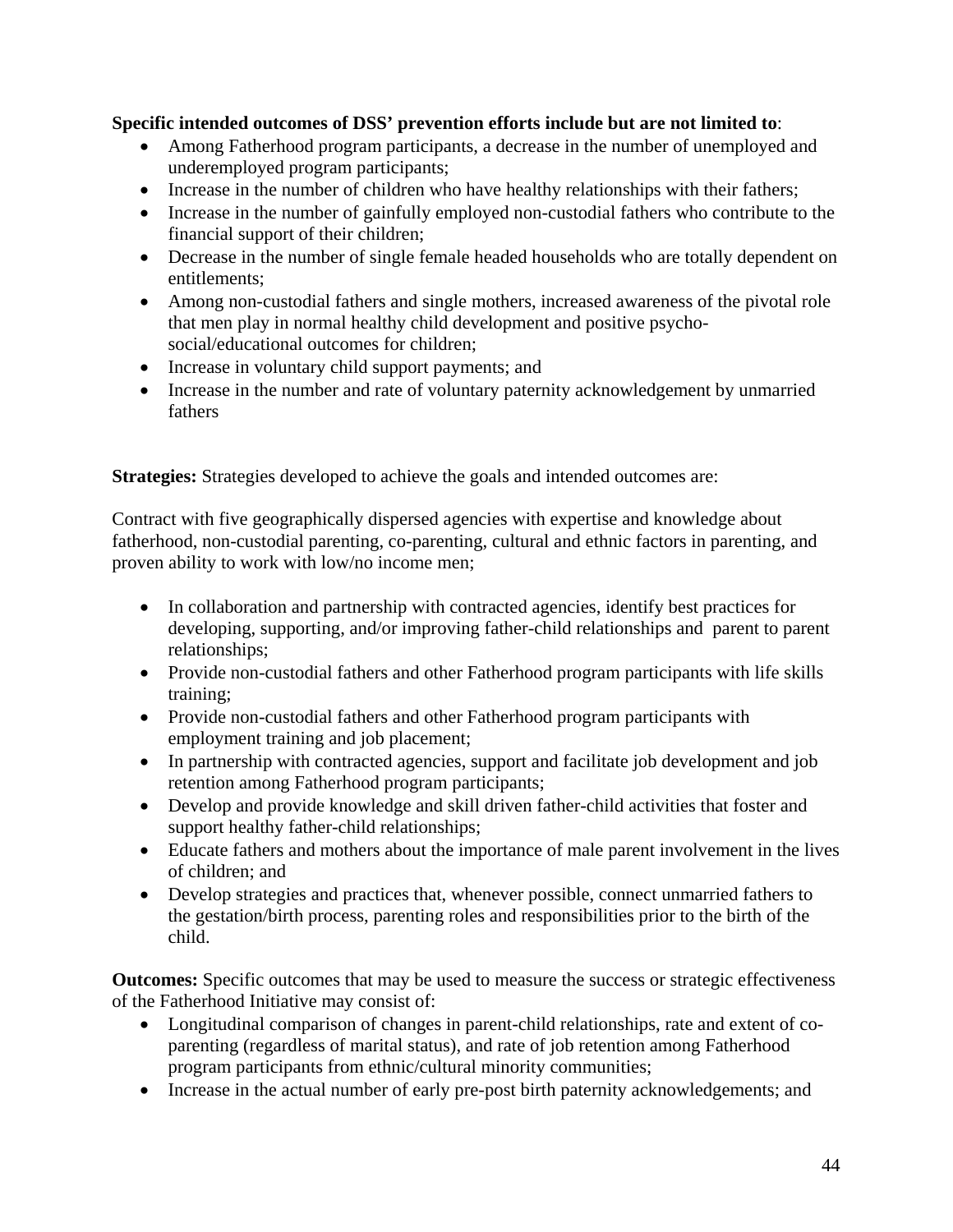**Specific intended outcomes of DSS' prevention efforts include but are not limited to**:

- Among Fatherhood program participants, a decrease in the number of unemployed and underemployed program participants;
- Increase in the number of children who have healthy relationships with their fathers;
- Increase in the number of gainfully employed non-custodial fathers who contribute to the financial support of their children;
- Decrease in the number of single female headed households who are totally dependent on entitlements;
- Among non-custodial fathers and single mothers, increased awareness of the pivotal role that men play in normal healthy child development and positive psycho-social/educational outcomes for children;
- Increase in voluntary child support payments; and
- Increase in the number and rate of voluntary paternity acknowledgement by unmarried fathers

**Strategies:** Strategies developed to achieve the goals and intended outcomes are:

Contract with five geographically dispersed agencies with expertise and knowledge about fatherhood, non-custodial parenting, co-parenting, cultural and ethnic factors in parenting, and proven ability to work with low/no income men;

- In collaboration and partnership with contracted agencies, identify best practices for developing, supporting, and/or improving father-child relationships and parent to parent relationships;
- Provide non-custodial fathers and other Fatherhood program participants with life skills training;
- Provide non-custodial fathers and other Fatherhood program participants with employment training and job placement;
- In partnership with contracted agencies, support and facilitate job development and job retention among Fatherhood program participants;
- Develop and provide knowledge and skill driven father-child activities that foster and support healthy father-child relationships;
- Educate fathers and mothers about the importance of male parent involvement in the lives of children; and
- Develop strategies and practices that, whenever possible, connect unmarried fathers to the gestation/birth process, parenting roles and responsibilities prior to the birth of the child.

**Outcomes:** Specific outcomes that may be used to measure the success or strategic effectiveness of the Fatherhood Initiative may consist of:

- Longitudinal comparison of changes in parent-child relationships, rate and extent of co-parenting (regardless of marital status), and rate of job retention among Fatherhood program participants from ethnic/cultural minority communities;
- Increase in the actual number of early pre-post birth paternity acknowledgements; and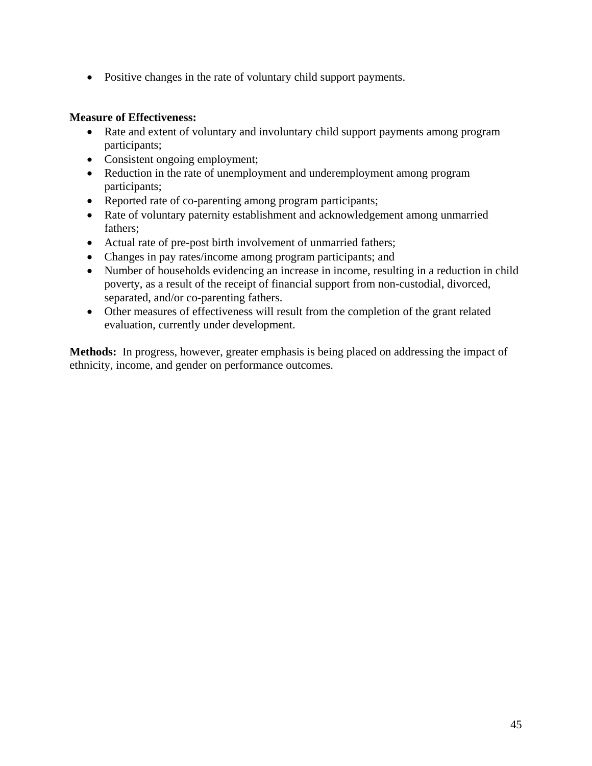- Positive changes in the rate of voluntary child support payments.

**Measure of Effectiveness:**

- Rate and extent of voluntary and involuntary child support payments among program participants;
- Consistent ongoing employment;
- Reduction in the rate of unemployment and underemployment among program participants;
- Reported rate of co-parenting among program participants;
- Rate of voluntary paternity establishment and acknowledgement among unmarried fathers;
- Actual rate of pre-post birth involvement of unmarried fathers;
- Changes in pay rates/income among program participants; and
- Number of households evidencing an increase in income, resulting in a reduction in child poverty, as a result of the receipt of financial support from non-custodial, divorced, separated, and/or co-parenting fathers.
- Other measures of effectiveness will result from the completion of the grant related evaluation, currently under development.

**Methods:** In progress, however, greater emphasis is being placed on addressing the impact of ethnicity, income, and gender on performance outcomes.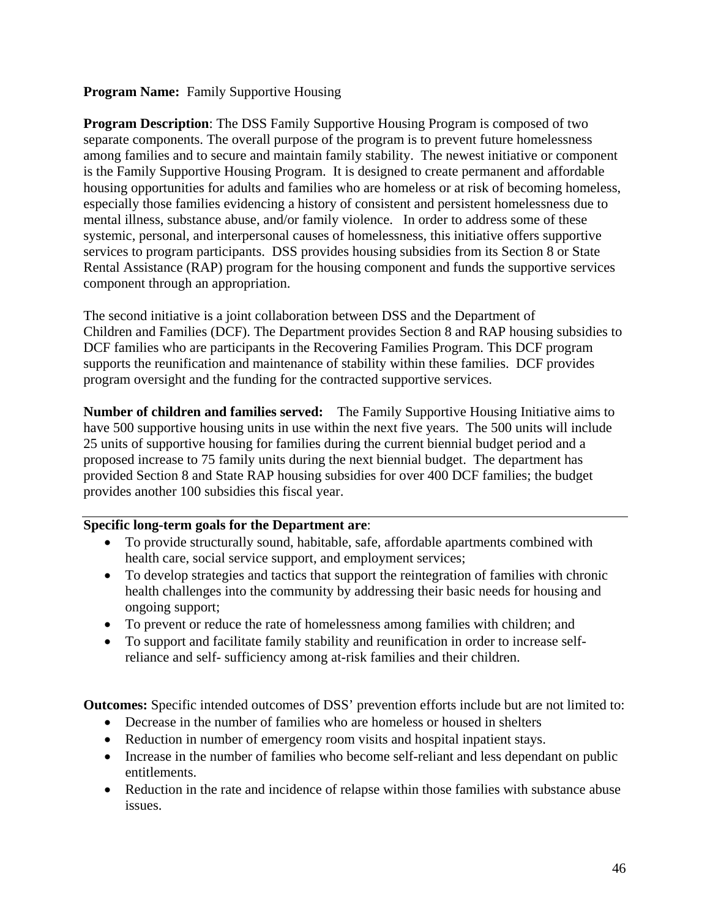**Program Name:** Family Supportive Housing

**Program Description**: The DSS Family Supportive Housing Program is composed of two separate components. The overall purpose of the program is to prevent future homelessness among families and to secure and maintain family stability. The newest initiative or component is the Family Supportive Housing Program. It is designed to create permanent and affordable housing opportunities for adults and families who are homeless or at risk of becoming homeless, especially those families evidencing a history of consistent and persistent homelessness due to mental illness, substance abuse, and/or family violence. In order to address some of these systemic, personal, and interpersonal causes of homelessness, this initiative offers supportive services to program participants. DSS provides housing subsidies from its Section 8 or State Rental Assistance (RAP) program for the housing component and funds the supportive services component through an appropriation.

The second initiative is a joint collaboration between DSS and the Department of Children and Families (DCF). The Department provides Section 8 and RAP housing subsidies to DCF families who are participants in the Recovering Families Program. This DCF program supports the reunification and maintenance of stability within these families. DCF provides program oversight and the funding for the contracted supportive services.

**Number of children and families served:** The Family Supportive Housing Initiative aims to have 500 supportive housing units in use within the next five years. The 500 units will include 25 units of supportive housing for families during the current biennial budget period and a proposed increase to 75 family units during the next biennial budget. The department has provided Section 8 and State RAP housing subsidies for over 400 DCF families; the budget provides another 100 subsidies this fiscal year.

---

**Specific long-term goals for the Department are**:

- To provide structurally sound, habitable, safe, affordable apartments combined with health care, social service support, and employment services;
- To develop strategies and tactics that support the reintegration of families with chronic health challenges into the community by addressing their basic needs for housing and ongoing support;
- To prevent or reduce the rate of homelessness among families with children; and
- To support and facilitate family stability and reunification in order to increase self-reliance and self- sufficiency among at-risk families and their children.

**Outcomes:** Specific intended outcomes of DSS' prevention efforts include but are not limited to:

- Decrease in the number of families who are homeless or housed in shelters
- Reduction in number of emergency room visits and hospital inpatient stays.
- Increase in the number of families who become self-reliant and less dependant on public entitlements.
- Reduction in the rate and incidence of relapse within those families with substance abuse issues.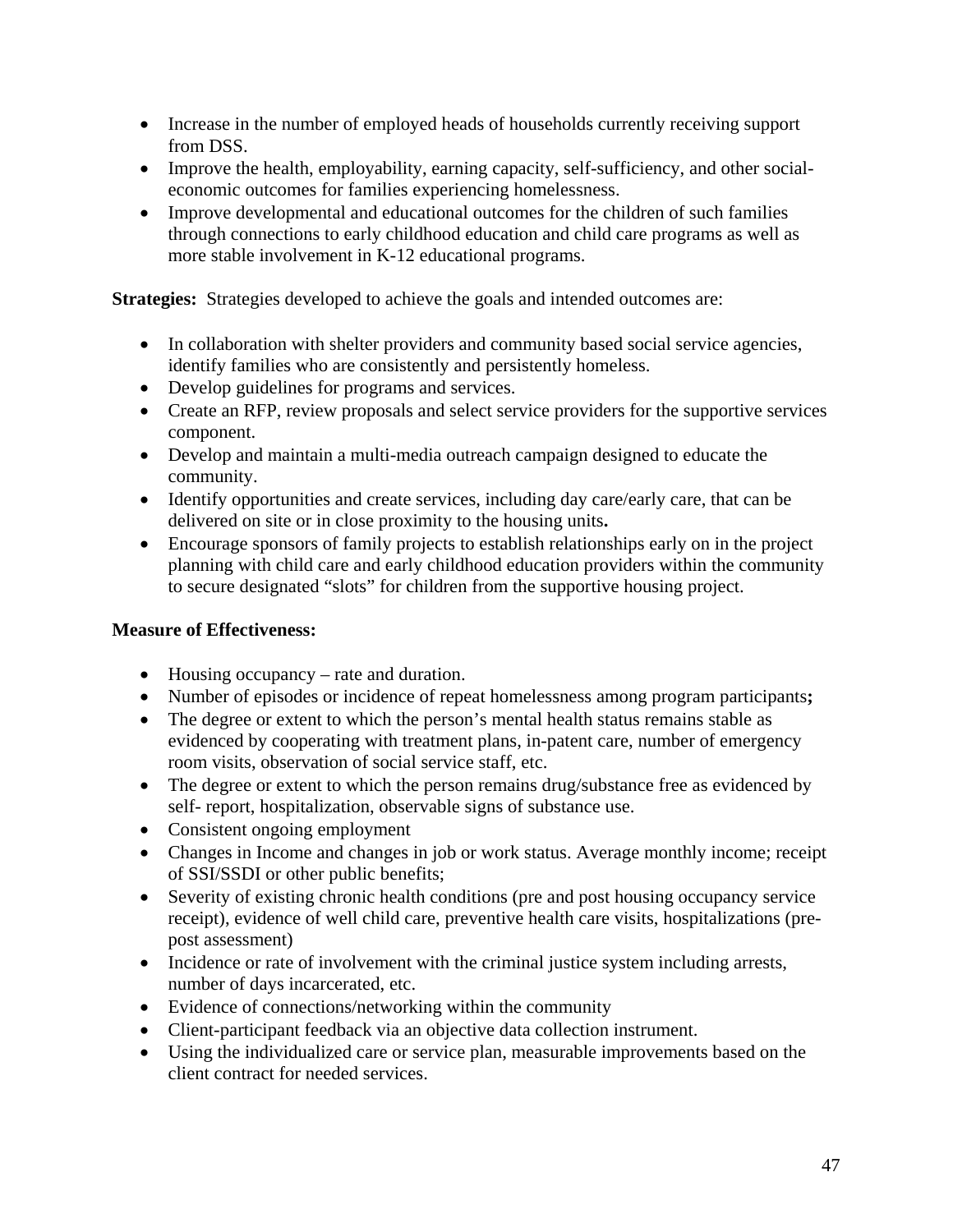- Increase in the number of employed heads of households currently receiving support from DSS.
- Improve the health, employability, earning capacity, self-sufficiency, and other social-economic outcomes for families experiencing homelessness.
- Improve developmental and educational outcomes for the children of such families through connections to early childhood education and child care programs as well as more stable involvement in K-12 educational programs.

**Strategies:** Strategies developed to achieve the goals and intended outcomes are:

- In collaboration with shelter providers and community based social service agencies, identify families who are consistently and persistently homeless.
- Develop guidelines for programs and services.
- Create an RFP, review proposals and select service providers for the supportive services component.
- Develop and maintain a multi-media outreach campaign designed to educate the community.
- Identify opportunities and create services, including day care/early care, that can be delivered on site or in close proximity to the housing units**.**
- Encourage sponsors of family projects to establish relationships early on in the project planning with child care and early childhood education providers within the community to secure designated "slots" for children from the supportive housing project.

**Measure of Effectiveness:**

- Housing occupancy – rate and duration.
- Number of episodes or incidence of repeat homelessness among program participants**;**
- The degree or extent to which the person's mental health status remains stable as evidenced by cooperating with treatment plans, in-patent care, number of emergency room visits, observation of social service staff, etc.
- The degree or extent to which the person remains drug/substance free as evidenced by self- report, hospitalization, observable signs of substance use.
- Consistent ongoing employment
- Changes in Income and changes in job or work status. Average monthly income; receipt of SSI/SSDI or other public benefits;
- Severity of existing chronic health conditions (pre and post housing occupancy service receipt), evidence of well child care, preventive health care visits, hospitalizations (pre-post assessment)
- Incidence or rate of involvement with the criminal justice system including arrests, number of days incarcerated, etc.
- Evidence of connections/networking within the community
- Client-participant feedback via an objective data collection instrument.
- Using the individualized care or service plan, measurable improvements based on the client contract for needed services.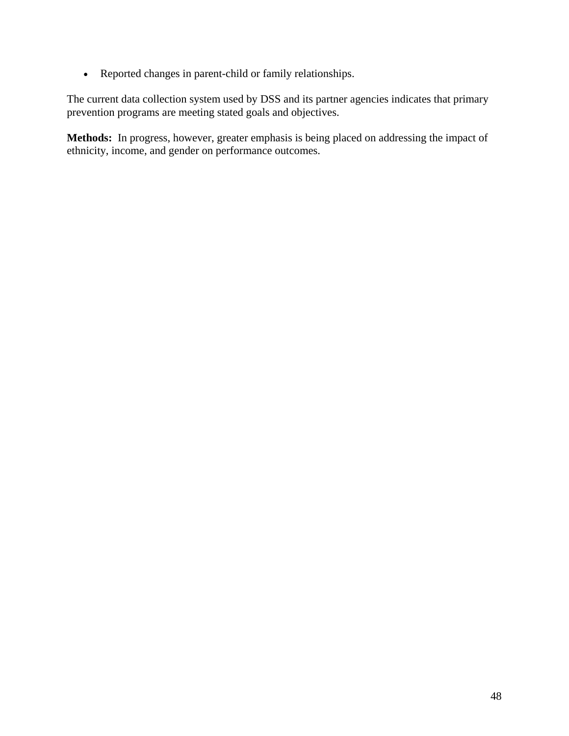- Reported changes in parent-child or family relationships.

The current data collection system used by DSS and its partner agencies indicates that primary prevention programs are meeting stated goals and objectives.

**Methods:** In progress, however, greater emphasis is being placed on addressing the impact of ethnicity, income, and gender on performance outcomes.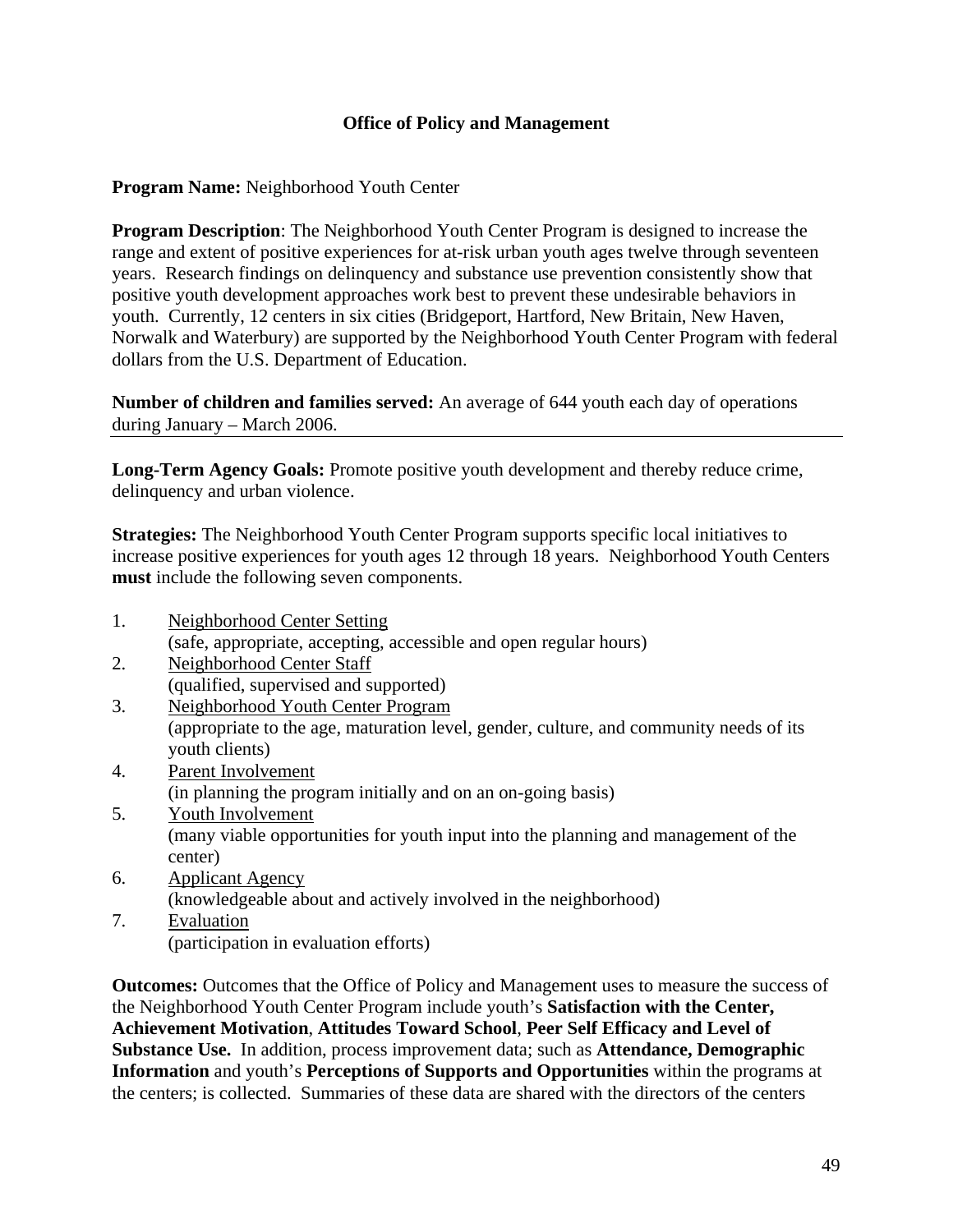**Office of Policy and Management**

**Program Name:** Neighborhood Youth Center

**Program Description**: The Neighborhood Youth Center Program is designed to increase the range and extent of positive experiences for at-risk urban youth ages twelve through seventeen years. Research findings on delinquency and substance use prevention consistently show that positive youth development approaches work best to prevent these undesirable behaviors in youth. Currently, 12 centers in six cities (Bridgeport, Hartford, New Britain, New Haven, Norwalk and Waterbury) are supported by the Neighborhood Youth Center Program with federal dollars from the U.S. Department of Education.

**Number of children and families served:** An average of 644 youth each day of operations during January – March 2006.

---

**Long-Term Agency Goals:** Promote positive youth development and thereby reduce crime, delinquency and urban violence.

**Strategies:** The Neighborhood Youth Center Program supports specific local initiatives to increase positive experiences for youth ages 12 through 18 years. Neighborhood Youth Centers **must** include the following seven components.

1. Neighborhood Center Setting
   (safe, appropriate, accepting, accessible and open regular hours)
2. Neighborhood Center Staff
   (qualified, supervised and supported)
3. Neighborhood Youth Center Program
   (appropriate to the age, maturation level, gender, culture, and community needs of its youth clients)
4. Parent Involvement
   (in planning the program initially and on an on-going basis)
5. Youth Involvement
   (many viable opportunities for youth input into the planning and management of the center)
6. Applicant Agency
   (knowledgeable about and actively involved in the neighborhood)
7. Evaluation
   (participation in evaluation efforts)

**Outcomes:** Outcomes that the Office of Policy and Management uses to measure the success of the Neighborhood Youth Center Program include youth's **Satisfaction with the Center, Achievement Motivation**, **Attitudes Toward School**, **Peer Self Efficacy and Level of Substance Use.** In addition, process improvement data; such as **Attendance, Demographic Information** and youth's **Perceptions of Supports and Opportunities** within the programs at the centers; is collected. Summaries of these data are shared with the directors of the centers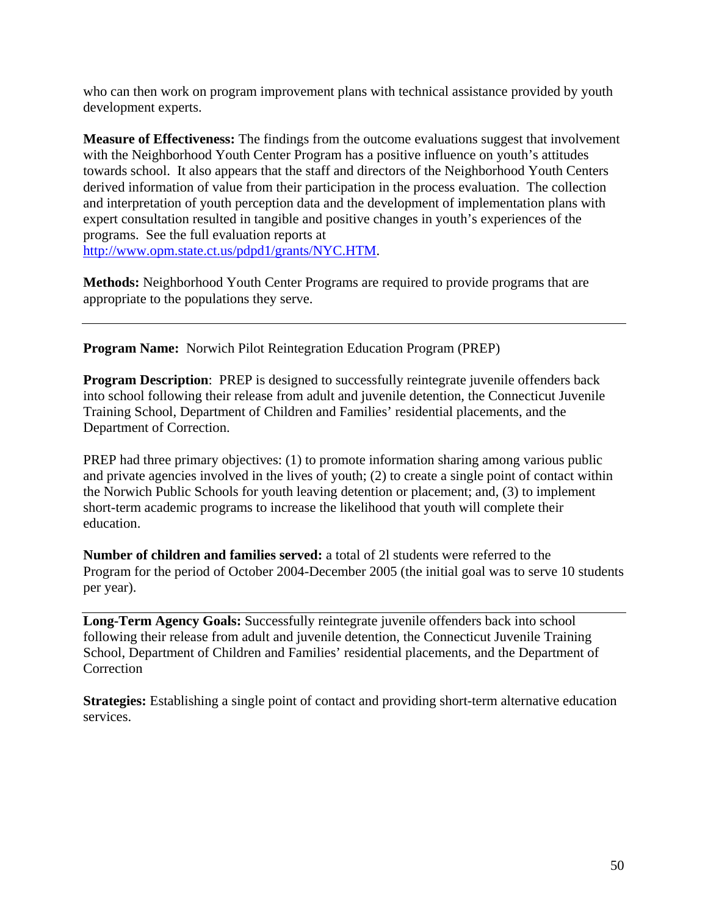who can then work on program improvement plans with technical assistance provided by youth development experts.

**Measure of Effectiveness:** The findings from the outcome evaluations suggest that involvement with the Neighborhood Youth Center Program has a positive influence on youth's attitudes towards school. It also appears that the staff and directors of the Neighborhood Youth Centers derived information of value from their participation in the process evaluation. The collection and interpretation of youth perception data and the development of implementation plans with expert consultation resulted in tangible and positive changes in youth's experiences of the programs. See the full evaluation reports at http://www.opm.state.ct.us/pdpd1/grants/NYC.HTM.

**Methods:** Neighborhood Youth Center Programs are required to provide programs that are appropriate to the populations they serve.

---

**Program Name:** Norwich Pilot Reintegration Education Program (PREP)

**Program Description**: PREP is designed to successfully reintegrate juvenile offenders back into school following their release from adult and juvenile detention, the Connecticut Juvenile Training School, Department of Children and Families' residential placements, and the Department of Correction.

PREP had three primary objectives: (1) to promote information sharing among various public and private agencies involved in the lives of youth; (2) to create a single point of contact within the Norwich Public Schools for youth leaving detention or placement; and, (3) to implement short-term academic programs to increase the likelihood that youth will complete their education.

**Number of children and families served:** a total of 2l students were referred to the Program for the period of October 2004-December 2005 (the initial goal was to serve 10 students per year).

---

**Long-Term Agency Goals:** Successfully reintegrate juvenile offenders back into school following their release from adult and juvenile detention, the Connecticut Juvenile Training School, Department of Children and Families' residential placements, and the Department of Correction

**Strategies:** Establishing a single point of contact and providing short-term alternative education services.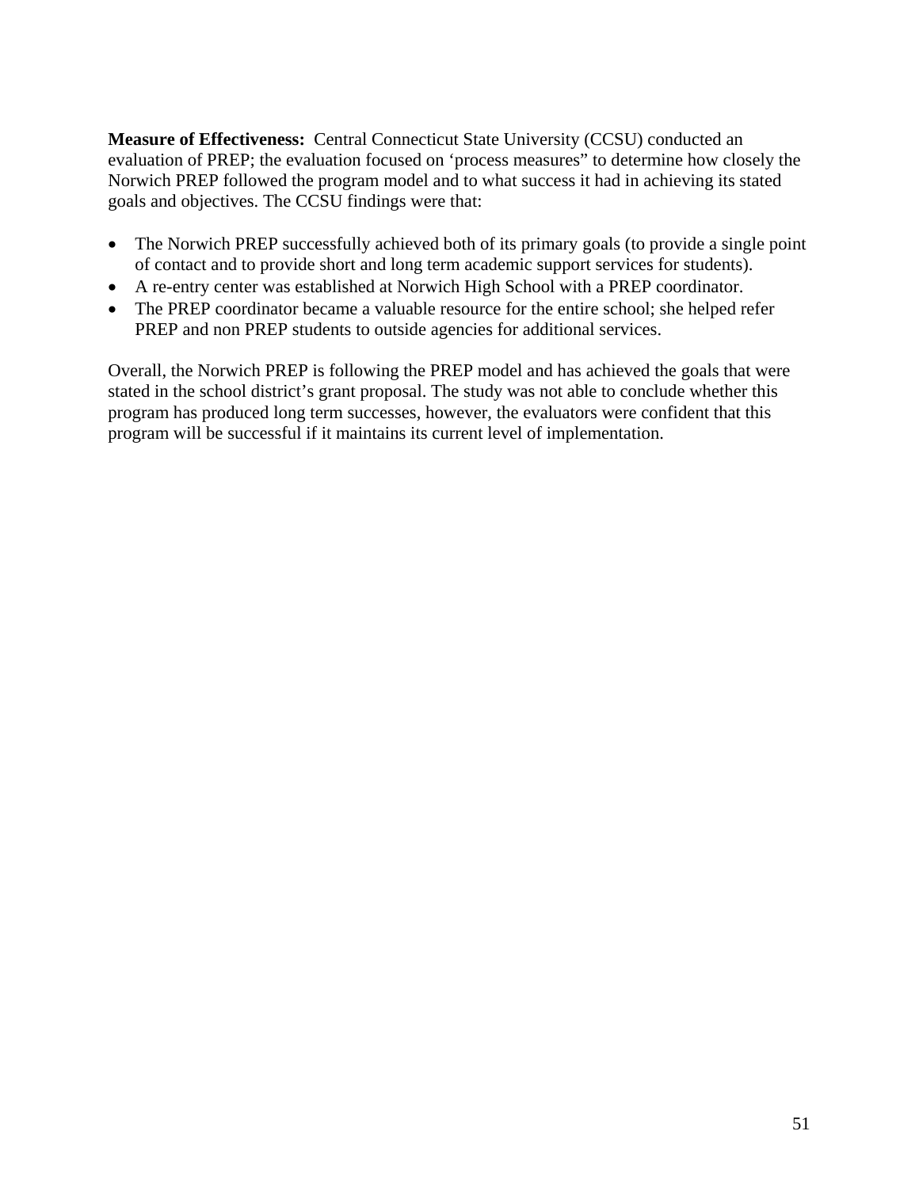**Measure of Effectiveness:** Central Connecticut State University (CCSU) conducted an evaluation of PREP; the evaluation focused on 'process measures" to determine how closely the Norwich PREP followed the program model and to what success it had in achieving its stated goals and objectives. The CCSU findings were that:

- The Norwich PREP successfully achieved both of its primary goals (to provide a single point of contact and to provide short and long term academic support services for students).
- A re-entry center was established at Norwich High School with a PREP coordinator.
- The PREP coordinator became a valuable resource for the entire school; she helped refer PREP and non PREP students to outside agencies for additional services.

Overall, the Norwich PREP is following the PREP model and has achieved the goals that were stated in the school district's grant proposal. The study was not able to conclude whether this program has produced long term successes, however, the evaluators were confident that this program will be successful if it maintains its current level of implementation.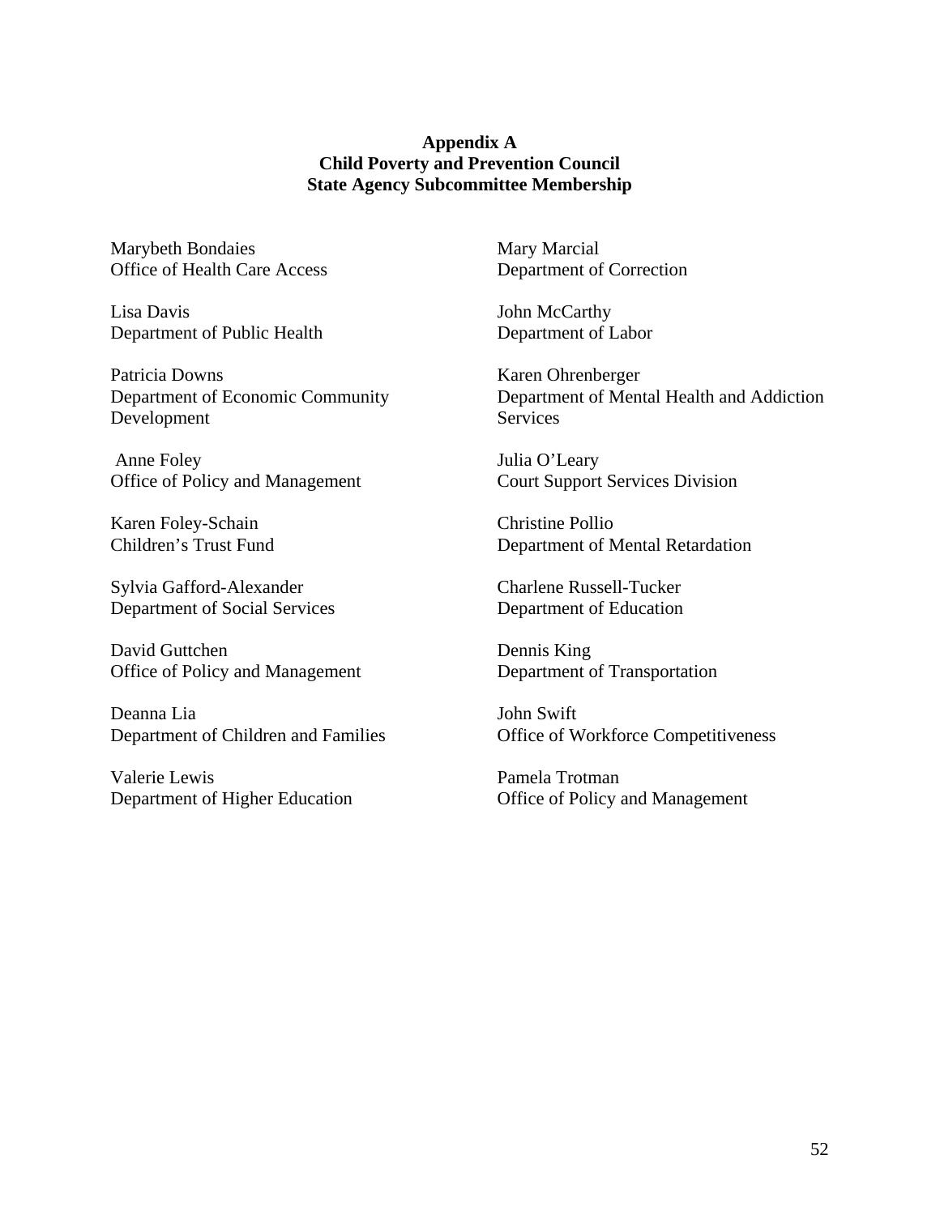**Appendix A**
**Child Poverty and Prevention Council**
**State Agency Subcommittee Membership**

Marybeth Bondaies
Office of Health Care Access

Lisa Davis
Department of Public Health

Patricia Downs
Department of Economic Community Development

Anne Foley
Office of Policy and Management

Karen Foley-Schain
Children's Trust Fund

Sylvia Gafford-Alexander
Department of Social Services

David Guttchen
Office of Policy and Management

Deanna Lia
Department of Children and Families

Valerie Lewis
Department of Higher Education

Mary Marcial
Department of Correction

John McCarthy
Department of Labor

Karen Ohrenberger
Department of Mental Health and Addiction Services

Julia O'Leary
Court Support Services Division

Christine Pollio
Department of Mental Retardation

Charlene Russell-Tucker
Department of Education

Dennis King
Department of Transportation

John Swift
Office of Workforce Competitiveness

Pamela Trotman
Office of Policy and Management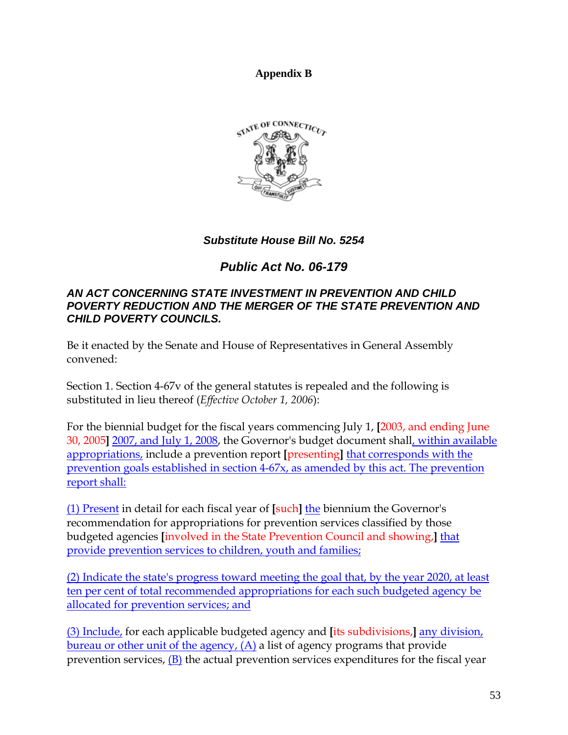**Appendix B**

***Substitute House Bill No. 5254***

## *Public Act No. 06-179*

### *AN ACT CONCERNING STATE INVESTMENT IN PREVENTION AND CHILD POVERTY REDUCTION AND THE MERGER OF THE STATE PREVENTION AND CHILD POVERTY COUNCILS.*

Be it enacted by the Senate and House of Representatives in General Assembly convened:

Section 1. Section 4-67v of the general statutes is repealed and the following is substituted in lieu thereof (*Effective October 1, 2006*):

For the biennial budget for the fiscal years commencing July 1, [2003, and ending June 30, 2005] 2007, and July 1, 2008, the Governor's budget document shall, within available appropriations, include a prevention report [presenting] that corresponds with the prevention goals established in section 4-67x, as amended by this act. The prevention report shall:

(1) Present in detail for each fiscal year of [such] the biennium the Governor's recommendation for appropriations for prevention services classified by those budgeted agencies [involved in the State Prevention Council and showing,] that provide prevention services to children, youth and families;

(2) Indicate the state's progress toward meeting the goal that, by the year 2020, at least ten per cent of total recommended appropriations for each such budgeted agency be allocated for prevention services; and

(3) Include, for each applicable budgeted agency and [its subdivisions,] any division, bureau or other unit of the agency, (A) a list of agency programs that provide prevention services, (B) the actual prevention services expenditures for the fiscal year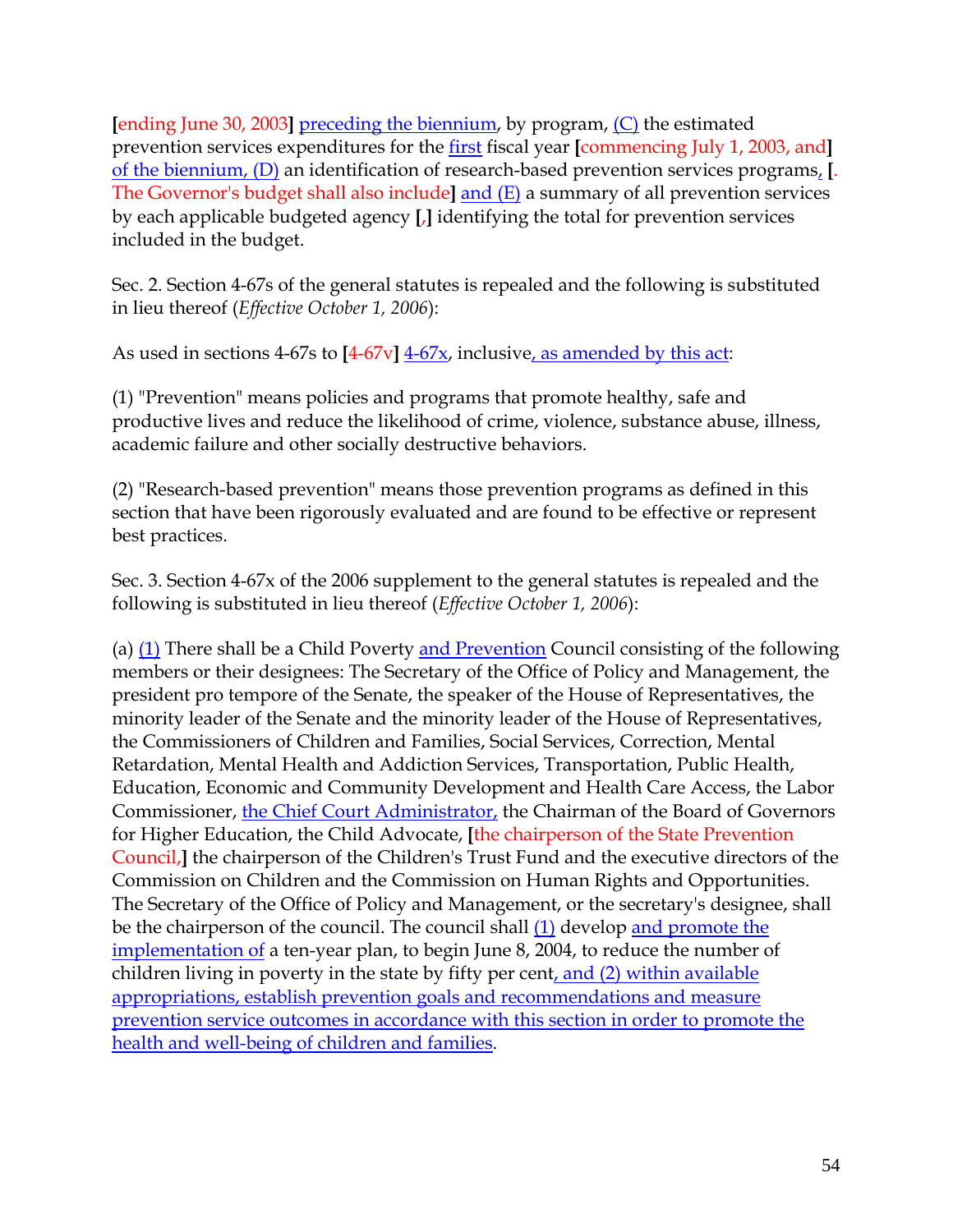[ending June 30, 2003] preceding the biennium, by program, (C) the estimated prevention services expenditures for the first fiscal year [commencing July 1, 2003, and] of the biennium, (D) an identification of research-based prevention services programs, [. The Governor's budget shall also include] and (E) a summary of all prevention services by each applicable budgeted agency [,] identifying the total for prevention services included in the budget.

Sec. 2. Section 4-67s of the general statutes is repealed and the following is substituted in lieu thereof (*Effective October 1, 2006*):

As used in sections 4-67s to [4-67v] 4-67x, inclusive, as amended by this act:

(1) "Prevention" means policies and programs that promote healthy, safe and productive lives and reduce the likelihood of crime, violence, substance abuse, illness, academic failure and other socially destructive behaviors.

(2) "Research-based prevention" means those prevention programs as defined in this section that have been rigorously evaluated and are found to be effective or represent best practices.

Sec. 3. Section 4-67x of the 2006 supplement to the general statutes is repealed and the following is substituted in lieu thereof (*Effective October 1, 2006*):

(a) (1) There shall be a Child Poverty and Prevention Council consisting of the following members or their designees: The Secretary of the Office of Policy and Management, the president pro tempore of the Senate, the speaker of the House of Representatives, the minority leader of the Senate and the minority leader of the House of Representatives, the Commissioners of Children and Families, Social Services, Correction, Mental Retardation, Mental Health and Addiction Services, Transportation, Public Health, Education, Economic and Community Development and Health Care Access, the Labor Commissioner, the Chief Court Administrator, the Chairman of the Board of Governors for Higher Education, the Child Advocate, [the chairperson of the State Prevention Council,] the chairperson of the Children's Trust Fund and the executive directors of the Commission on Children and the Commission on Human Rights and Opportunities. The Secretary of the Office of Policy and Management, or the secretary's designee, shall be the chairperson of the council. The council shall (1) develop and promote the implementation of a ten-year plan, to begin June 8, 2004, to reduce the number of children living in poverty in the state by fifty per cent, and (2) within available appropriations, establish prevention goals and recommendations and measure prevention service outcomes in accordance with this section in order to promote the health and well-being of children and families.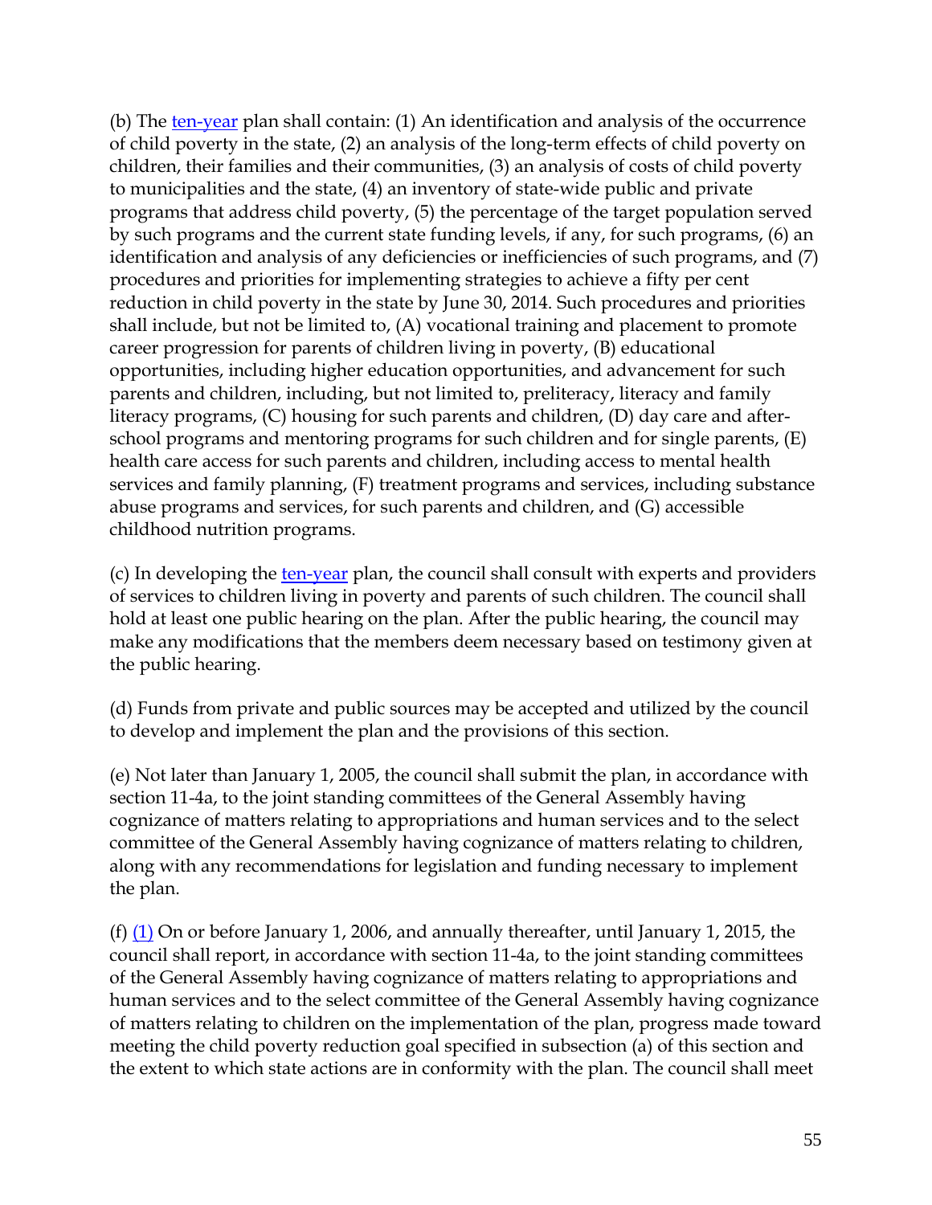(b) The [ten-year]() plan shall contain: (1) An identification and analysis of the occurrence of child poverty in the state, (2) an analysis of the long-term effects of child poverty on children, their families and their communities, (3) an analysis of costs of child poverty to municipalities and the state, (4) an inventory of state-wide public and private programs that address child poverty, (5) the percentage of the target population served by such programs and the current state funding levels, if any, for such programs, (6) an identification and analysis of any deficiencies or inefficiencies of such programs, and (7) procedures and priorities for implementing strategies to achieve a fifty per cent reduction in child poverty in the state by June 30, 2014. Such procedures and priorities shall include, but not be limited to, (A) vocational training and placement to promote career progression for parents of children living in poverty, (B) educational opportunities, including higher education opportunities, and advancement for such parents and children, including, but not limited to, preliteracy, literacy and family literacy programs, (C) housing for such parents and children, (D) day care and after-school programs and mentoring programs for such children and for single parents, (E) health care access for such parents and children, including access to mental health services and family planning, (F) treatment programs and services, including substance abuse programs and services, for such parents and children, and (G) accessible childhood nutrition programs.

(c) In developing the [ten-year]() plan, the council shall consult with experts and providers of services to children living in poverty and parents of such children. The council shall hold at least one public hearing on the plan. After the public hearing, the council may make any modifications that the members deem necessary based on testimony given at the public hearing.

(d) Funds from private and public sources may be accepted and utilized by the council to develop and implement the plan and the provisions of this section.

(e) Not later than January 1, 2005, the council shall submit the plan, in accordance with section 11-4a, to the joint standing committees of the General Assembly having cognizance of matters relating to appropriations and human services and to the select committee of the General Assembly having cognizance of matters relating to children, along with any recommendations for legislation and funding necessary to implement the plan.

(f) [(1)]() On or before January 1, 2006, and annually thereafter, until January 1, 2015, the council shall report, in accordance with section 11-4a, to the joint standing committees of the General Assembly having cognizance of matters relating to appropriations and human services and to the select committee of the General Assembly having cognizance of matters relating to children on the implementation of the plan, progress made toward meeting the child poverty reduction goal specified in subsection (a) of this section and the extent to which state actions are in conformity with the plan. The council shall meet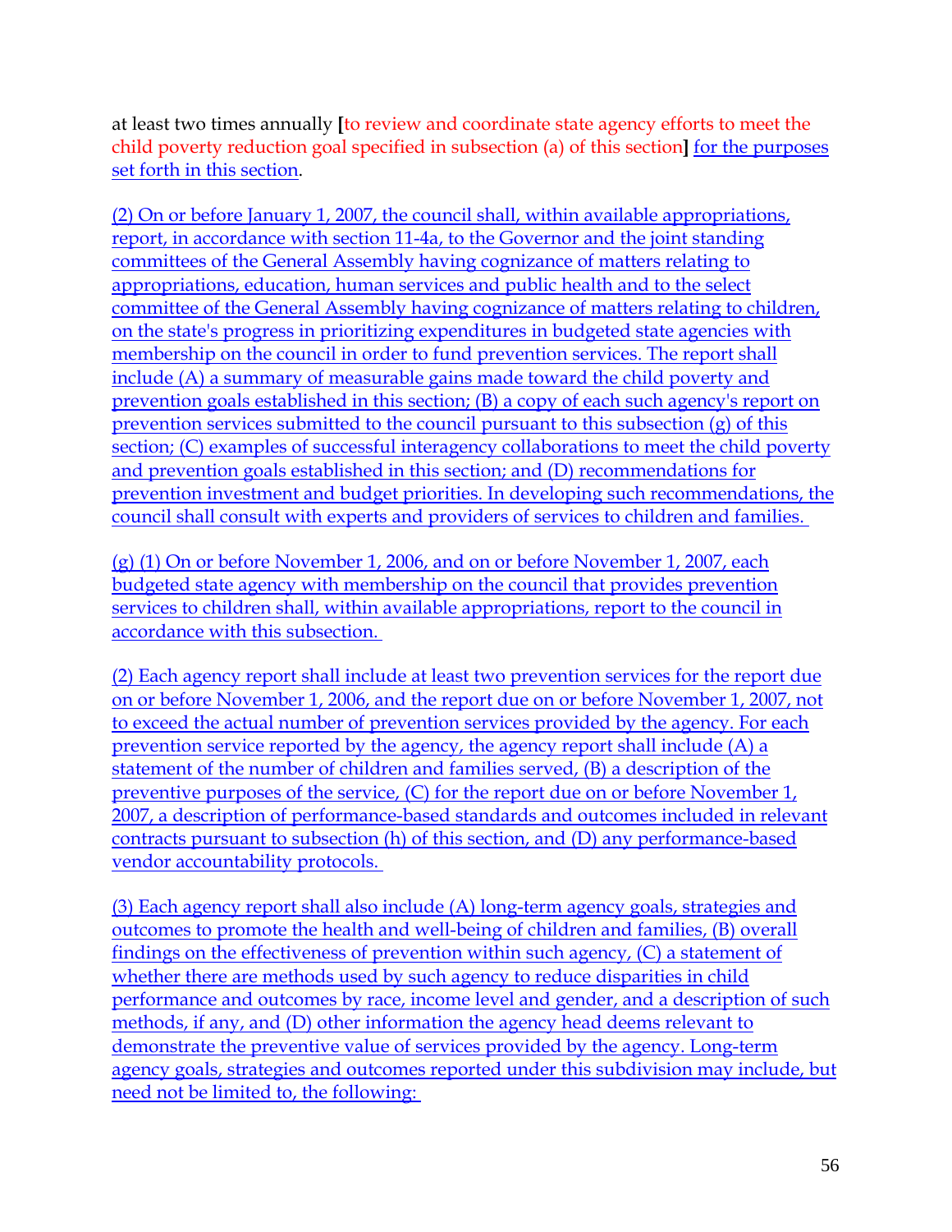at least two times annually **[**to review and coordinate state agency efforts to meet the child poverty reduction goal specified in subsection (a) of this section**]** <u>for the purposes set forth in this section</u>.

<u>(2) On or before January 1, 2007, the council shall, within available appropriations, report, in accordance with section 11-4a, to the Governor and the joint standing committees of the General Assembly having cognizance of matters relating to appropriations, education, human services and public health and to the select committee of the General Assembly having cognizance of matters relating to children, on the state's progress in prioritizing expenditures in budgeted state agencies with membership on the council in order to fund prevention services. The report shall include (A) a summary of measurable gains made toward the child poverty and prevention goals established in this section; (B) a copy of each such agency's report on prevention services submitted to the council pursuant to this subsection (g) of this section; (C) examples of successful interagency collaborations to meet the child poverty and prevention goals established in this section; and (D) recommendations for prevention investment and budget priorities. In developing such recommendations, the council shall consult with experts and providers of services to children and families.</u>

<u>(g) (1) On or before November 1, 2006, and on or before November 1, 2007, each budgeted state agency with membership on the council that provides prevention services to children shall, within available appropriations, report to the council in accordance with this subsection.</u>

<u>(2) Each agency report shall include at least two prevention services for the report due on or before November 1, 2006, and the report due on or before November 1, 2007, not to exceed the actual number of prevention services provided by the agency. For each prevention service reported by the agency, the agency report shall include (A) a statement of the number of children and families served, (B) a description of the preventive purposes of the service, (C) for the report due on or before November 1, 2007, a description of performance-based standards and outcomes included in relevant contracts pursuant to subsection (h) of this section, and (D) any performance-based vendor accountability protocols.</u>

<u>(3) Each agency report shall also include (A) long-term agency goals, strategies and outcomes to promote the health and well-being of children and families, (B) overall findings on the effectiveness of prevention within such agency, (C) a statement of whether there are methods used by such agency to reduce disparities in child performance and outcomes by race, income level and gender, and a description of such methods, if any, and (D) other information the agency head deems relevant to demonstrate the preventive value of services provided by the agency. Long-term agency goals, strategies and outcomes reported under this subdivision may include, but need not be limited to, the following:</u>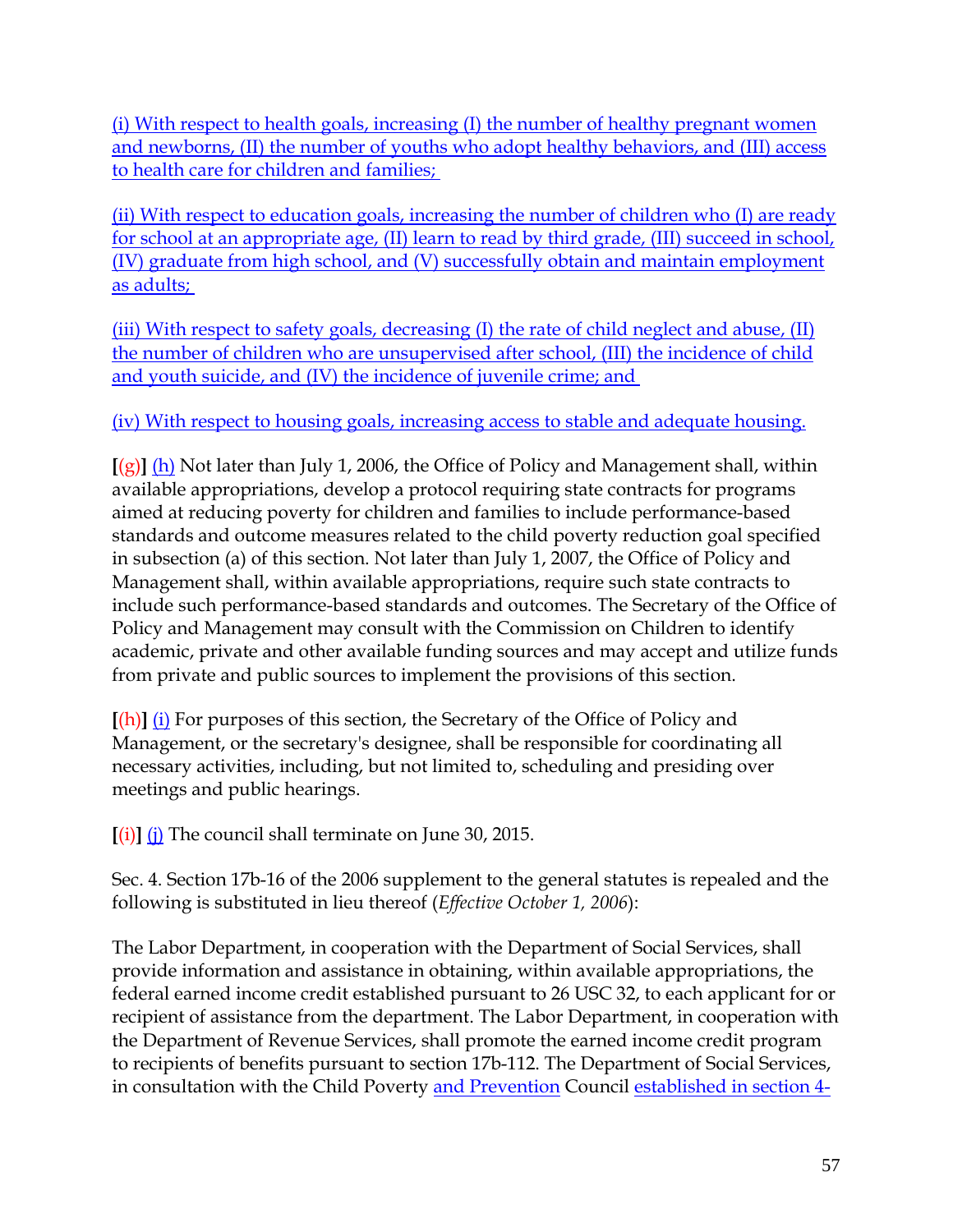(i) With respect to health goals, increasing (I) the number of healthy pregnant women and newborns, (II) the number of youths who adopt healthy behaviors, and (III) access to health care for children and families;

(ii) With respect to education goals, increasing the number of children who (I) are ready for school at an appropriate age, (II) learn to read by third grade, (III) succeed in school, (IV) graduate from high school, and (V) successfully obtain and maintain employment as adults;

(iii) With respect to safety goals, decreasing (I) the rate of child neglect and abuse, (II) the number of children who are unsupervised after school, (III) the incidence of child and youth suicide, and (IV) the incidence of juvenile crime; and

(iv) With respect to housing goals, increasing access to stable and adequate housing.

[(g)] (h) Not later than July 1, 2006, the Office of Policy and Management shall, within available appropriations, develop a protocol requiring state contracts for programs aimed at reducing poverty for children and families to include performance-based standards and outcome measures related to the child poverty reduction goal specified in subsection (a) of this section. Not later than July 1, 2007, the Office of Policy and Management shall, within available appropriations, require such state contracts to include such performance-based standards and outcomes. The Secretary of the Office of Policy and Management may consult with the Commission on Children to identify academic, private and other available funding sources and may accept and utilize funds from private and public sources to implement the provisions of this section.

[(h)] (i) For purposes of this section, the Secretary of the Office of Policy and Management, or the secretary's designee, shall be responsible for coordinating all necessary activities, including, but not limited to, scheduling and presiding over meetings and public hearings.

[(i)] (j) The council shall terminate on June 30, 2015.

Sec. 4. Section 17b-16 of the 2006 supplement to the general statutes is repealed and the following is substituted in lieu thereof (*Effective October 1, 2006*):

The Labor Department, in cooperation with the Department of Social Services, shall provide information and assistance in obtaining, within available appropriations, the federal earned income credit established pursuant to 26 USC 32, to each applicant for or recipient of assistance from the department. The Labor Department, in cooperation with the Department of Revenue Services, shall promote the earned income credit program to recipients of benefits pursuant to section 17b-112. The Department of Social Services, in consultation with the Child Poverty and Prevention Council established in section 4-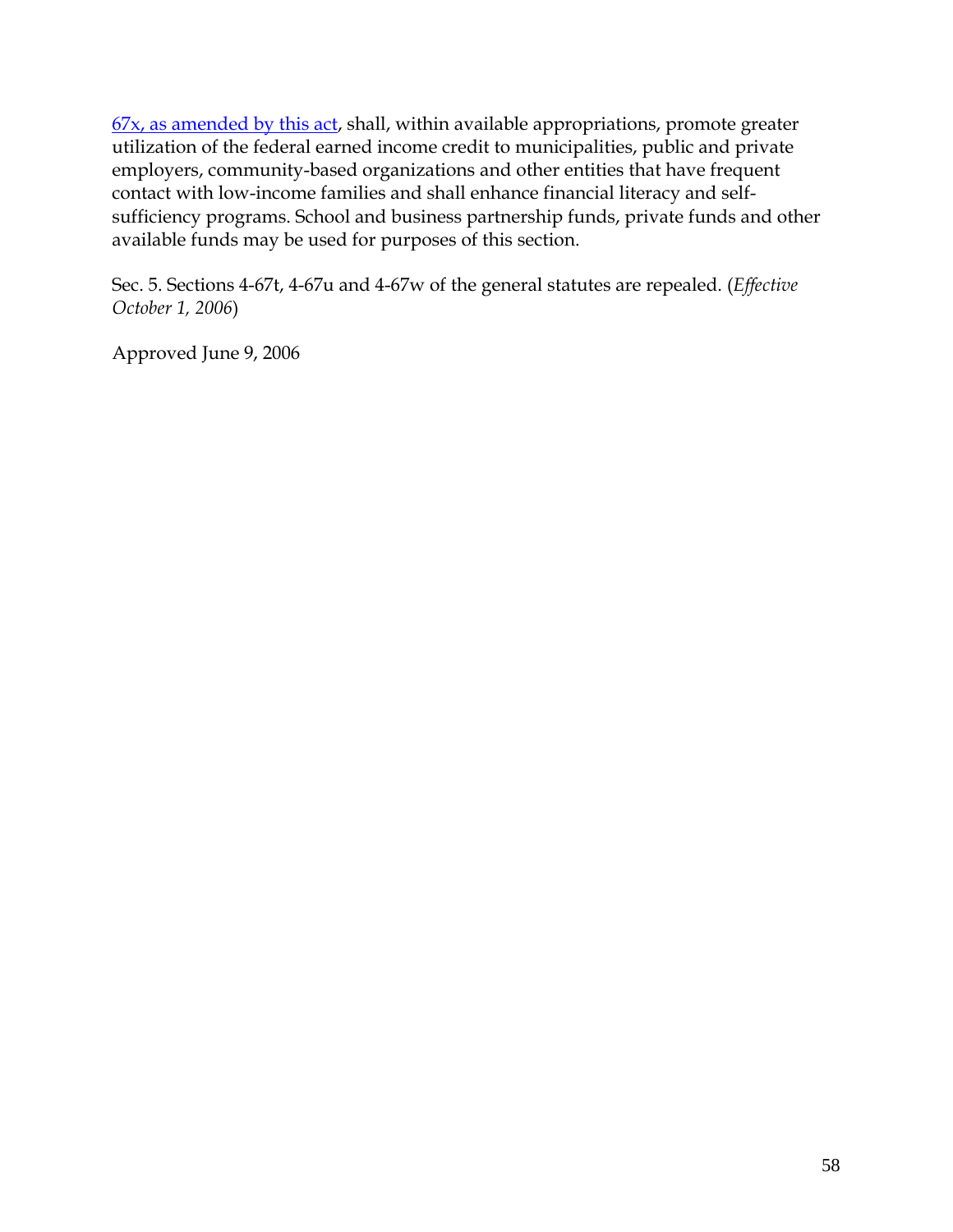67x, as amended by this act, shall, within available appropriations, promote greater utilization of the federal earned income credit to municipalities, public and private employers, community-based organizations and other entities that have frequent contact with low-income families and shall enhance financial literacy and self-sufficiency programs. School and business partnership funds, private funds and other available funds may be used for purposes of this section.

Sec. 5. Sections 4-67t, 4-67u and 4-67w of the general statutes are repealed. (*Effective October 1, 2006*)

Approved June 9, 2006